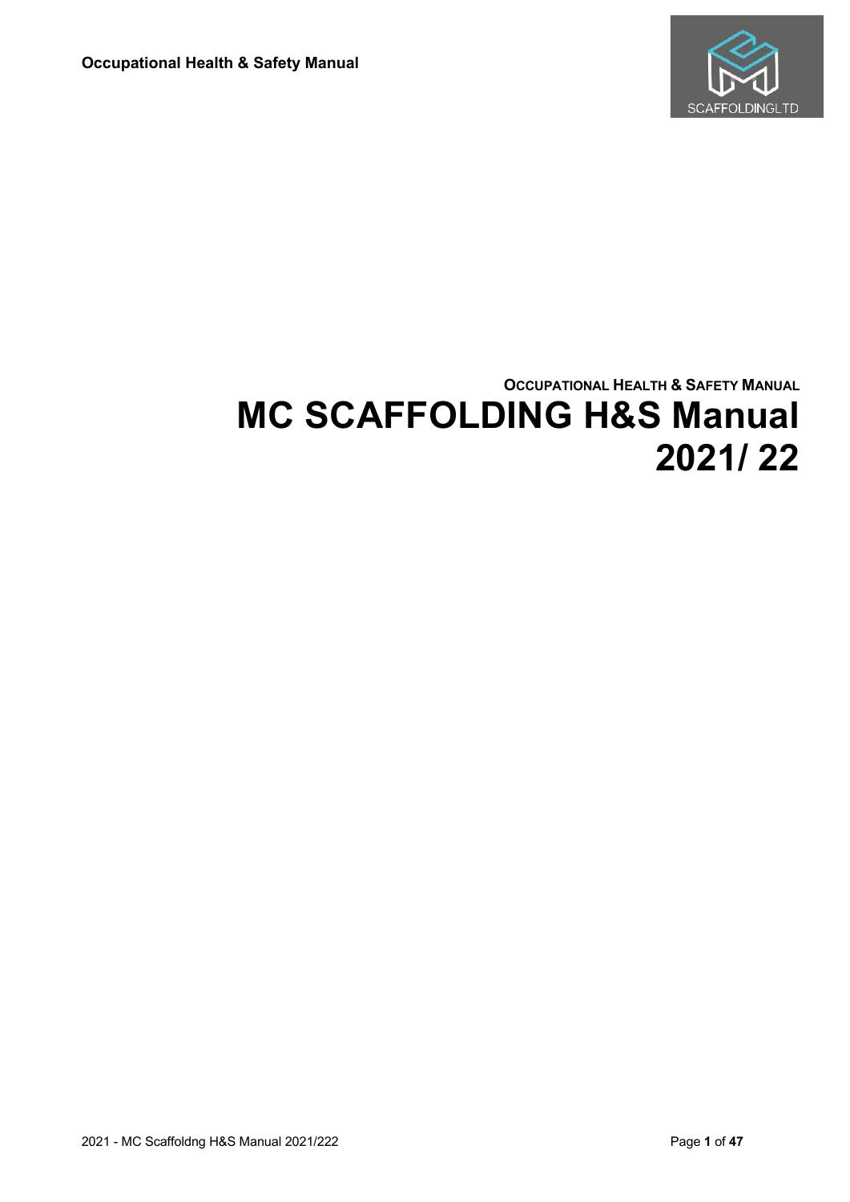**Occupational Health & Safety Manual**

OCCUPATIONAL HEALTH & SAFETY MANUAL

# MC SCAFFOLDING H&S Manual 2021/ 22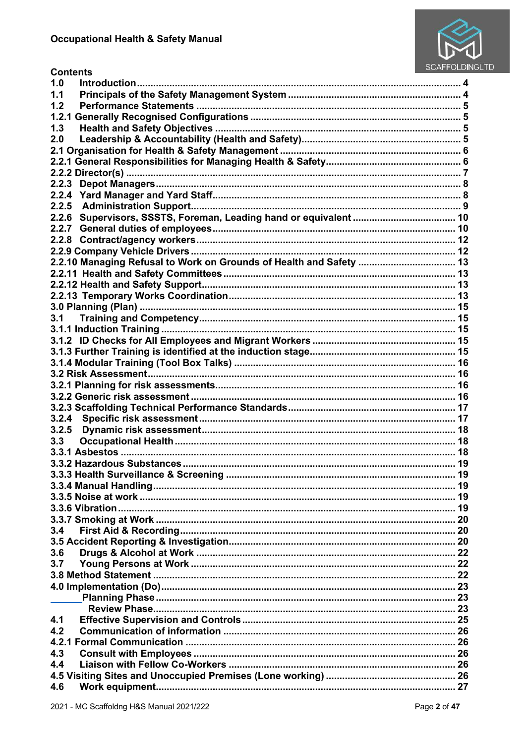**Contents**

1.0 Introduction ... 4
1.1 Principals of the Safety Management System ... 4
1.2 Performance Statements ... 5
1.2.1 Generally Recognised Configurations ... 5
1.3 Health and Safety Objectives ... 5
2.0 Leadership & Accountability (Health and Safety) ... 5
2.1 Organisation for Health & Safety Management ... 6
2.2.1 General Responsibilities for Managing Health & Safety ... 6
2.2.2 Director(s) ... 7
2.2.3 Depot Managers ... 8
2.2.4 Yard Manager and Yard Staff ... 8
2.2.5 Administration Support ... 9
2.2.6 Supervisors, SSSTS, Foreman, Leading hand or equivalent ... 10
2.2.7 General duties of employees ... 10
2.2.8 Contract/agency workers ... 12
2.2.9 Company Vehicle Drivers ... 12
2.2.10 Managing Refusal to Work on Grounds of Health and Safety ... 13
2.2.11 Health and Safety Committees ... 13
2.2.12 Health and Safety Support ... 13
2.2.13 Temporary Works Coordination ... 13
3.0 Planning (Plan) ... 15
3.1 Training and Competency ... 15
3.1.1 Induction Training ... 15
3.1.2 ID Checks for All Employees and Migrant Workers ... 15
3.1.3 Further Training is identified at the induction stage ... 15
3.1.4 Modular Training (Tool Box Talks) ... 16
3.2 Risk Assessment ... 16
3.2.1 Planning for risk assessments ... 16
3.2.2 Generic risk assessment ... 16
3.2.3 Scaffolding Technical Performance Standards ... 17
3.2.4 Specific risk assessment ... 17
3.2.5 Dynamic risk assessment ... 18
3.3 Occupational Health ... 18
3.3.1 Asbestos ... 18
3.3.2 Hazardous Substances ... 19
3.3.3 Health Surveillance & Screening ... 19
3.3.4 Manual Handling ... 19
3.3.5 Noise at work ... 19
3.3.6 Vibration ... 19
3.3.7 Smoking at Work ... 20
3.4 First Aid & Recording ... 20
3.5 Accident Reporting & Investigation ... 20
3.6 Drugs & Alcohol at Work ... 22
3.7 Young Persons at Work ... 22
3.8 Method Statement ... 22
4.0 Implementation (Do) ... 23
Planning Phase ... 23
Review Phase ... 23
4.1 Effective Supervision and Controls ... 25
4.2 Communication of information ... 26
4.2.1 Formal Communication ... 26
4.3 Consult with Employees ... 26
4.4 Liaison with Fellow Co-Workers ... 26
4.5 Visiting Sites and Unoccupied Premises (Lone working) ... 26
4.6 Work equipment ... 27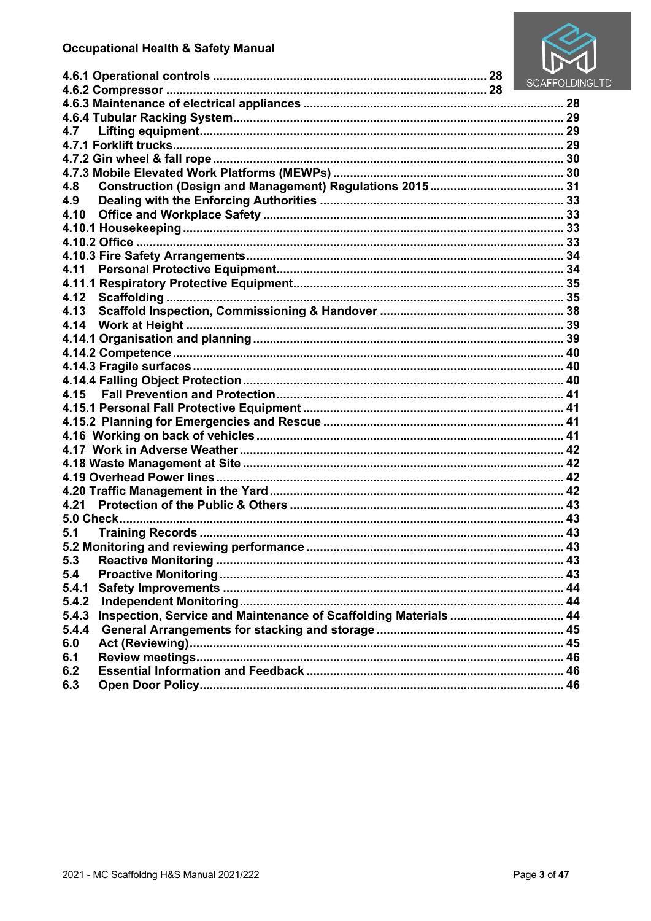**4.6.1 Operational controls ................................................................................ 28**
**4.6.2 Compressor ............................................................................................... 28**
**4.6.3 Maintenance of electrical appliances ............................................................ 28**
**4.6.4 Tubular Racking System............................................................................... 29**
**4.7 Lifting equipment.......................................................................................... 29**
**4.7.1 Forklift trucks................................................................................................ 29**
**4.7.2 Gin wheel & fall rope..................................................................................... 30**
**4.7.3 Mobile Elevated Work Platforms (MEWPs) .................................................. 30**
**4.8 Construction (Design and Management) Regulations 2015 ......................... 31**
**4.9 Dealing with the Enforcing Authorities ........................................................ 33**
**4.10 Office and Workplace Safety ....................................................................... 33**
**4.10.1 Housekeeping............................................................................................. 33**
**4.10.2 Office ......................................................................................................... 33**
**4.10.3 Fire Safety Arrangements............................................................................ 34**
**4.11 Personal Protective Equipment.................................................................... 34**
**4.11.1 Respiratory Protective Equipment............................................................... 35**
**4.12 Scaffolding ................................................................................................... 35**
**4.13 Scaffold Inspection, Commissioning & Handover ....................................... 38**
**4.14 Work at Height ............................................................................................. 39**
**4.14.1 Organisation and planning.......................................................................... 39**
**4.14.2 Competence................................................................................................ 40**
**4.14.3 Fragile surfaces........................................................................................... 40**
**4.14.4 Falling Object Protection............................................................................. 40**
**4.15 Fall Prevention and Protection..................................................................... 41**
**4.15.1 Personal Fall Protective Equipment ............................................................ 41**
**4.15.2 Planning for Emergencies and Rescue ....................................................... 41**
**4.16 Working on back of vehicles .......................................................................... 41**
**4.17 Work in Adverse Weather............................................................................... 42**
**4.18 Waste Management at Site ............................................................................ 42**
**4.19 Overhead Power lines ..................................................................................... 42**
**4.20 Traffic Management in the Yard ..................................................................... 42**
**4.21 Protection of the Public & Others ................................................................. 43**
**5.0 Check............................................................................................................... 43**
**5.1 Training Records ............................................................................................. 43**
**5.2 Monitoring and reviewing performance ........................................................... 43**
**5.3 Reactive Monitoring ......................................................................................... 43**
**5.4 Proactive Monitoring ........................................................................................ 43**
**5.4.1 Safety Improvements ..................................................................................... 44**
**5.4.2 Independent Monitoring.................................................................................. 44**
**5.4.3 Inspection, Service and Maintenance of Scaffolding Materials ...................... 44**
**5.4.4 General Arrangements for stacking and storage ........................................... 45**
**6.0 Act (Reviewing)................................................................................................ 45**
**6.1 Review meetings............................................................................................... 46**
**6.2 Essential Information and Feedback ............................................................... 46**
**6.3 Open Door Policy.............................................................................................. 46**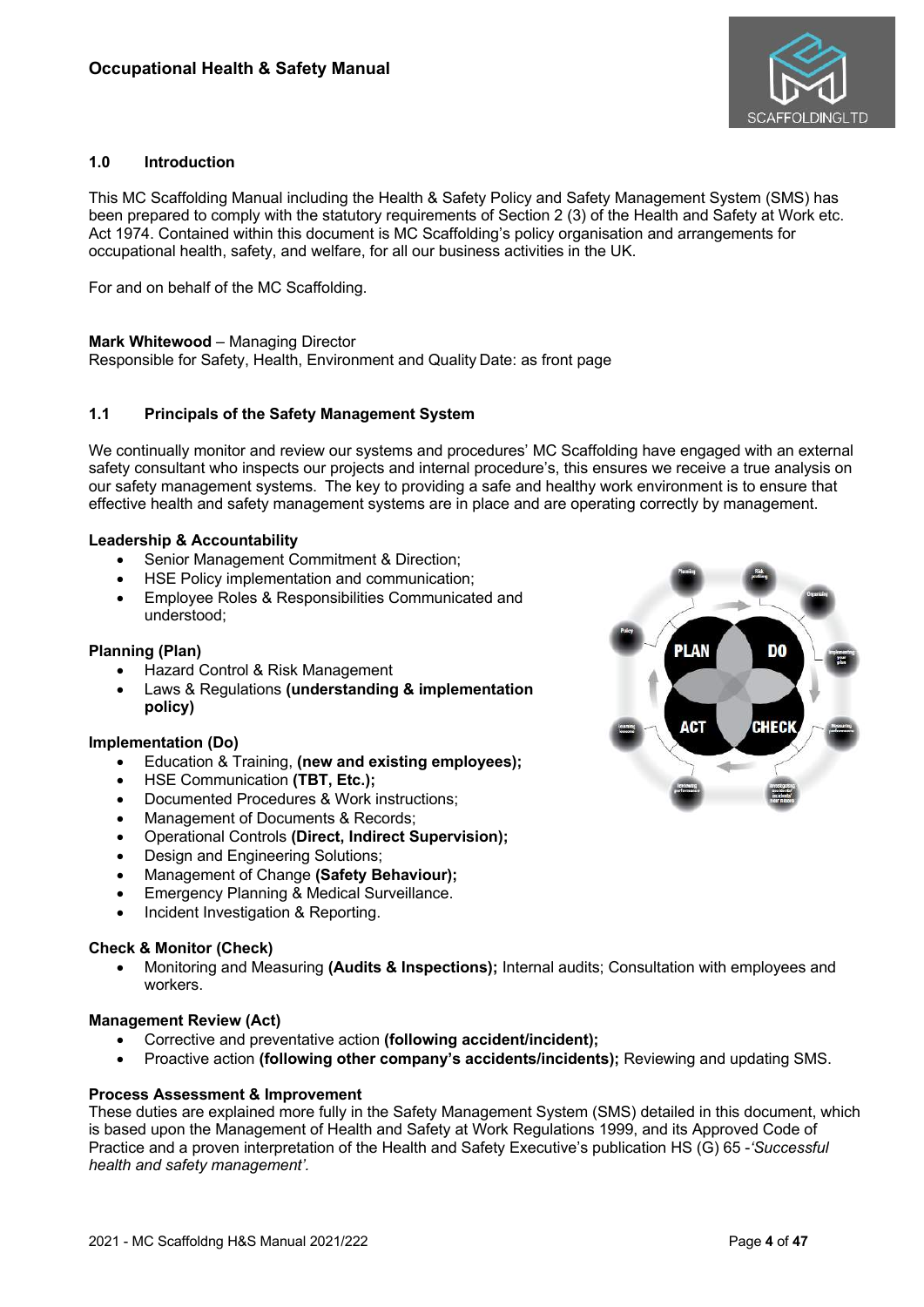## 1.0 Introduction

This MC Scaffolding Manual including the Health & Safety Policy and Safety Management System (SMS) has been prepared to comply with the statutory requirements of Section 2 (3) of the Health and Safety at Work etc. Act 1974. Contained within this document is MC Scaffolding's policy organisation and arrangements for occupational health, safety, and welfare, for all our business activities in the UK.

For and on behalf of the MC Scaffolding.

**Mark Whitewood** – Managing Director
Responsible for Safety, Health, Environment and Quality Date: as front page

## 1.1 Principals of the Safety Management System

We continually monitor and review our systems and procedures' MC Scaffolding have engaged with an external safety consultant who inspects our projects and internal procedure's, this ensures we receive a true analysis on our safety management systems. The key to providing a safe and healthy work environment is to ensure that effective health and safety management systems are in place and are operating correctly by management.

**Leadership & Accountability**

- Senior Management Commitment & Direction;
- HSE Policy implementation and communication;
- Employee Roles & Responsibilities Communicated and understood;

**Planning (Plan)**

- Hazard Control & Risk Management
- Laws & Regulations **(understanding & implementation policy)**

**Implementation (Do)**

- Education & Training, **(new and existing employees);**
- HSE Communication **(TBT, Etc.);**
- Documented Procedures & Work instructions;
- Management of Documents & Records;
- Operational Controls **(Direct, Indirect Supervision);**
- Design and Engineering Solutions;
- Management of Change **(Safety Behaviour);**
- Emergency Planning & Medical Surveillance.
- Incident Investigation & Reporting.

**Check & Monitor (Check)**

- Monitoring and Measuring **(Audits & Inspections);** Internal audits; Consultation with employees and workers.

**Management Review (Act)**

- Corrective and preventative action **(following accident/incident);**
- Proactive action **(following other company's accidents/incidents);** Reviewing and updating SMS.

**Process Assessment & Improvement**

These duties are explained more fully in the Safety Management System (SMS) detailed in this document, which is based upon the Management of Health and Safety at Work Regulations 1999, and its Approved Code of Practice and a proven interpretation of the Health and Safety Executive's publication HS (G) 65 -*'Successful health and safety management'*.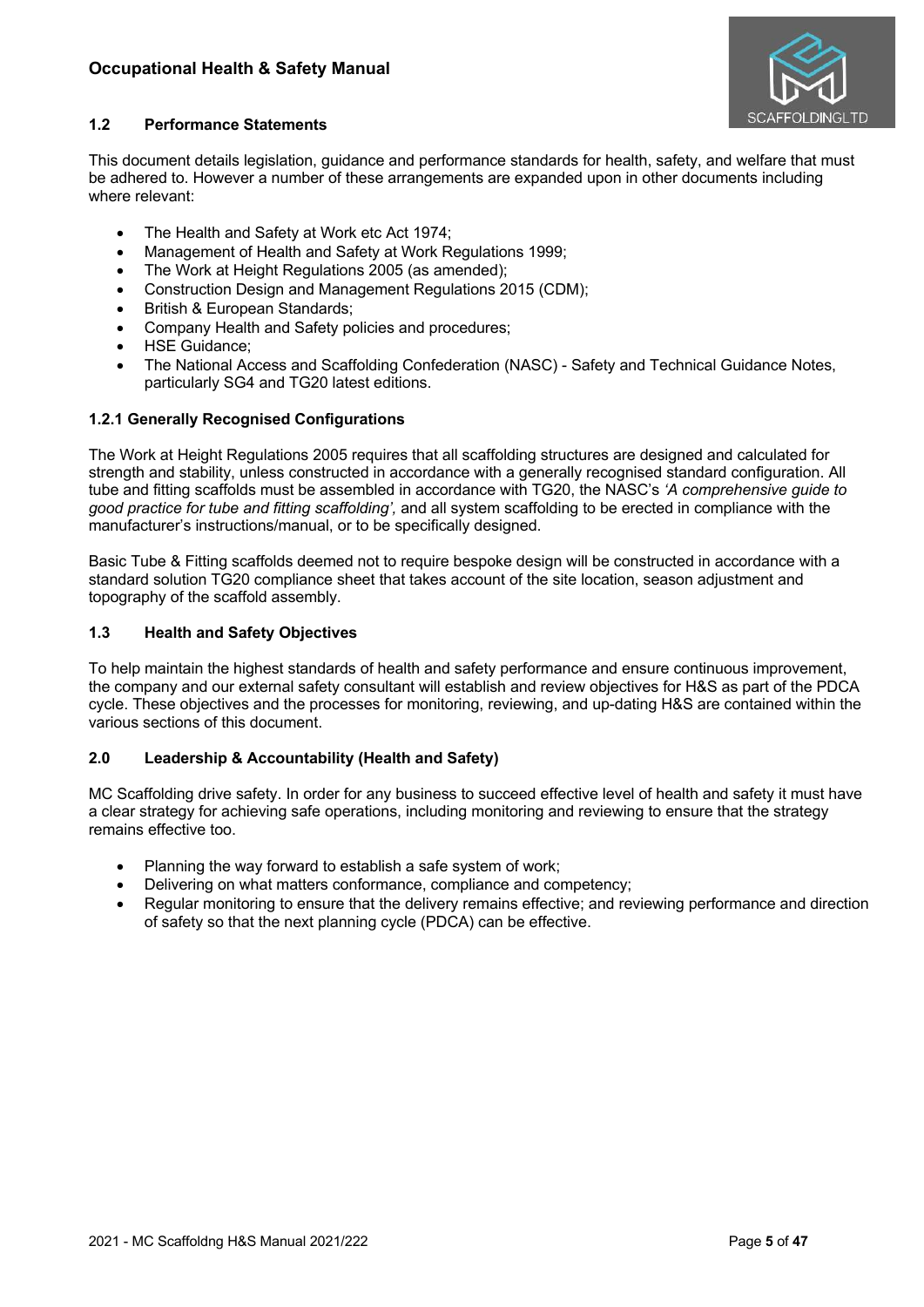### 1.2 Performance Statements

This document details legislation, guidance and performance standards for health, safety, and welfare that must be adhered to. However a number of these arrangements are expanded upon in other documents including where relevant:

- The Health and Safety at Work etc Act 1974;
- Management of Health and Safety at Work Regulations 1999;
- The Work at Height Regulations 2005 (as amended);
- Construction Design and Management Regulations 2015 (CDM);
- British & European Standards;
- Company Health and Safety policies and procedures;
- HSE Guidance;
- The National Access and Scaffolding Confederation (NASC) - Safety and Technical Guidance Notes, particularly SG4 and TG20 latest editions.

#### 1.2.1 Generally Recognised Configurations

The Work at Height Regulations 2005 requires that all scaffolding structures are designed and calculated for strength and stability, unless constructed in accordance with a generally recognised standard configuration. All tube and fitting scaffolds must be assembled in accordance with TG20, the NASC's *'A comprehensive guide to good practice for tube and fitting scaffolding',* and all system scaffolding to be erected in compliance with the manufacturer's instructions/manual, or to be specifically designed.

Basic Tube & Fitting scaffolds deemed not to require bespoke design will be constructed in accordance with a standard solution TG20 compliance sheet that takes account of the site location, season adjustment and topography of the scaffold assembly.

### 1.3 Health and Safety Objectives

To help maintain the highest standards of health and safety performance and ensure continuous improvement, the company and our external safety consultant will establish and review objectives for H&S as part of the PDCA cycle. These objectives and the processes for monitoring, reviewing, and up-dating H&S are contained within the various sections of this document.

## 2.0 Leadership & Accountability (Health and Safety)

MC Scaffolding drive safety. In order for any business to succeed effective level of health and safety it must have a clear strategy for achieving safe operations, including monitoring and reviewing to ensure that the strategy remains effective too.

- Planning the way forward to establish a safe system of work;
- Delivering on what matters conformance, compliance and competency;
- Regular monitoring to ensure that the delivery remains effective; and reviewing performance and direction of safety so that the next planning cycle (PDCA) can be effective.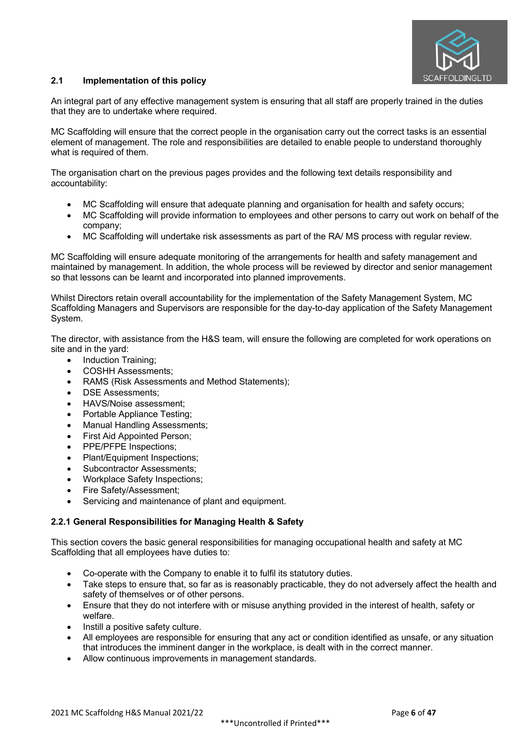## 2.1 Implementation of this policy

An integral part of any effective management system is ensuring that all staff are properly trained in the duties that they are to undertake where required.

MC Scaffolding will ensure that the correct people in the organisation carry out the correct tasks is an essential element of management. The role and responsibilities are detailed to enable people to understand thoroughly what is required of them.

The organisation chart on the previous pages provides and the following text details responsibility and accountability:

- MC Scaffolding will ensure that adequate planning and organisation for health and safety occurs;
- MC Scaffolding will provide information to employees and other persons to carry out work on behalf of the company;
- MC Scaffolding will undertake risk assessments as part of the RA/ MS process with regular review.

MC Scaffolding will ensure adequate monitoring of the arrangements for health and safety management and maintained by management. In addition, the whole process will be reviewed by director and senior management so that lessons can be learnt and incorporated into planned improvements.

Whilst Directors retain overall accountability for the implementation of the Safety Management System, MC Scaffolding Managers and Supervisors are responsible for the day-to-day application of the Safety Management System.

The director, with assistance from the H&S team, will ensure the following are completed for work operations on site and in the yard:

- Induction Training;
- COSHH Assessments;
- RAMS (Risk Assessments and Method Statements);
- DSE Assessments;
- HAVS/Noise assessment;
- Portable Appliance Testing;
- Manual Handling Assessments;
- First Aid Appointed Person;
- PPE/PFPE Inspections;
- Plant/Equipment Inspections;
- Subcontractor Assessments;
- Workplace Safety Inspections;
- Fire Safety/Assessment;
- Servicing and maintenance of plant and equipment.

### 2.2.1 General Responsibilities for Managing Health & Safety

This section covers the basic general responsibilities for managing occupational health and safety at MC Scaffolding that all employees have duties to:

- Co-operate with the Company to enable it to fulfil its statutory duties.
- Take steps to ensure that, so far as is reasonably practicable, they do not adversely affect the health and safety of themselves or of other persons.
- Ensure that they do not interfere with or misuse anything provided in the interest of health, safety or welfare.
- Instill a positive safety culture.
- All employees are responsible for ensuring that any act or condition identified as unsafe, or any situation that introduces the imminent danger in the workplace, is dealt with in the correct manner.
- Allow continuous improvements in management standards.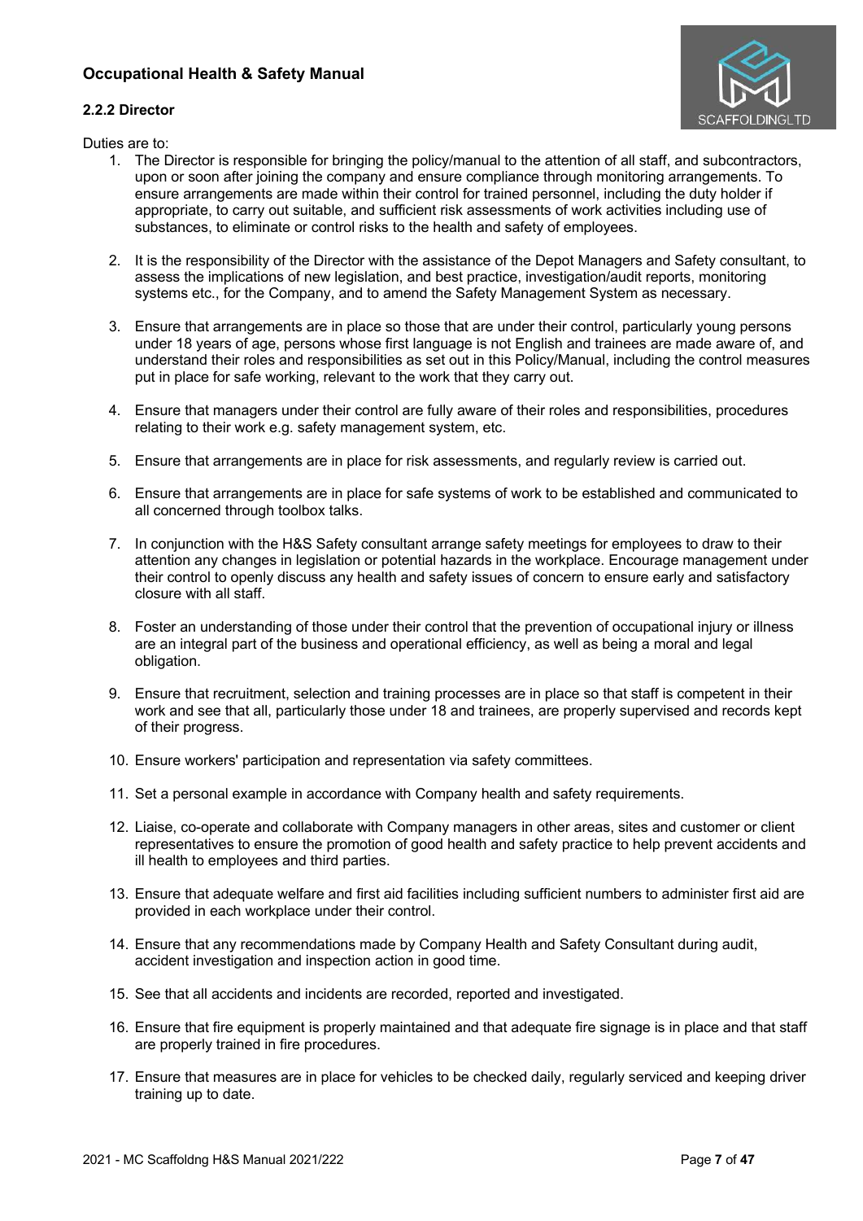## 2.2.2 Director

Duties are to:

1. The Director is responsible for bringing the policy/manual to the attention of all staff, and subcontractors, upon or soon after joining the company and ensure compliance through monitoring arrangements. To ensure arrangements are made within their control for trained personnel, including the duty holder if appropriate, to carry out suitable, and sufficient risk assessments of work activities including use of substances, to eliminate or control risks to the health and safety of employees.

2. It is the responsibility of the Director with the assistance of the Depot Managers and Safety consultant, to assess the implications of new legislation, and best practice, investigation/audit reports, monitoring systems etc., for the Company, and to amend the Safety Management System as necessary.

3. Ensure that arrangements are in place so those that are under their control, particularly young persons under 18 years of age, persons whose first language is not English and trainees are made aware of, and understand their roles and responsibilities as set out in this Policy/Manual, including the control measures put in place for safe working, relevant to the work that they carry out.

4. Ensure that managers under their control are fully aware of their roles and responsibilities, procedures relating to their work e.g. safety management system, etc.

5. Ensure that arrangements are in place for risk assessments, and regularly review is carried out.

6. Ensure that arrangements are in place for safe systems of work to be established and communicated to all concerned through toolbox talks.

7. In conjunction with the H&S Safety consultant arrange safety meetings for employees to draw to their attention any changes in legislation or potential hazards in the workplace. Encourage management under their control to openly discuss any health and safety issues of concern to ensure early and satisfactory closure with all staff.

8. Foster an understanding of those under their control that the prevention of occupational injury or illness are an integral part of the business and operational efficiency, as well as being a moral and legal obligation.

9. Ensure that recruitment, selection and training processes are in place so that staff is competent in their work and see that all, particularly those under 18 and trainees, are properly supervised and records kept of their progress.

10. Ensure workers' participation and representation via safety committees.

11. Set a personal example in accordance with Company health and safety requirements.

12. Liaise, co-operate and collaborate with Company managers in other areas, sites and customer or client representatives to ensure the promotion of good health and safety practice to help prevent accidents and ill health to employees and third parties.

13. Ensure that adequate welfare and first aid facilities including sufficient numbers to administer first aid are provided in each workplace under their control.

14. Ensure that any recommendations made by Company Health and Safety Consultant during audit, accident investigation and inspection action in good time.

15. See that all accidents and incidents are recorded, reported and investigated.

16. Ensure that fire equipment is properly maintained and that adequate fire signage is in place and that staff are properly trained in fire procedures.

17. Ensure that measures are in place for vehicles to be checked daily, regularly serviced and keeping driver training up to date.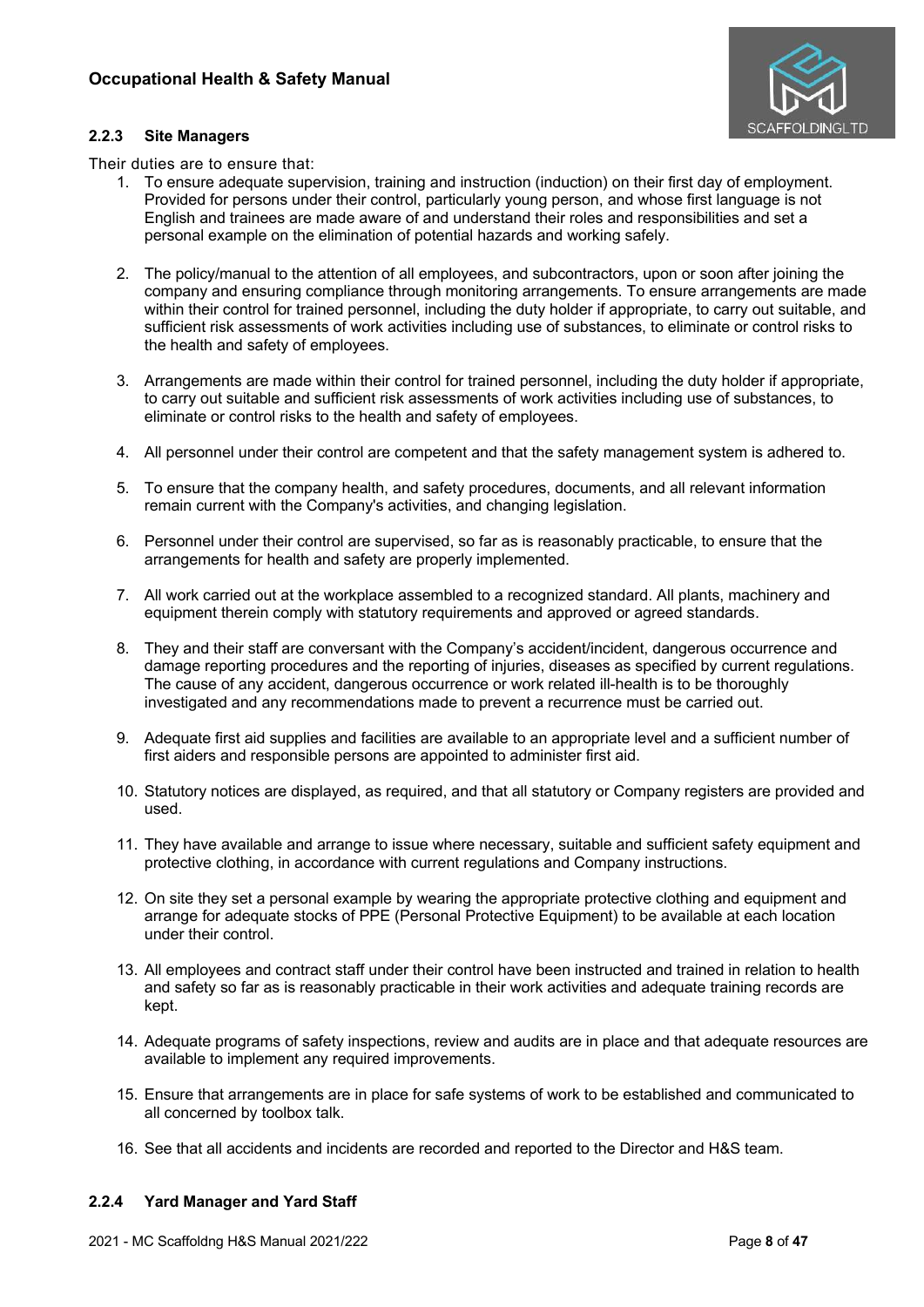### 2.2.3 Site Managers

Their duties are to ensure that:

1. To ensure adequate supervision, training and instruction (induction) on their first day of employment. Provided for persons under their control, particularly young person, and whose first language is not English and trainees are made aware of and understand their roles and responsibilities and set a personal example on the elimination of potential hazards and working safely.

2. The policy/manual to the attention of all employees, and subcontractors, upon or soon after joining the company and ensuring compliance through monitoring arrangements. To ensure arrangements are made within their control for trained personnel, including the duty holder if appropriate, to carry out suitable, and sufficient risk assessments of work activities including use of substances, to eliminate or control risks to the health and safety of employees.

3. Arrangements are made within their control for trained personnel, including the duty holder if appropriate, to carry out suitable and sufficient risk assessments of work activities including use of substances, to eliminate or control risks to the health and safety of employees.

4. All personnel under their control are competent and that the safety management system is adhered to.

5. To ensure that the company health, and safety procedures, documents, and all relevant information remain current with the Company's activities, and changing legislation.

6. Personnel under their control are supervised, so far as is reasonably practicable, to ensure that the arrangements for health and safety are properly implemented.

7. All work carried out at the workplace assembled to a recognized standard. All plants, machinery and equipment therein comply with statutory requirements and approved or agreed standards.

8. They and their staff are conversant with the Company's accident/incident, dangerous occurrence and damage reporting procedures and the reporting of injuries, diseases as specified by current regulations. The cause of any accident, dangerous occurrence or work related ill-health is to be thoroughly investigated and any recommendations made to prevent a recurrence must be carried out.

9. Adequate first aid supplies and facilities are available to an appropriate level and a sufficient number of first aiders and responsible persons are appointed to administer first aid.

10. Statutory notices are displayed, as required, and that all statutory or Company registers are provided and used.

11. They have available and arrange to issue where necessary, suitable and sufficient safety equipment and protective clothing, in accordance with current regulations and Company instructions.

12. On site they set a personal example by wearing the appropriate protective clothing and equipment and arrange for adequate stocks of PPE (Personal Protective Equipment) to be available at each location under their control.

13. All employees and contract staff under their control have been instructed and trained in relation to health and safety so far as is reasonably practicable in their work activities and adequate training records are kept.

14. Adequate programs of safety inspections, review and audits are in place and that adequate resources are available to implement any required improvements.

15. Ensure that arrangements are in place for safe systems of work to be established and communicated to all concerned by toolbox talk.

16. See that all accidents and incidents are recorded and reported to the Director and H&S team.

### 2.2.4 Yard Manager and Yard Staff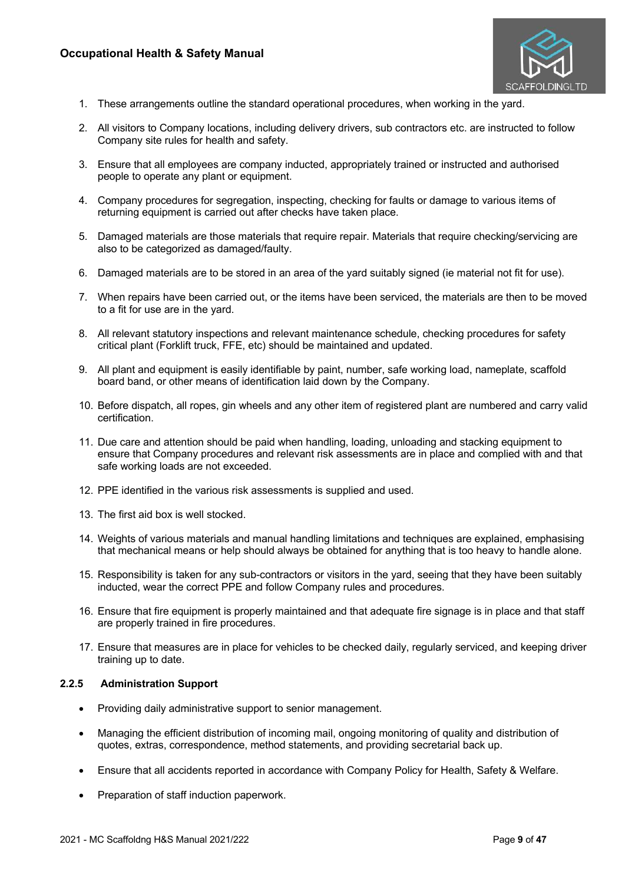1. These arrangements outline the standard operational procedures, when working in the yard.

2. All visitors to Company locations, including delivery drivers, sub contractors etc. are instructed to follow Company site rules for health and safety.

3. Ensure that all employees are company inducted, appropriately trained or instructed and authorised people to operate any plant or equipment.

4. Company procedures for segregation, inspecting, checking for faults or damage to various items of returning equipment is carried out after checks have taken place.

5. Damaged materials are those materials that require repair. Materials that require checking/servicing are also to be categorized as damaged/faulty.

6. Damaged materials are to be stored in an area of the yard suitably signed (ie material not fit for use).

7. When repairs have been carried out, or the items have been serviced, the materials are then to be moved to a fit for use are in the yard.

8. All relevant statutory inspections and relevant maintenance schedule, checking procedures for safety critical plant (Forklift truck, FFE, etc) should be maintained and updated.

9. All plant and equipment is easily identifiable by paint, number, safe working load, nameplate, scaffold board band, or other means of identification laid down by the Company.

10. Before dispatch, all ropes, gin wheels and any other item of registered plant are numbered and carry valid certification.

11. Due care and attention should be paid when handling, loading, unloading and stacking equipment to ensure that Company procedures and relevant risk assessments are in place and complied with and that safe working loads are not exceeded.

12. PPE identified in the various risk assessments is supplied and used.

13. The first aid box is well stocked.

14. Weights of various materials and manual handling limitations and techniques are explained, emphasising that mechanical means or help should always be obtained for anything that is too heavy to handle alone.

15. Responsibility is taken for any sub-contractors or visitors in the yard, seeing that they have been suitably inducted, wear the correct PPE and follow Company rules and procedures.

16. Ensure that fire equipment is properly maintained and that adequate fire signage is in place and that staff are properly trained in fire procedures.

17. Ensure that measures are in place for vehicles to be checked daily, regularly serviced, and keeping driver training up to date.

#### 2.2.5 Administration Support

- Providing daily administrative support to senior management.
- Managing the efficient distribution of incoming mail, ongoing monitoring of quality and distribution of quotes, extras, correspondence, method statements, and providing secretarial back up.
- Ensure that all accidents reported in accordance with Company Policy for Health, Safety & Welfare.
- Preparation of staff induction paperwork.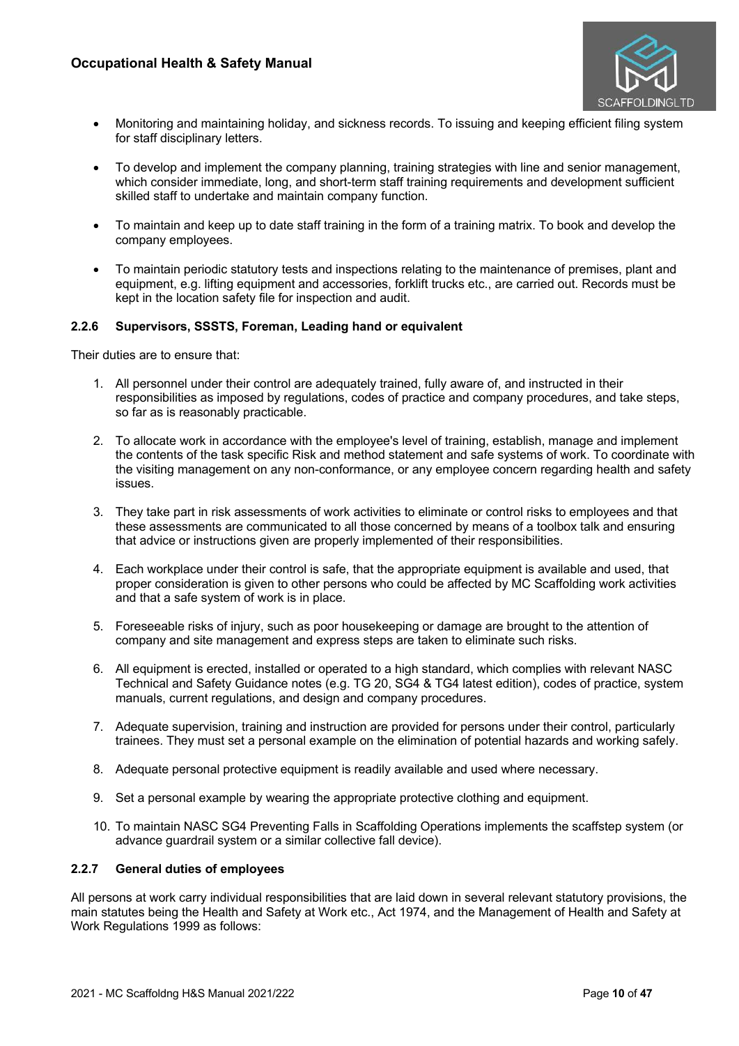- Monitoring and maintaining holiday, and sickness records. To issuing and keeping efficient filing system for staff disciplinary letters.

- To develop and implement the company planning, training strategies with line and senior management, which consider immediate, long, and short-term staff training requirements and development sufficient skilled staff to undertake and maintain company function.

- To maintain and keep up to date staff training in the form of a training matrix. To book and develop the company employees.

- To maintain periodic statutory tests and inspections relating to the maintenance of premises, plant and equipment, e.g. lifting equipment and accessories, forklift trucks etc., are carried out. Records must be kept in the location safety file for inspection and audit.

### 2.2.6 Supervisors, SSSTS, Foreman, Leading hand or equivalent

Their duties are to ensure that:

1. All personnel under their control are adequately trained, fully aware of, and instructed in their responsibilities as imposed by regulations, codes of practice and company procedures, and take steps, so far as is reasonably practicable.

2. To allocate work in accordance with the employee's level of training, establish, manage and implement the contents of the task specific Risk and method statement and safe systems of work. To coordinate with the visiting management on any non-conformance, or any employee concern regarding health and safety issues.

3. They take part in risk assessments of work activities to eliminate or control risks to employees and that these assessments are communicated to all those concerned by means of a toolbox talk and ensuring that advice or instructions given are properly implemented of their responsibilities.

4. Each workplace under their control is safe, that the appropriate equipment is available and used, that proper consideration is given to other persons who could be affected by MC Scaffolding work activities and that a safe system of work is in place.

5. Foreseeable risks of injury, such as poor housekeeping or damage are brought to the attention of company and site management and express steps are taken to eliminate such risks.

6. All equipment is erected, installed or operated to a high standard, which complies with relevant NASC Technical and Safety Guidance notes (e.g. TG 20, SG4 & TG4 latest edition), codes of practice, system manuals, current regulations, and design and company procedures.

7. Adequate supervision, training and instruction are provided for persons under their control, particularly trainees. They must set a personal example on the elimination of potential hazards and working safely.

8. Adequate personal protective equipment is readily available and used where necessary.

9. Set a personal example by wearing the appropriate protective clothing and equipment.

10. To maintain NASC SG4 Preventing Falls in Scaffolding Operations implements the scaffstep system (or advance guardrail system or a similar collective fall device).

### 2.2.7 General duties of employees

All persons at work carry individual responsibilities that are laid down in several relevant statutory provisions, the main statutes being the Health and Safety at Work etc., Act 1974, and the Management of Health and Safety at Work Regulations 1999 as follows: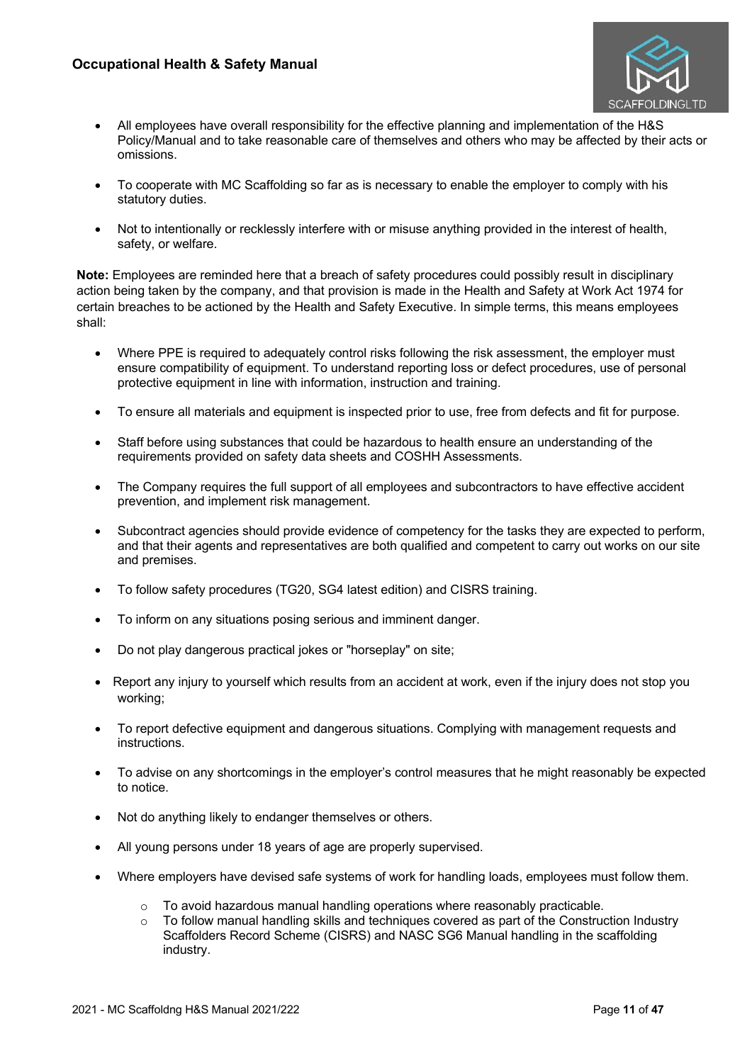- All employees have overall responsibility for the effective planning and implementation of the H&S Policy/Manual and to take reasonable care of themselves and others who may be affected by their acts or omissions.

- To cooperate with MC Scaffolding so far as is necessary to enable the employer to comply with his statutory duties.

- Not to intentionally or recklessly interfere with or misuse anything provided in the interest of health, safety, or welfare.

**Note:** Employees are reminded here that a breach of safety procedures could possibly result in disciplinary action being taken by the company, and that provision is made in the Health and Safety at Work Act 1974 for certain breaches to be actioned by the Health and Safety Executive. In simple terms, this means employees shall:

- Where PPE is required to adequately control risks following the risk assessment, the employer must ensure compatibility of equipment. To understand reporting loss or defect procedures, use of personal protective equipment in line with information, instruction and training.

- To ensure all materials and equipment is inspected prior to use, free from defects and fit for purpose.

- Staff before using substances that could be hazardous to health ensure an understanding of the requirements provided on safety data sheets and COSHH Assessments.

- The Company requires the full support of all employees and subcontractors to have effective accident prevention, and implement risk management.

- Subcontract agencies should provide evidence of competency for the tasks they are expected to perform, and that their agents and representatives are both qualified and competent to carry out works on our site and premises.

- To follow safety procedures (TG20, SG4 latest edition) and CISRS training.

- To inform on any situations posing serious and imminent danger.

- Do not play dangerous practical jokes or "horseplay" on site;

- Report any injury to yourself which results from an accident at work, even if the injury does not stop you working;

- To report defective equipment and dangerous situations. Complying with management requests and instructions.

- To advise on any shortcomings in the employer's control measures that he might reasonably be expected to notice.

- Not do anything likely to endanger themselves or others.

- All young persons under 18 years of age are properly supervised.

- Where employers have devised safe systems of work for handling loads, employees must follow them.
  - To avoid hazardous manual handling operations where reasonably practicable.
  - To follow manual handling skills and techniques covered as part of the Construction Industry Scaffolders Record Scheme (CISRS) and NASC SG6 Manual handling in the scaffolding industry.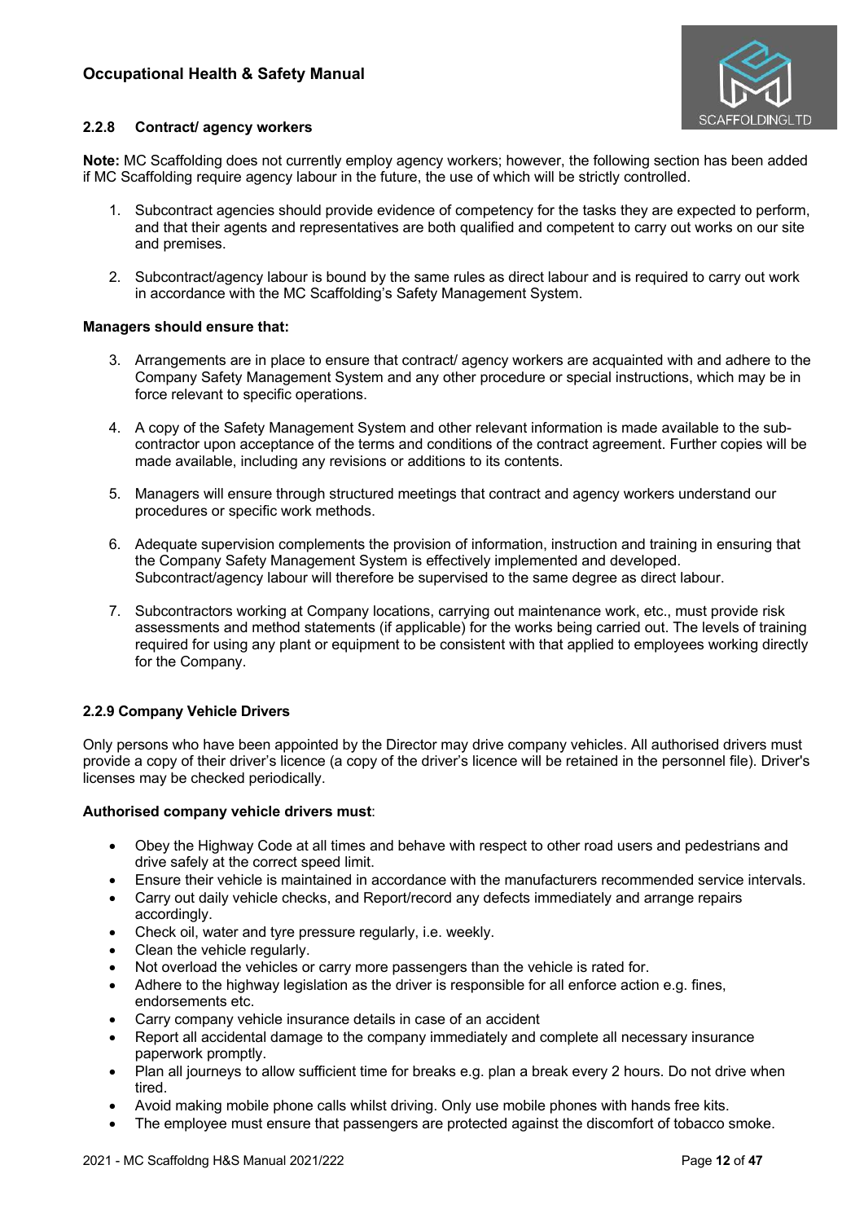### 2.2.8 Contract/ agency workers

**Note:** MC Scaffolding does not currently employ agency workers; however, the following section has been added if MC Scaffolding require agency labour in the future, the use of which will be strictly controlled.

1. Subcontract agencies should provide evidence of competency for the tasks they are expected to perform, and that their agents and representatives are both qualified and competent to carry out works on our site and premises.

2. Subcontract/agency labour is bound by the same rules as direct labour and is required to carry out work in accordance with the MC Scaffolding's Safety Management System.

**Managers should ensure that:**

3. Arrangements are in place to ensure that contract/ agency workers are acquainted with and adhere to the Company Safety Management System and any other procedure or special instructions, which may be in force relevant to specific operations.

4. A copy of the Safety Management System and other relevant information is made available to the sub-contractor upon acceptance of the terms and conditions of the contract agreement. Further copies will be made available, including any revisions or additions to its contents.

5. Managers will ensure through structured meetings that contract and agency workers understand our procedures or specific work methods.

6. Adequate supervision complements the provision of information, instruction and training in ensuring that the Company Safety Management System is effectively implemented and developed. Subcontract/agency labour will therefore be supervised to the same degree as direct labour.

7. Subcontractors working at Company locations, carrying out maintenance work, etc., must provide risk assessments and method statements (if applicable) for the works being carried out. The levels of training required for using any plant or equipment to be consistent with that applied to employees working directly for the Company.

### 2.2.9 Company Vehicle Drivers

Only persons who have been appointed by the Director may drive company vehicles. All authorised drivers must provide a copy of their driver's licence (a copy of the driver's licence will be retained in the personnel file). Driver's licenses may be checked periodically.

**Authorised company vehicle drivers must**:

- Obey the Highway Code at all times and behave with respect to other road users and pedestrians and drive safely at the correct speed limit.
- Ensure their vehicle is maintained in accordance with the manufacturers recommended service intervals.
- Carry out daily vehicle checks, and Report/record any defects immediately and arrange repairs accordingly.
- Check oil, water and tyre pressure regularly, i.e. weekly.
- Clean the vehicle regularly.
- Not overload the vehicles or carry more passengers than the vehicle is rated for.
- Adhere to the highway legislation as the driver is responsible for all enforce action e.g. fines, endorsements etc.
- Carry company vehicle insurance details in case of an accident
- Report all accidental damage to the company immediately and complete all necessary insurance paperwork promptly.
- Plan all journeys to allow sufficient time for breaks e.g. plan a break every 2 hours. Do not drive when tired.
- Avoid making mobile phone calls whilst driving. Only use mobile phones with hands free kits.
- The employee must ensure that passengers are protected against the discomfort of tobacco smoke.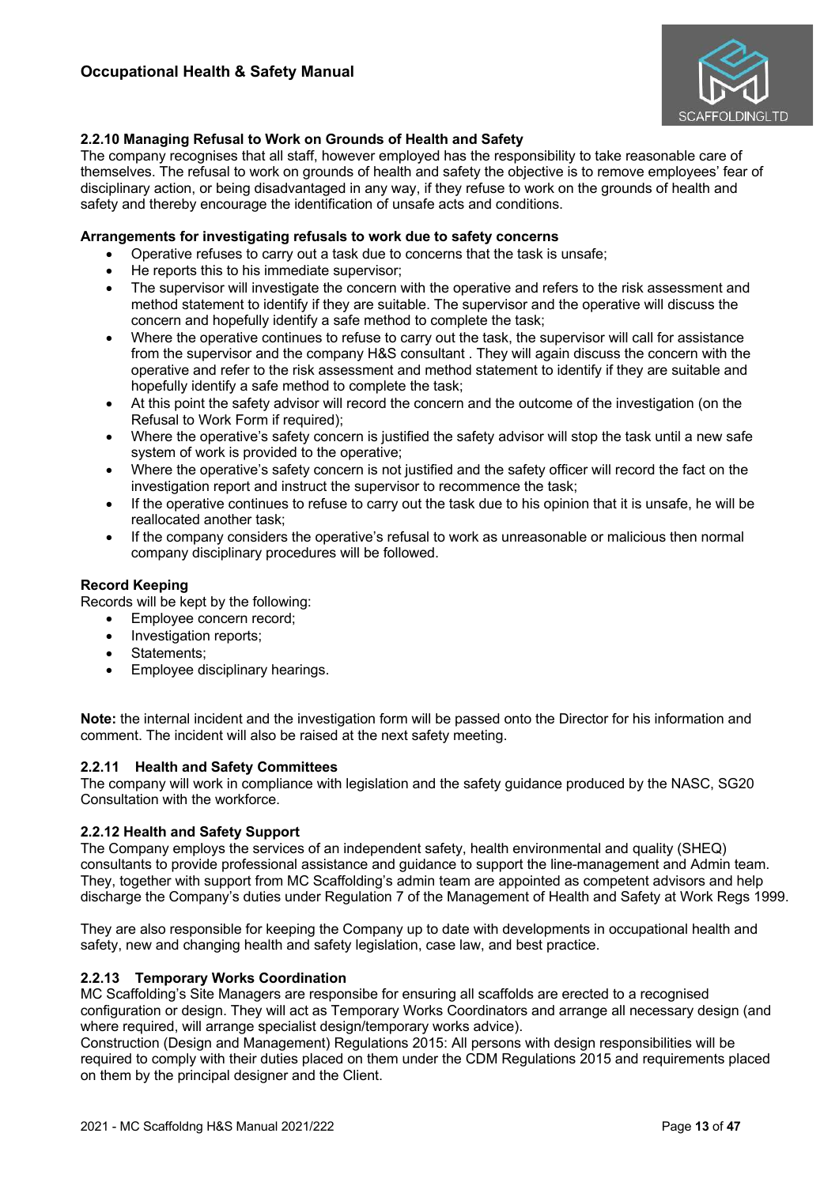### 2.2.10 Managing Refusal to Work on Grounds of Health and Safety

The company recognises that all staff, however employed has the responsibility to take reasonable care of themselves. The refusal to work on grounds of health and safety the objective is to remove employees' fear of disciplinary action, or being disadvantaged in any way, if they refuse to work on the grounds of health and safety and thereby encourage the identification of unsafe acts and conditions.

**Arrangements for investigating refusals to work due to safety concerns**

- Operative refuses to carry out a task due to concerns that the task is unsafe;
- He reports this to his immediate supervisor;
- The supervisor will investigate the concern with the operative and refers to the risk assessment and method statement to identify if they are suitable. The supervisor and the operative will discuss the concern and hopefully identify a safe method to complete the task;
- Where the operative continues to refuse to carry out the task, the supervisor will call for assistance from the supervisor and the company H&S consultant . They will again discuss the concern with the operative and refer to the risk assessment and method statement to identify if they are suitable and hopefully identify a safe method to complete the task;
- At this point the safety advisor will record the concern and the outcome of the investigation (on the Refusal to Work Form if required);
- Where the operative's safety concern is justified the safety advisor will stop the task until a new safe system of work is provided to the operative;
- Where the operative's safety concern is not justified and the safety officer will record the fact on the investigation report and instruct the supervisor to recommence the task;
- If the operative continues to refuse to carry out the task due to his opinion that it is unsafe, he will be reallocated another task;
- If the company considers the operative's refusal to work as unreasonable or malicious then normal company disciplinary procedures will be followed.

**Record Keeping**

Records will be kept by the following:

- Employee concern record;
- Investigation reports;
- Statements;
- Employee disciplinary hearings.

**Note:** the internal incident and the investigation form will be passed onto the Director for his information and comment. The incident will also be raised at the next safety meeting.

### 2.2.11 Health and Safety Committees

The company will work in compliance with legislation and the safety guidance produced by the NASC, SG20 Consultation with the workforce.

### 2.2.12 Health and Safety Support

The Company employs the services of an independent safety, health environmental and quality (SHEQ) consultants to provide professional assistance and guidance to support the line-management and Admin team. They, together with support from MC Scaffolding's admin team are appointed as competent advisors and help discharge the Company's duties under Regulation 7 of the Management of Health and Safety at Work Regs 1999.

They are also responsible for keeping the Company up to date with developments in occupational health and safety, new and changing health and safety legislation, case law, and best practice.

### 2.2.13 Temporary Works Coordination

MC Scaffolding's Site Managers are responsibe for ensuring all scaffolds are erected to a recognised configuration or design. They will act as Temporary Works Coordinators and arrange all necessary design (and where required, will arrange specialist design/temporary works advice).

Construction (Design and Management) Regulations 2015: All persons with design responsibilities will be required to comply with their duties placed on them under the CDM Regulations 2015 and requirements placed on them by the principal designer and the Client.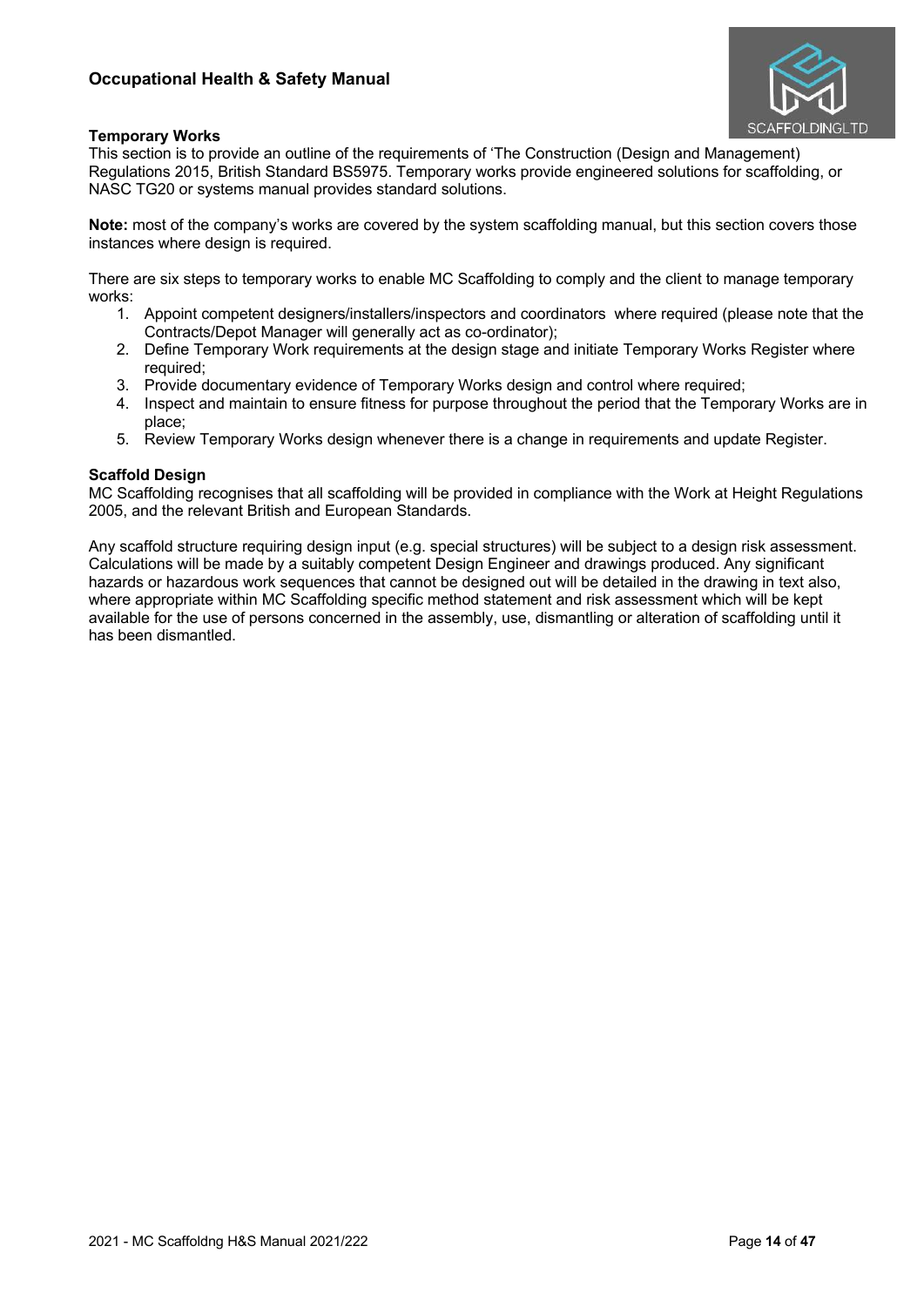**Temporary Works**

This section is to provide an outline of the requirements of 'The Construction (Design and Management) Regulations 2015, British Standard BS5975. Temporary works provide engineered solutions for scaffolding, or NASC TG20 or systems manual provides standard solutions.

**Note:** most of the company's works are covered by the system scaffolding manual, but this section covers those instances where design is required.

There are six steps to temporary works to enable MC Scaffolding to comply and the client to manage temporary works:

1. Appoint competent designers/installers/inspectors and coordinators where required (please note that the Contracts/Depot Manager will generally act as co-ordinator);
2. Define Temporary Work requirements at the design stage and initiate Temporary Works Register where required;
3. Provide documentary evidence of Temporary Works design and control where required;
4. Inspect and maintain to ensure fitness for purpose throughout the period that the Temporary Works are in place;
5. Review Temporary Works design whenever there is a change in requirements and update Register.

**Scaffold Design**

MC Scaffolding recognises that all scaffolding will be provided in compliance with the Work at Height Regulations 2005, and the relevant British and European Standards.

Any scaffold structure requiring design input (e.g. special structures) will be subject to a design risk assessment. Calculations will be made by a suitably competent Design Engineer and drawings produced. Any significant hazards or hazardous work sequences that cannot be designed out will be detailed in the drawing in text also, where appropriate within MC Scaffolding specific method statement and risk assessment which will be kept available for the use of persons concerned in the assembly, use, dismantling or alteration of scaffolding until it has been dismantled.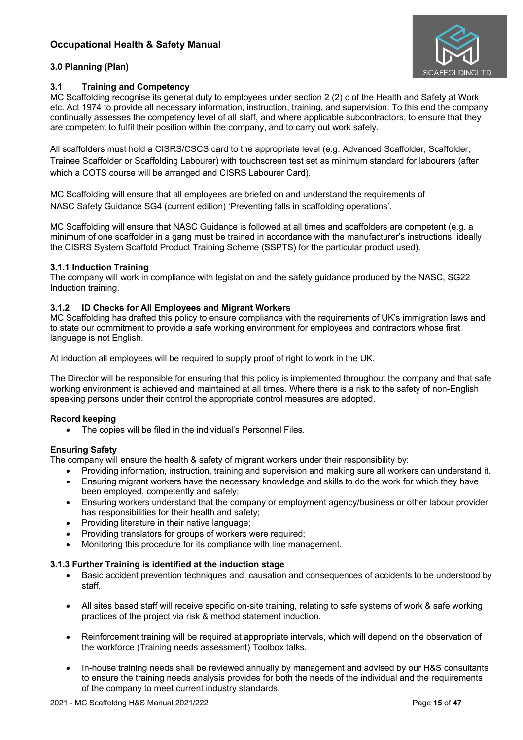## 3.0 Planning (Plan)

### 3.1 Training and Competency

MC Scaffolding recognise its general duty to employees under section 2 (2) c of the Health and Safety at Work etc. Act 1974 to provide all necessary information, instruction, training, and supervision. To this end the company continually assesses the competency level of all staff, and where applicable subcontractors, to ensure that they are competent to fulfil their position within the company, and to carry out work safely.

All scaffolders must hold a CISRS/CSCS card to the appropriate level (e.g. Advanced Scaffolder, Scaffolder, Trainee Scaffolder or Scaffolding Labourer) with touchscreen test set as minimum standard for labourers (after which a COTS course will be arranged and CISRS Labourer Card).

MC Scaffolding will ensure that all employees are briefed on and understand the requirements of NASC Safety Guidance SG4 (current edition) 'Preventing falls in scaffolding operations'.

MC Scaffolding will ensure that NASC Guidance is followed at all times and scaffolders are competent (e.g. a minimum of one scaffolder in a gang must be trained in accordance with the manufacturer's instructions, ideally the CISRS System Scaffold Product Training Scheme (SSPTS) for the particular product used).

#### 3.1.1 Induction Training

The company will work in compliance with legislation and the safety guidance produced by the NASC, SG22 Induction training.

#### 3.1.2 ID Checks for All Employees and Migrant Workers

MC Scaffolding has drafted this policy to ensure compliance with the requirements of UK's immigration laws and to state our commitment to provide a safe working environment for employees and contractors whose first language is not English.

At induction all employees will be required to supply proof of right to work in the UK.

The Director will be responsible for ensuring that this policy is implemented throughout the company and that safe working environment is achieved and maintained at all times. Where there is a risk to the safety of non-English speaking persons under their control the appropriate control measures are adopted.

**Record keeping**

- The copies will be filed in the individual's Personnel Files.

**Ensuring Safety**

The company will ensure the health & safety of migrant workers under their responsibility by:

- Providing information, instruction, training and supervision and making sure all workers can understand it.
- Ensuring migrant workers have the necessary knowledge and skills to do the work for which they have been employed, competently and safely;
- Ensuring workers understand that the company or employment agency/business or other labour provider has responsibilities for their health and safety;
- Providing literature in their native language;
- Providing translators for groups of workers were required;
- Monitoring this procedure for its compliance with line management.

#### 3.1.3 Further Training is identified at the induction stage

- Basic accident prevention techniques and causation and consequences of accidents to be understood by staff.
- All sites based staff will receive specific on-site training, relating to safe systems of work & safe working practices of the project via risk & method statement induction.
- Reinforcement training will be required at appropriate intervals, which will depend on the observation of the workforce (Training needs assessment) Toolbox talks.
- In-house training needs shall be reviewed annually by management and advised by our H&S consultants to ensure the training needs analysis provides for both the needs of the individual and the requirements of the company to meet current industry standards.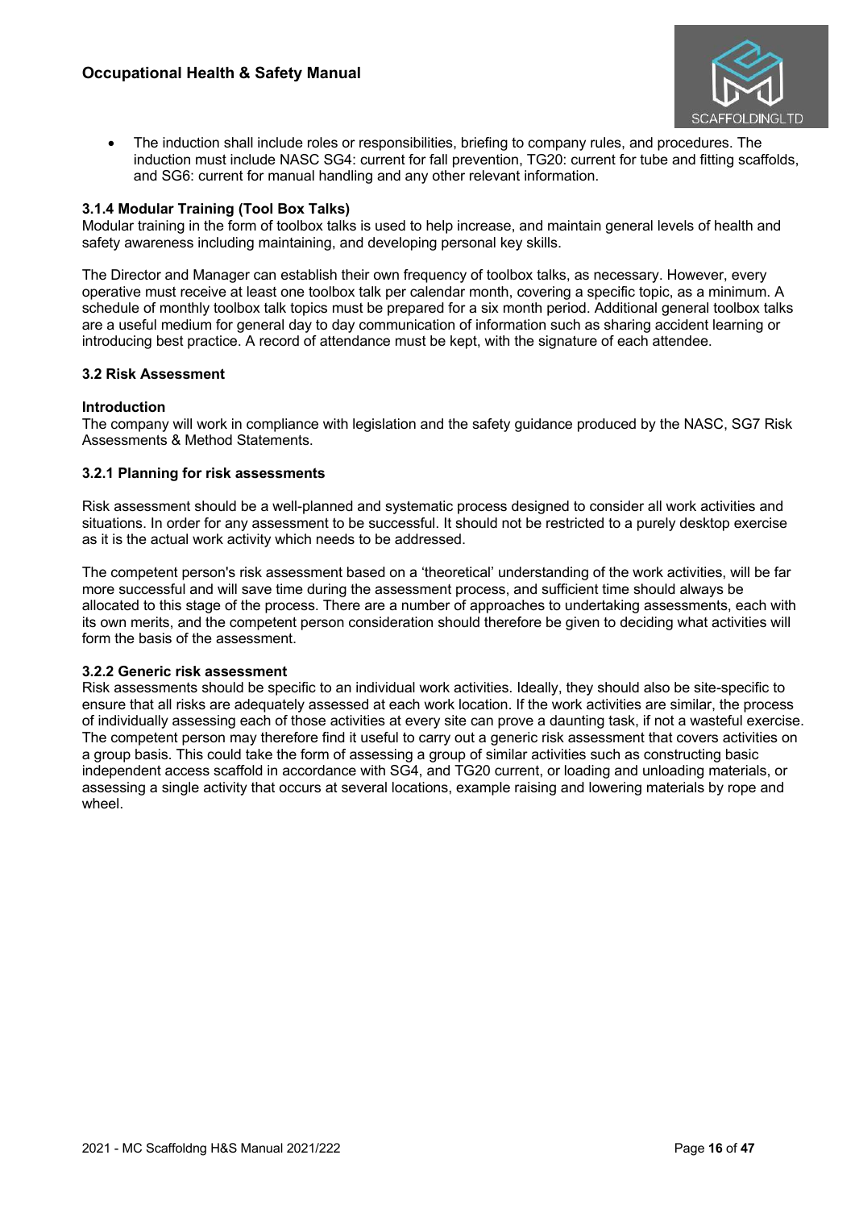- The induction shall include roles or responsibilities, briefing to company rules, and procedures. The induction must include NASC SG4: current for fall prevention, TG20: current for tube and fitting scaffolds, and SG6: current for manual handling and any other relevant information.

### 3.1.4 Modular Training (Tool Box Talks)

Modular training in the form of toolbox talks is used to help increase, and maintain general levels of health and safety awareness including maintaining, and developing personal key skills.

The Director and Manager can establish their own frequency of toolbox talks, as necessary. However, every operative must receive at least one toolbox talk per calendar month, covering a specific topic, as a minimum. A schedule of monthly toolbox talk topics must be prepared for a six month period. Additional general toolbox talks are a useful medium for general day to day communication of information such as sharing accident learning or introducing best practice. A record of attendance must be kept, with the signature of each attendee.

## 3.2 Risk Assessment

#### Introduction

The company will work in compliance with legislation and the safety guidance produced by the NASC, SG7 Risk Assessments & Method Statements.

### 3.2.1 Planning for risk assessments

Risk assessment should be a well-planned and systematic process designed to consider all work activities and situations. In order for any assessment to be successful. It should not be restricted to a purely desktop exercise as it is the actual work activity which needs to be addressed.

The competent person's risk assessment based on a 'theoretical' understanding of the work activities, will be far more successful and will save time during the assessment process, and sufficient time should always be allocated to this stage of the process. There are a number of approaches to undertaking assessments, each with its own merits, and the competent person consideration should therefore be given to deciding what activities will form the basis of the assessment.

### 3.2.2 Generic risk assessment

Risk assessments should be specific to an individual work activities. Ideally, they should also be site-specific to ensure that all risks are adequately assessed at each work location. If the work activities are similar, the process of individually assessing each of those activities at every site can prove a daunting task, if not a wasteful exercise. The competent person may therefore find it useful to carry out a generic risk assessment that covers activities on a group basis. This could take the form of assessing a group of similar activities such as constructing basic independent access scaffold in accordance with SG4, and TG20 current, or loading and unloading materials, or assessing a single activity that occurs at several locations, example raising and lowering materials by rope and wheel.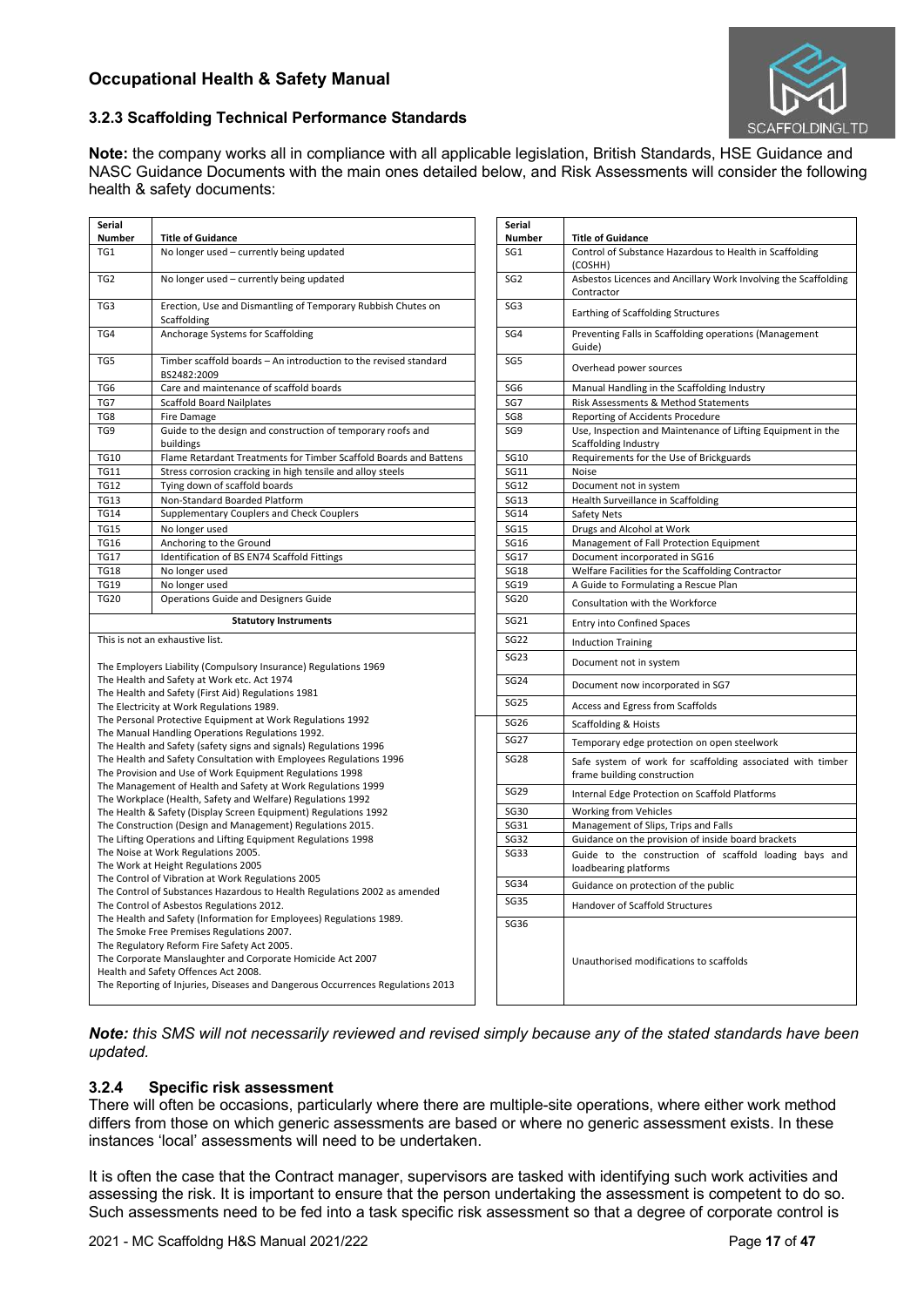### 3.2.3 Scaffolding Technical Performance Standards

**Note:** the company works all in compliance with all applicable legislation, British Standards, HSE Guidance and NASC Guidance Documents with the main ones detailed below, and Risk Assessments will consider the following health & safety documents:

| Serial Number | Title of Guidance |
|---|---|
| TG1 | No longer used – currently being updated |
| TG2 | No longer used – currently being updated |
| TG3 | Erection, Use and Dismantling of Temporary Rubbish Chutes on Scaffolding |
| TG4 | Anchorage Systems for Scaffolding |
| TG5 | Timber scaffold boards – An introduction to the revised standard BS2482:2009 |
| TG6 | Care and maintenance of scaffold boards |
| TG7 | Scaffold Board Nailplates |
| TG8 | Fire Damage |
| TG9 | Guide to the design and construction of temporary roofs and buildings |
| TG10 | Flame Retardant Treatments for Timber Scaffold Boards and Battens |
| TG11 | Stress corrosion cracking in high tensile and alloy steels |
| TG12 | Tying down of scaffold boards |
| TG13 | Non-Standard Boarded Platform |
| TG14 | Supplementary Couplers and Check Couplers |
| TG15 | No longer used |
| TG16 | Anchoring to the Ground |
| TG17 | Identification of BS EN74 Scaffold Fittings |
| TG18 | No longer used |
| TG19 | No longer used |
| TG20 | Operations Guide and Designers Guide |

**Statutory Instruments**

This is not an exhaustive list.

The Employers Liability (Compulsory Insurance) Regulations 1969
The Health and Safety at Work etc. Act 1974
The Health and Safety (First Aid) Regulations 1981
The Electricity at Work Regulations 1989.
The Personal Protective Equipment at Work Regulations 1992
The Manual Handling Operations Regulations 1992.
The Health and Safety (safety signs and signals) Regulations 1996
The Health and Safety Consultation with Employees Regulations 1996
The Provision and Use of Work Equipment Regulations 1998
The Management of Health and Safety at Work Regulations 1999
The Workplace (Health, Safety and Welfare) Regulations 1992
The Health & Safety (Display Screen Equipment) Regulations 1992
The Construction (Design and Management) Regulations 2015.
The Lifting Operations and Lifting Equipment Regulations 1998
The Noise at Work Regulations 2005.
The Work at Height Regulations 2005
The Control of Vibration at Work Regulations 2005
The Control of Substances Hazardous to Health Regulations 2002 as amended
The Control of Asbestos Regulations 2012.
The Health and Safety (Information for Employees) Regulations 1989.
The Smoke Free Premises Regulations 2007.
The Regulatory Reform Fire Safety Act 2005.
The Corporate Manslaughter and Corporate Homicide Act 2007
Health and Safety Offences Act 2008.
The Reporting of Injuries, Diseases and Dangerous Occurrences Regulations 2013

| Serial Number | Title of Guidance |
|---|---|
| SG1 | Control of Substance Hazardous to Health in Scaffolding (COSHH) |
| SG2 | Asbestos Licences and Ancillary Work Involving the Scaffolding Contractor |
| SG3 | Earthing of Scaffolding Structures |
| SG4 | Preventing Falls in Scaffolding operations (Management Guide) |
| SG5 | Overhead power sources |
| SG6 | Manual Handling in the Scaffolding Industry |
| SG7 | Risk Assessments & Method Statements |
| SG8 | Reporting of Accidents Procedure |
| SG9 | Use, Inspection and Maintenance of Lifting Equipment in the Scaffolding Industry |
| SG10 | Requirements for the Use of Brickguards |
| SG11 | Noise |
| SG12 | Document not in system |
| SG13 | Health Surveillance in Scaffolding |
| SG14 | Safety Nets |
| SG15 | Drugs and Alcohol at Work |
| SG16 | Management of Fall Protection Equipment |
| SG17 | Document incorporated in SG16 |
| SG18 | Welfare Facilities for the Scaffolding Contractor |
| SG19 | A Guide to Formulating a Rescue Plan |
| SG20 | Consultation with the Workforce |
| SG21 | Entry into Confined Spaces |
| SG22 | Induction Training |
| SG23 | Document not in system |
| SG24 | Document now incorporated in SG7 |
| SG25 | Access and Egress from Scaffolds |
| SG26 | Scaffolding & Hoists |
| SG27 | Temporary edge protection on open steelwork |
| SG28 | Safe system of work for scaffolding associated with timber frame building construction |
| SG29 | Internal Edge Protection on Scaffold Platforms |
| SG30 | Working from Vehicles |
| SG31 | Management of Slips, Trips and Falls |
| SG32 | Guidance on the provision of inside board brackets |
| SG33 | Guide to the construction of scaffold loading bays and loadbearing platforms |
| SG34 | Guidance on protection of the public |
| SG35 | Handover of Scaffold Structures |
| SG36 | Unauthorised modifications to scaffolds |

***Note:** this SMS will not necessarily reviewed and revised simply because any of the stated standards have been updated.*

### 3.2.4 Specific risk assessment

There will often be occasions, particularly where there are multiple-site operations, where either work method differs from those on which generic assessments are based or where no generic assessment exists. In these instances 'local' assessments will need to be undertaken.

It is often the case that the Contract manager, supervisors are tasked with identifying such work activities and assessing the risk. It is important to ensure that the person undertaking the assessment is competent to do so. Such assessments need to be fed into a task specific risk assessment so that a degree of corporate control is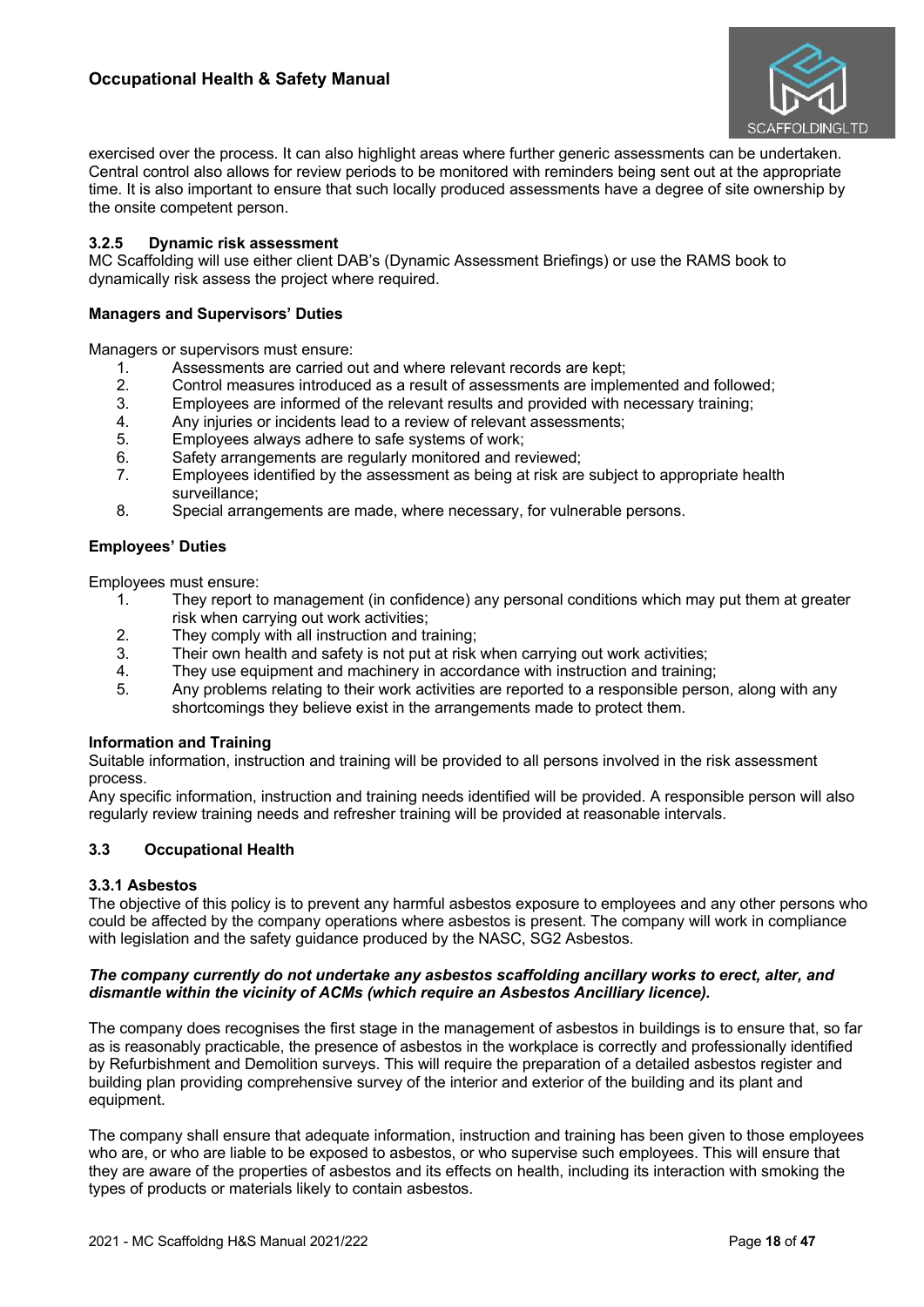exercised over the process. It can also highlight areas where further generic assessments can be undertaken. Central control also allows for review periods to be monitored with reminders being sent out at the appropriate time. It is also important to ensure that such locally produced assessments have a degree of site ownership by the onsite competent person.

### 3.2.5 Dynamic risk assessment

MC Scaffolding will use either client DAB's (Dynamic Assessment Briefings) or use the RAMS book to dynamically risk assess the project where required.

**Managers and Supervisors' Duties**

Managers or supervisors must ensure:

1. Assessments are carried out and where relevant records are kept;
2. Control measures introduced as a result of assessments are implemented and followed;
3. Employees are informed of the relevant results and provided with necessary training;
4. Any injuries or incidents lead to a review of relevant assessments;
5. Employees always adhere to safe systems of work;
6. Safety arrangements are regularly monitored and reviewed;
7. Employees identified by the assessment as being at risk are subject to appropriate health surveillance;
8. Special arrangements are made, where necessary, for vulnerable persons.

**Employees' Duties**

Employees must ensure:

1. They report to management (in confidence) any personal conditions which may put them at greater risk when carrying out work activities;
2. They comply with all instruction and training;
3. Their own health and safety is not put at risk when carrying out work activities;
4. They use equipment and machinery in accordance with instruction and training;
5. Any problems relating to their work activities are reported to a responsible person, along with any shortcomings they believe exist in the arrangements made to protect them.

**Information and Training**

Suitable information, instruction and training will be provided to all persons involved in the risk assessment process.

Any specific information, instruction and training needs identified will be provided. A responsible person will also regularly review training needs and refresher training will be provided at reasonable intervals.

## 3.3 Occupational Health

### 3.3.1 Asbestos

The objective of this policy is to prevent any harmful asbestos exposure to employees and any other persons who could be affected by the company operations where asbestos is present. The company will work in compliance with legislation and the safety guidance produced by the NASC, SG2 Asbestos.

***The company currently do not undertake any asbestos scaffolding ancillary works to erect, alter, and dismantle within the vicinity of ACMs (which require an Asbestos Ancilliary licence).***

The company does recognises the first stage in the management of asbestos in buildings is to ensure that, so far as is reasonably practicable, the presence of asbestos in the workplace is correctly and professionally identified by Refurbishment and Demolition surveys. This will require the preparation of a detailed asbestos register and building plan providing comprehensive survey of the interior and exterior of the building and its plant and equipment.

The company shall ensure that adequate information, instruction and training has been given to those employees who are, or who are liable to be exposed to asbestos, or who supervise such employees. This will ensure that they are aware of the properties of asbestos and its effects on health, including its interaction with smoking the types of products or materials likely to contain asbestos.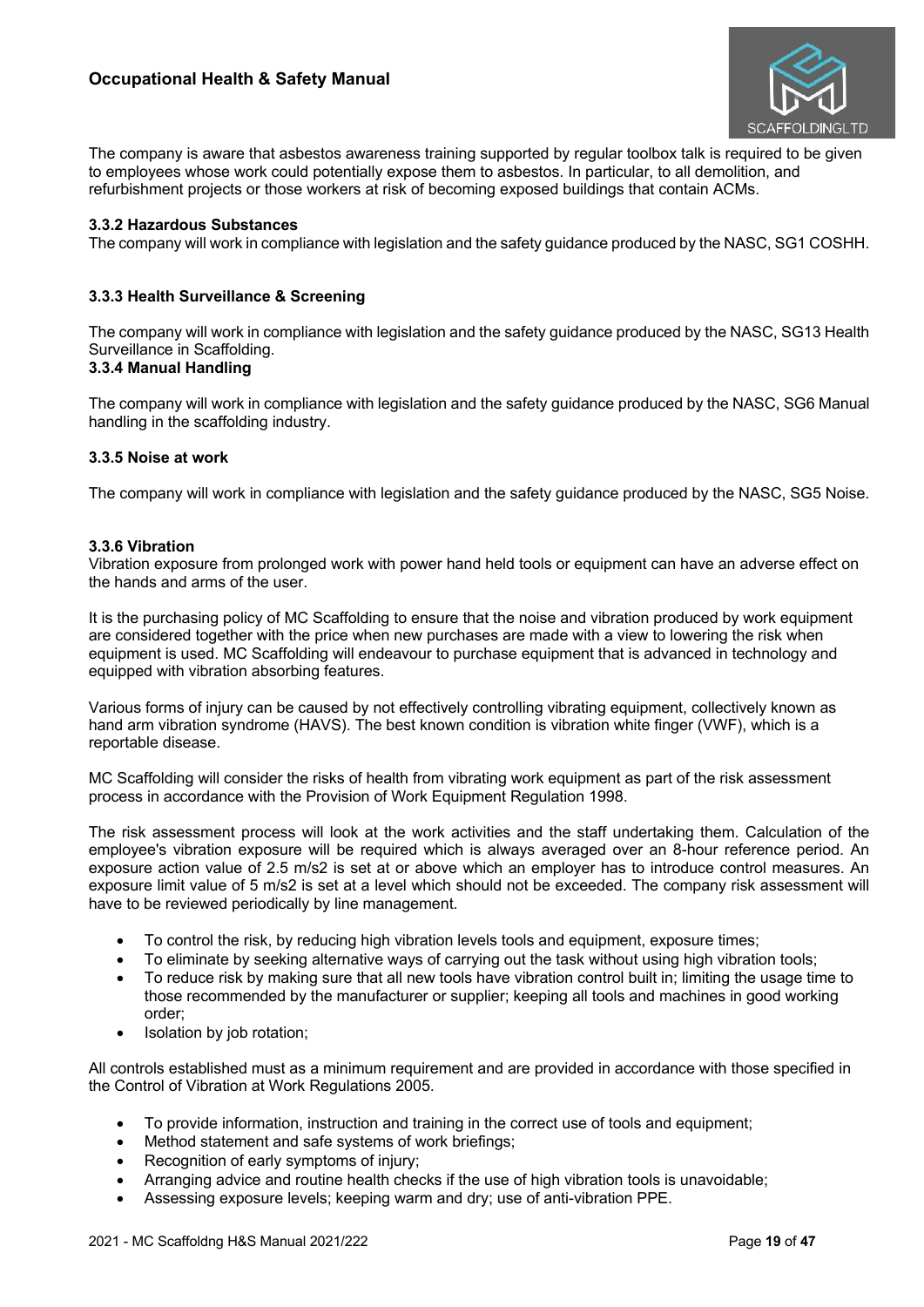The company is aware that asbestos awareness training supported by regular toolbox talk is required to be given to employees whose work could potentially expose them to asbestos. In particular, to all demolition, and refurbishment projects or those workers at risk of becoming exposed buildings that contain ACMs.

### 3.3.2 Hazardous Substances

The company will work in compliance with legislation and the safety guidance produced by the NASC, SG1 COSHH.

### 3.3.3 Health Surveillance & Screening

The company will work in compliance with legislation and the safety guidance produced by the NASC, SG13 Health Surveillance in Scaffolding.

### 3.3.4 Manual Handling

The company will work in compliance with legislation and the safety guidance produced by the NASC, SG6 Manual handling in the scaffolding industry.

### 3.3.5 Noise at work

The company will work in compliance with legislation and the safety guidance produced by the NASC, SG5 Noise.

### 3.3.6 Vibration

Vibration exposure from prolonged work with power hand held tools or equipment can have an adverse effect on the hands and arms of the user.

It is the purchasing policy of MC Scaffolding to ensure that the noise and vibration produced by work equipment are considered together with the price when new purchases are made with a view to lowering the risk when equipment is used. MC Scaffolding will endeavour to purchase equipment that is advanced in technology and equipped with vibration absorbing features.

Various forms of injury can be caused by not effectively controlling vibrating equipment, collectively known as hand arm vibration syndrome (HAVS). The best known condition is vibration white finger (VWF), which is a reportable disease.

MC Scaffolding will consider the risks of health from vibrating work equipment as part of the risk assessment process in accordance with the Provision of Work Equipment Regulation 1998.

The risk assessment process will look at the work activities and the staff undertaking them. Calculation of the employee's vibration exposure will be required which is always averaged over an 8-hour reference period. An exposure action value of 2.5 m/s2 is set at or above which an employer has to introduce control measures. An exposure limit value of 5 m/s2 is set at a level which should not be exceeded. The company risk assessment will have to be reviewed periodically by line management.

- To control the risk, by reducing high vibration levels tools and equipment, exposure times;
- To eliminate by seeking alternative ways of carrying out the task without using high vibration tools;
- To reduce risk by making sure that all new tools have vibration control built in; limiting the usage time to those recommended by the manufacturer or supplier; keeping all tools and machines in good working order;
- Isolation by job rotation;

All controls established must as a minimum requirement and are provided in accordance with those specified in the Control of Vibration at Work Regulations 2005.

- To provide information, instruction and training in the correct use of tools and equipment;
- Method statement and safe systems of work briefings;
- Recognition of early symptoms of injury;
- Arranging advice and routine health checks if the use of high vibration tools is unavoidable;
- Assessing exposure levels; keeping warm and dry; use of anti-vibration PPE.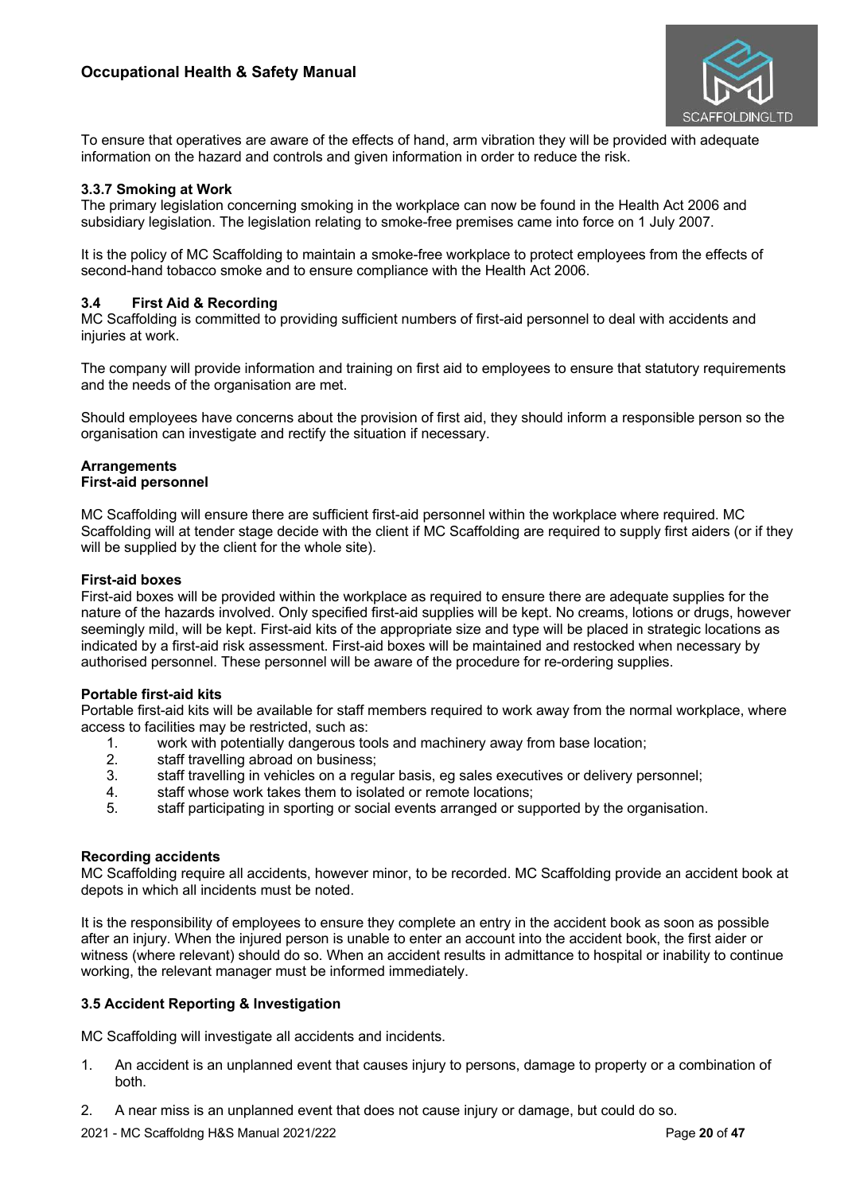To ensure that operatives are aware of the effects of hand, arm vibration they will be provided with adequate information on the hazard and controls and given information in order to reduce the risk.

### 3.3.7 Smoking at Work

The primary legislation concerning smoking in the workplace can now be found in the Health Act 2006 and subsidiary legislation. The legislation relating to smoke-free premises came into force on 1 July 2007.

It is the policy of MC Scaffolding to maintain a smoke-free workplace to protect employees from the effects of second-hand tobacco smoke and to ensure compliance with the Health Act 2006.

## 3.4 First Aid & Recording

MC Scaffolding is committed to providing sufficient numbers of first-aid personnel to deal with accidents and injuries at work.

The company will provide information and training on first aid to employees to ensure that statutory requirements and the needs of the organisation are met.

Should employees have concerns about the provision of first aid, they should inform a responsible person so the organisation can investigate and rectify the situation if necessary.

**Arrangements**

**First-aid personnel**

MC Scaffolding will ensure there are sufficient first-aid personnel within the workplace where required. MC Scaffolding will at tender stage decide with the client if MC Scaffolding are required to supply first aiders (or if they will be supplied by the client for the whole site).

**First-aid boxes**

First-aid boxes will be provided within the workplace as required to ensure there are adequate supplies for the nature of the hazards involved. Only specified first-aid supplies will be kept. No creams, lotions or drugs, however seemingly mild, will be kept. First-aid kits of the appropriate size and type will be placed in strategic locations as indicated by a first-aid risk assessment. First-aid boxes will be maintained and restocked when necessary by authorised personnel. These personnel will be aware of the procedure for re-ordering supplies.

**Portable first-aid kits**

Portable first-aid kits will be available for staff members required to work away from the normal workplace, where access to facilities may be restricted, such as:

1. work with potentially dangerous tools and machinery away from base location;
2. staff travelling abroad on business;
3. staff travelling in vehicles on a regular basis, eg sales executives or delivery personnel;
4. staff whose work takes them to isolated or remote locations;
5. staff participating in sporting or social events arranged or supported by the organisation.

**Recording accidents**

MC Scaffolding require all accidents, however minor, to be recorded. MC Scaffolding provide an accident book at depots in which all incidents must be noted.

It is the responsibility of employees to ensure they complete an entry in the accident book as soon as possible after an injury. When the injured person is unable to enter an account into the accident book, the first aider or witness (where relevant) should do so. When an accident results in admittance to hospital or inability to continue working, the relevant manager must be informed immediately.

### 3.5 Accident Reporting & Investigation

MC Scaffolding will investigate all accidents and incidents.

1. An accident is an unplanned event that causes injury to persons, damage to property or a combination of both.
2. A near miss is an unplanned event that does not cause injury or damage, but could do so.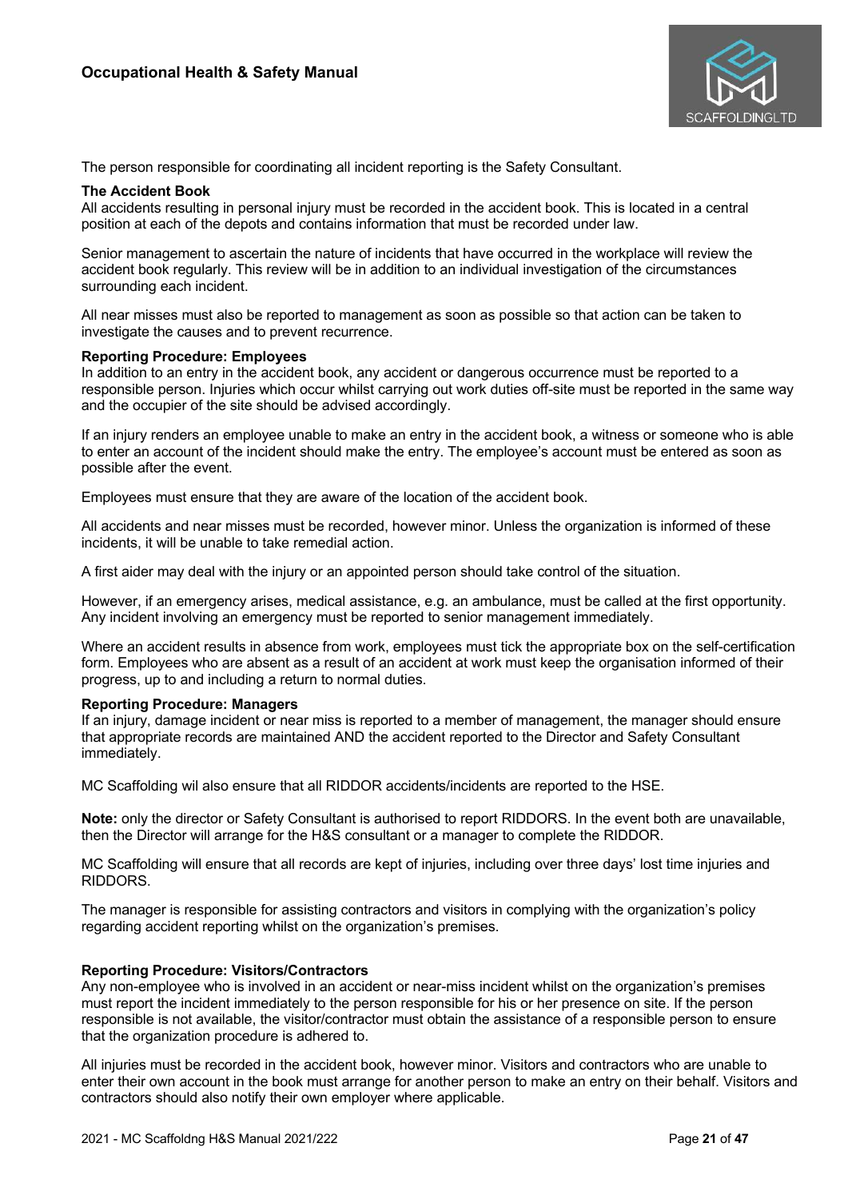The person responsible for coordinating all incident reporting is the Safety Consultant.

**The Accident Book**

All accidents resulting in personal injury must be recorded in the accident book. This is located in a central position at each of the depots and contains information that must be recorded under law.

Senior management to ascertain the nature of incidents that have occurred in the workplace will review the accident book regularly. This review will be in addition to an individual investigation of the circumstances surrounding each incident.

All near misses must also be reported to management as soon as possible so that action can be taken to investigate the causes and to prevent recurrence.

**Reporting Procedure: Employees**

In addition to an entry in the accident book, any accident or dangerous occurrence must be reported to a responsible person. Injuries which occur whilst carrying out work duties off-site must be reported in the same way and the occupier of the site should be advised accordingly.

If an injury renders an employee unable to make an entry in the accident book, a witness or someone who is able to enter an account of the incident should make the entry. The employee's account must be entered as soon as possible after the event.

Employees must ensure that they are aware of the location of the accident book.

All accidents and near misses must be recorded, however minor. Unless the organization is informed of these incidents, it will be unable to take remedial action.

A first aider may deal with the injury or an appointed person should take control of the situation.

However, if an emergency arises, medical assistance, e.g. an ambulance, must be called at the first opportunity. Any incident involving an emergency must be reported to senior management immediately.

Where an accident results in absence from work, employees must tick the appropriate box on the self-certification form. Employees who are absent as a result of an accident at work must keep the organisation informed of their progress, up to and including a return to normal duties.

**Reporting Procedure: Managers**

If an injury, damage incident or near miss is reported to a member of management, the manager should ensure that appropriate records are maintained AND the accident reported to the Director and Safety Consultant immediately.

MC Scaffolding wil also ensure that all RIDDOR accidents/incidents are reported to the HSE.

**Note:** only the director or Safety Consultant is authorised to report RIDDORS. In the event both are unavailable, then the Director will arrange for the H&S consultant or a manager to complete the RIDDOR.

MC Scaffolding will ensure that all records are kept of injuries, including over three days' lost time injuries and RIDDORS.

The manager is responsible for assisting contractors and visitors in complying with the organization's policy regarding accident reporting whilst on the organization's premises.

**Reporting Procedure: Visitors/Contractors**

Any non-employee who is involved in an accident or near-miss incident whilst on the organization's premises must report the incident immediately to the person responsible for his or her presence on site. If the person responsible is not available, the visitor/contractor must obtain the assistance of a responsible person to ensure that the organization procedure is adhered to.

All injuries must be recorded in the accident book, however minor. Visitors and contractors who are unable to enter their own account in the book must arrange for another person to make an entry on their behalf. Visitors and contractors should also notify their own employer where applicable.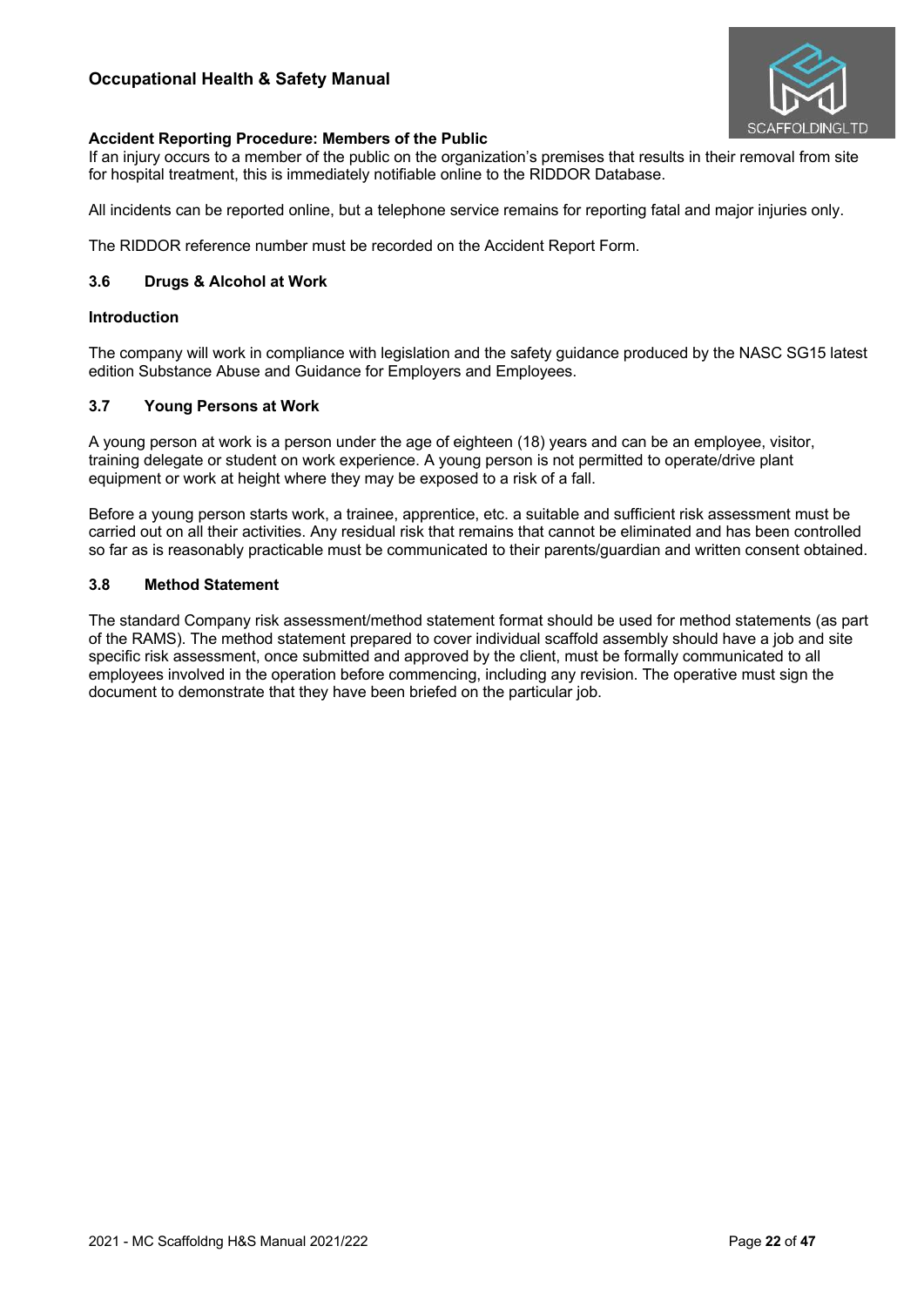**Accident Reporting Procedure: Members of the Public**

If an injury occurs to a member of the public on the organization's premises that results in their removal from site for hospital treatment, this is immediately notifiable online to the RIDDOR Database.

All incidents can be reported online, but a telephone service remains for reporting fatal and major injuries only.

The RIDDOR reference number must be recorded on the Accident Report Form.

### 3.6 Drugs & Alcohol at Work

**Introduction**

The company will work in compliance with legislation and the safety guidance produced by the NASC SG15 latest edition Substance Abuse and Guidance for Employers and Employees.

### 3.7 Young Persons at Work

A young person at work is a person under the age of eighteen (18) years and can be an employee, visitor, training delegate or student on work experience. A young person is not permitted to operate/drive plant equipment or work at height where they may be exposed to a risk of a fall.

Before a young person starts work, a trainee, apprentice, etc. a suitable and sufficient risk assessment must be carried out on all their activities. Any residual risk that remains that cannot be eliminated and has been controlled so far as is reasonably practicable must be communicated to their parents/guardian and written consent obtained.

### 3.8 Method Statement

The standard Company risk assessment/method statement format should be used for method statements (as part of the RAMS). The method statement prepared to cover individual scaffold assembly should have a job and site specific risk assessment, once submitted and approved by the client, must be formally communicated to all employees involved in the operation before commencing, including any revision. The operative must sign the document to demonstrate that they have been briefed on the particular job.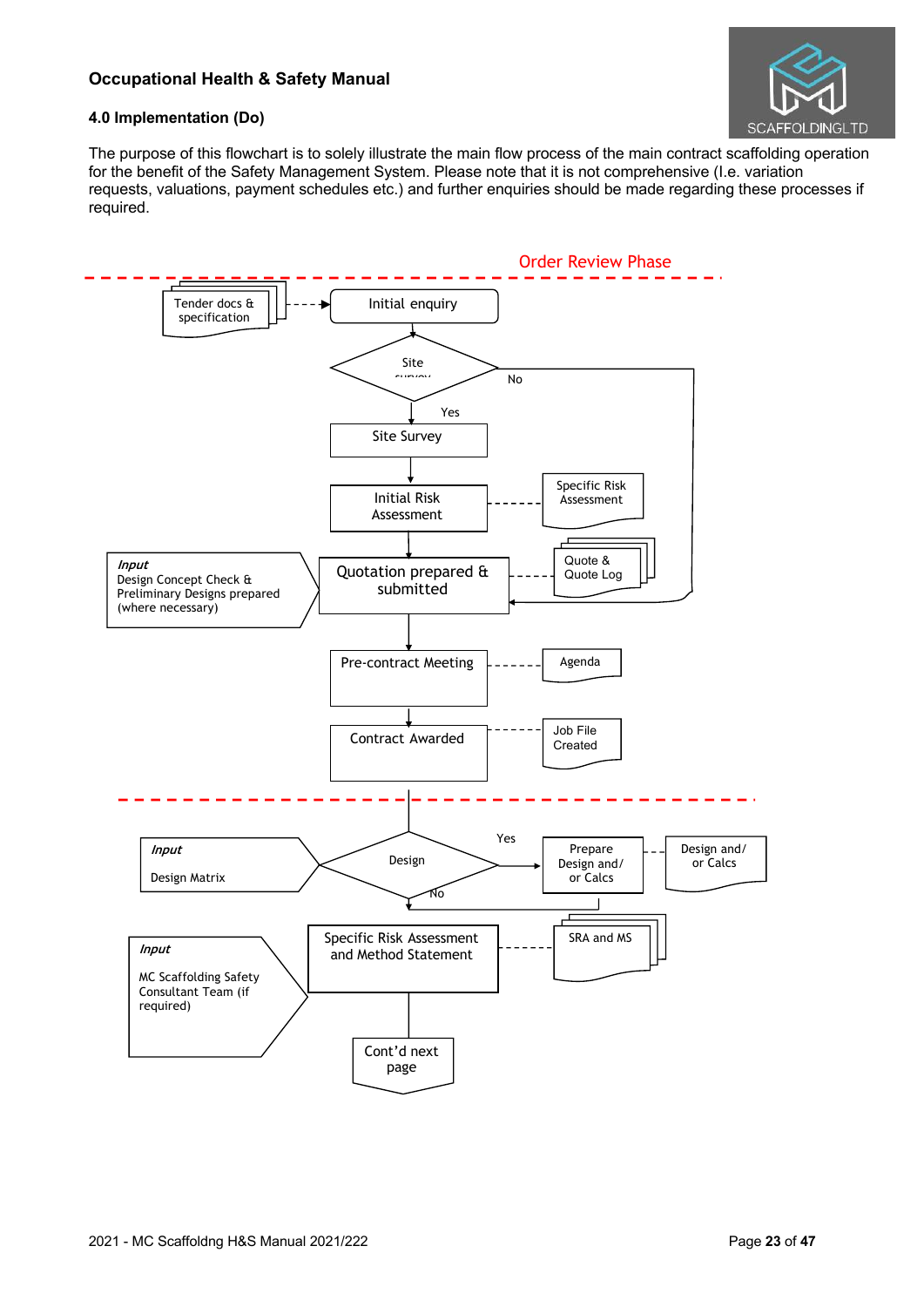**Occupational Health & Safety Manual**

**4.0 Implementation (Do)**

The purpose of this flowchart is to solely illustrate the main flow process of the main contract scaffolding operation for the benefit of the Safety Management System. Please note that it is not comprehensive (I.e. variation requests, valuations, payment schedules etc.) and further enquiries should be made regarding these processes if required.

Order Review Phase

Tender docs & specification

Initial enquiry

Site survey

No

Yes

Site Survey

Initial Risk Assessment

Specific Risk Assessment

*Input*
Design Concept Check & Preliminary Designs prepared (where necessary)

Quotation prepared & submitted

Quote & Quote Log

Pre-contract Meeting

Agenda

Contract Awarded

Job File Created

*Input*
Design Matrix

Design

Yes

No

Prepare Design and/ or Calcs

Design and/ or Calcs

*Input*
MC Scaffolding Safety Consultant Team (if required)

Specific Risk Assessment and Method Statement

SRA and MS

Cont'd next page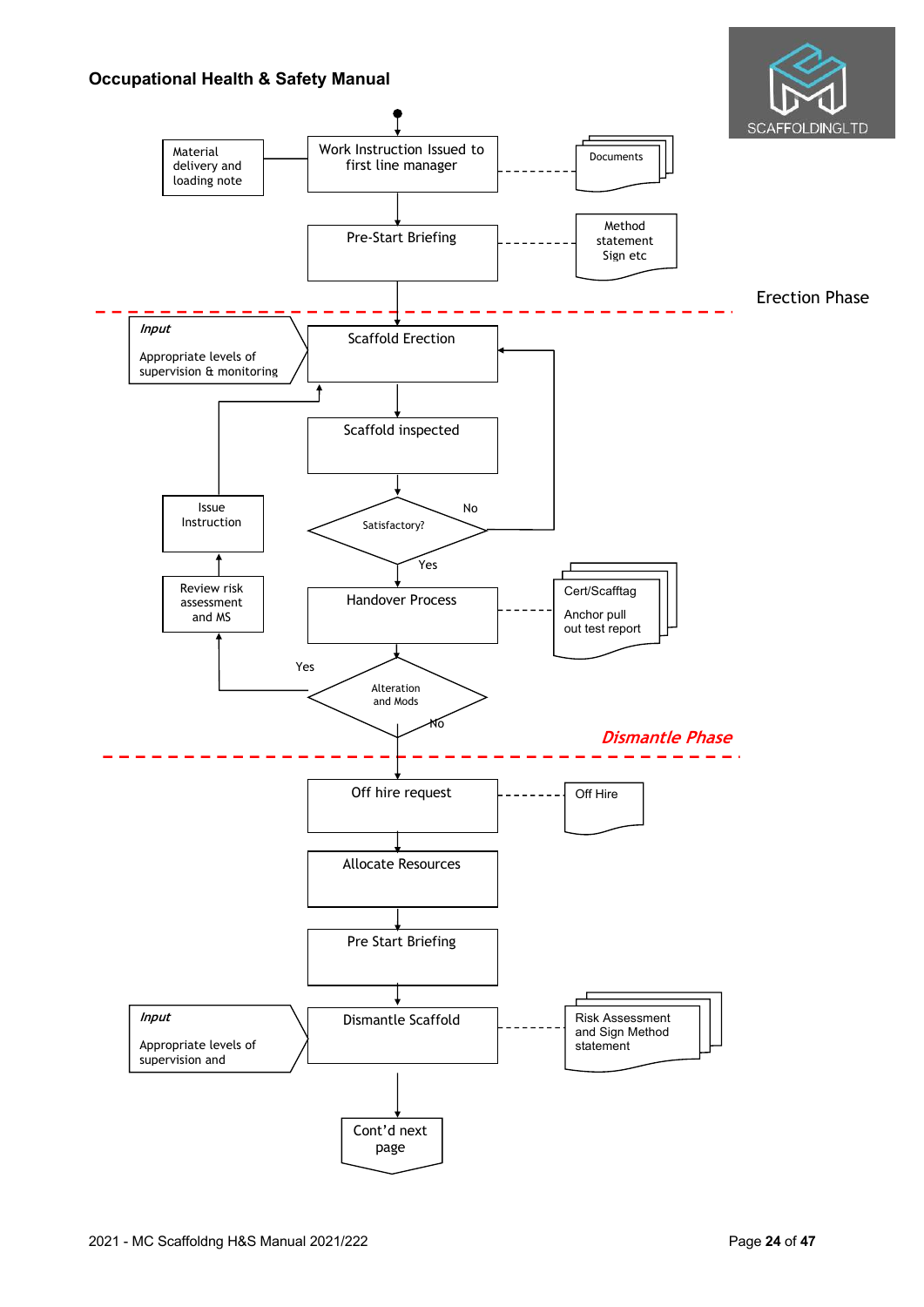## Occupational Health & Safety Manual

Material delivery and loading note

Work Instruction Issued to first line manager

Documents

Pre-Start Briefing

Method statement Sign etc

Erection Phase

*Input*

Appropriate levels of supervision & monitoring

Scaffold Erection

Scaffold inspected

Issue Instruction

Satisfactory?

No

Yes

Review risk assessment and MS

Handover Process

Cert/Scafftag

Anchor pull out test report

Yes

Alteration and Mods

No

*Dismantle Phase*

Off hire request

Off Hire

Allocate Resources

Pre Start Briefing

*Input*

Appropriate levels of supervision and

Dismantle Scaffold

Risk Assessment and Sign Method statement

Cont'd next page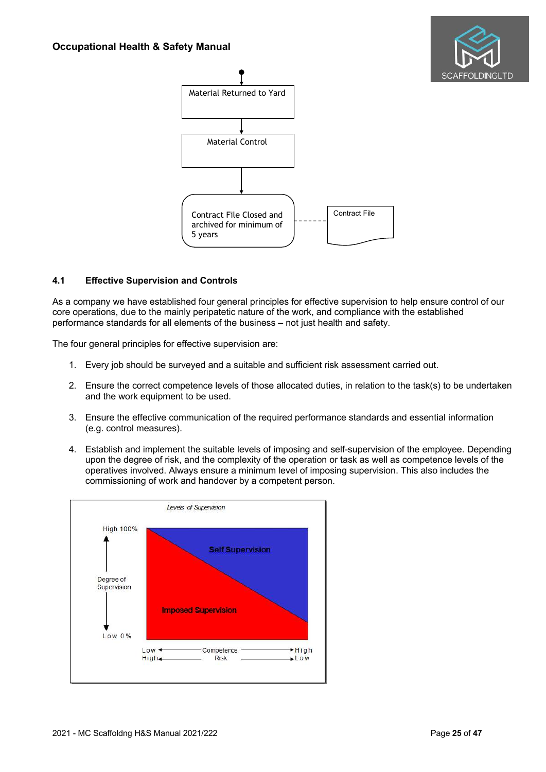Material Returned to Yard

↓

Material Control

↓

Contract File Closed and archived for minimum of 5 years - - - Contract File

### 4.1 Effective Supervision and Controls

As a company we have established four general principles for effective supervision to help ensure control of our core operations, due to the mainly peripatetic nature of the work, and compliance with the established performance standards for all elements of the business – not just health and safety.

The four general principles for effective supervision are:

1. Every job should be surveyed and a suitable and sufficient risk assessment carried out.
2. Ensure the correct competence levels of those allocated duties, in relation to the task(s) to be undertaken and the work equipment to be used.
3. Ensure the effective communication of the required performance standards and essential information (e.g. control measures).
4. Establish and implement the suitable levels of imposing and self-supervision of the employee. Depending upon the degree of risk, and the complexity of the operation or task as well as competence levels of the operatives involved. Always ensure a minimum level of imposing supervision. This also includes the commissioning of work and handover by a competent person.

*Levels of Supervision*

Degree of Supervision: High 100% – Low 0%

Self Supervision

Imposed Supervision

Competence: Low ← → High

Risk: High ← → Low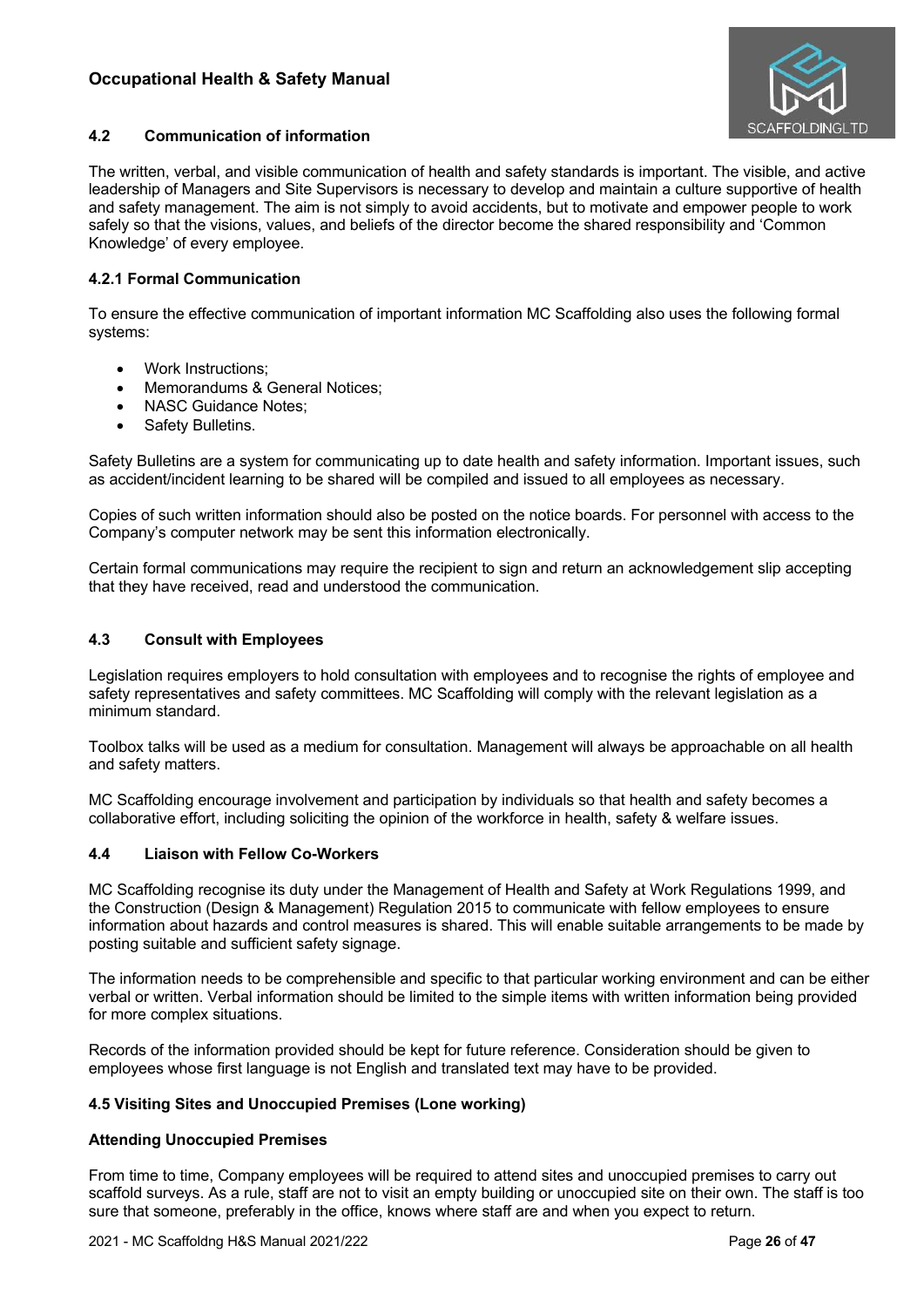### 4.2 Communication of information

The written, verbal, and visible communication of health and safety standards is important. The visible, and active leadership of Managers and Site Supervisors is necessary to develop and maintain a culture supportive of health and safety management. The aim is not simply to avoid accidents, but to motivate and empower people to work safely so that the visions, values, and beliefs of the director become the shared responsibility and 'Common Knowledge' of every employee.

#### 4.2.1 Formal Communication

To ensure the effective communication of important information MC Scaffolding also uses the following formal systems:

- Work Instructions;
- Memorandums & General Notices;
- NASC Guidance Notes;
- Safety Bulletins.

Safety Bulletins are a system for communicating up to date health and safety information. Important issues, such as accident/incident learning to be shared will be compiled and issued to all employees as necessary.

Copies of such written information should also be posted on the notice boards. For personnel with access to the Company's computer network may be sent this information electronically.

Certain formal communications may require the recipient to sign and return an acknowledgement slip accepting that they have received, read and understood the communication.

### 4.3 Consult with Employees

Legislation requires employers to hold consultation with employees and to recognise the rights of employee and safety representatives and safety committees. MC Scaffolding will comply with the relevant legislation as a minimum standard.

Toolbox talks will be used as a medium for consultation. Management will always be approachable on all health and safety matters.

MC Scaffolding encourage involvement and participation by individuals so that health and safety becomes a collaborative effort, including soliciting the opinion of the workforce in health, safety & welfare issues.

### 4.4 Liaison with Fellow Co-Workers

MC Scaffolding recognise its duty under the Management of Health and Safety at Work Regulations 1999, and the Construction (Design & Management) Regulation 2015 to communicate with fellow employees to ensure information about hazards and control measures is shared. This will enable suitable arrangements to be made by posting suitable and sufficient safety signage.

The information needs to be comprehensible and specific to that particular working environment and can be either verbal or written. Verbal information should be limited to the simple items with written information being provided for more complex situations.

Records of the information provided should be kept for future reference. Consideration should be given to employees whose first language is not English and translated text may have to be provided.

### 4.5 Visiting Sites and Unoccupied Premises (Lone working)

**Attending Unoccupied Premises**

From time to time, Company employees will be required to attend sites and unoccupied premises to carry out scaffold surveys. As a rule, staff are not to visit an empty building or unoccupied site on their own. The staff is too sure that someone, preferably in the office, knows where staff are and when you expect to return.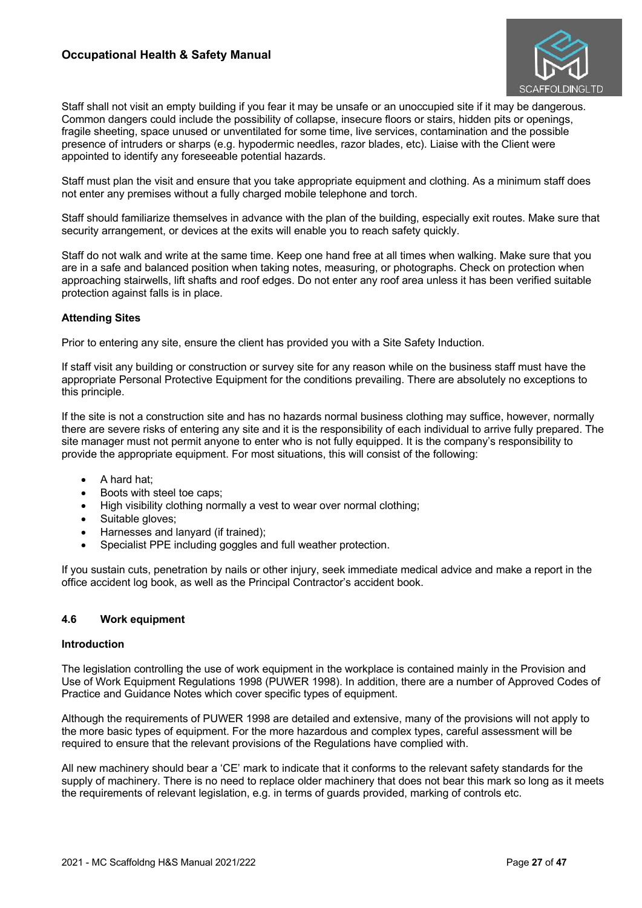Staff shall not visit an empty building if you fear it may be unsafe or an unoccupied site if it may be dangerous. Common dangers could include the possibility of collapse, insecure floors or stairs, hidden pits or openings, fragile sheeting, space unused or unventilated for some time, live services, contamination and the possible presence of intruders or sharps (e.g. hypodermic needles, razor blades, etc). Liaise with the Client were appointed to identify any foreseeable potential hazards.

Staff must plan the visit and ensure that you take appropriate equipment and clothing. As a minimum staff does not enter any premises without a fully charged mobile telephone and torch.

Staff should familiarize themselves in advance with the plan of the building, especially exit routes. Make sure that security arrangement, or devices at the exits will enable you to reach safety quickly.

Staff do not walk and write at the same time. Keep one hand free at all times when walking. Make sure that you are in a safe and balanced position when taking notes, measuring, or photographs. Check on protection when approaching stairwells, lift shafts and roof edges. Do not enter any roof area unless it has been verified suitable protection against falls is in place.

**Attending Sites**

Prior to entering any site, ensure the client has provided you with a Site Safety Induction.

If staff visit any building or construction or survey site for any reason while on the business staff must have the appropriate Personal Protective Equipment for the conditions prevailing. There are absolutely no exceptions to this principle.

If the site is not a construction site and has no hazards normal business clothing may suffice, however, normally there are severe risks of entering any site and it is the responsibility of each individual to arrive fully prepared. The site manager must not permit anyone to enter who is not fully equipped. It is the company's responsibility to provide the appropriate equipment. For most situations, this will consist of the following:

- A hard hat;
- Boots with steel toe caps;
- High visibility clothing normally a vest to wear over normal clothing;
- Suitable gloves;
- Harnesses and lanyard (if trained);
- Specialist PPE including goggles and full weather protection.

If you sustain cuts, penetration by nails or other injury, seek immediate medical advice and make a report in the office accident log book, as well as the Principal Contractor's accident book.

## 4.6 Work equipment

**Introduction**

The legislation controlling the use of work equipment in the workplace is contained mainly in the Provision and Use of Work Equipment Regulations 1998 (PUWER 1998). In addition, there are a number of Approved Codes of Practice and Guidance Notes which cover specific types of equipment.

Although the requirements of PUWER 1998 are detailed and extensive, many of the provisions will not apply to the more basic types of equipment. For the more hazardous and complex types, careful assessment will be required to ensure that the relevant provisions of the Regulations have complied with.

All new machinery should bear a 'CE' mark to indicate that it conforms to the relevant safety standards for the supply of machinery. There is no need to replace older machinery that does not bear this mark so long as it meets the requirements of relevant legislation, e.g. in terms of guards provided, marking of controls etc.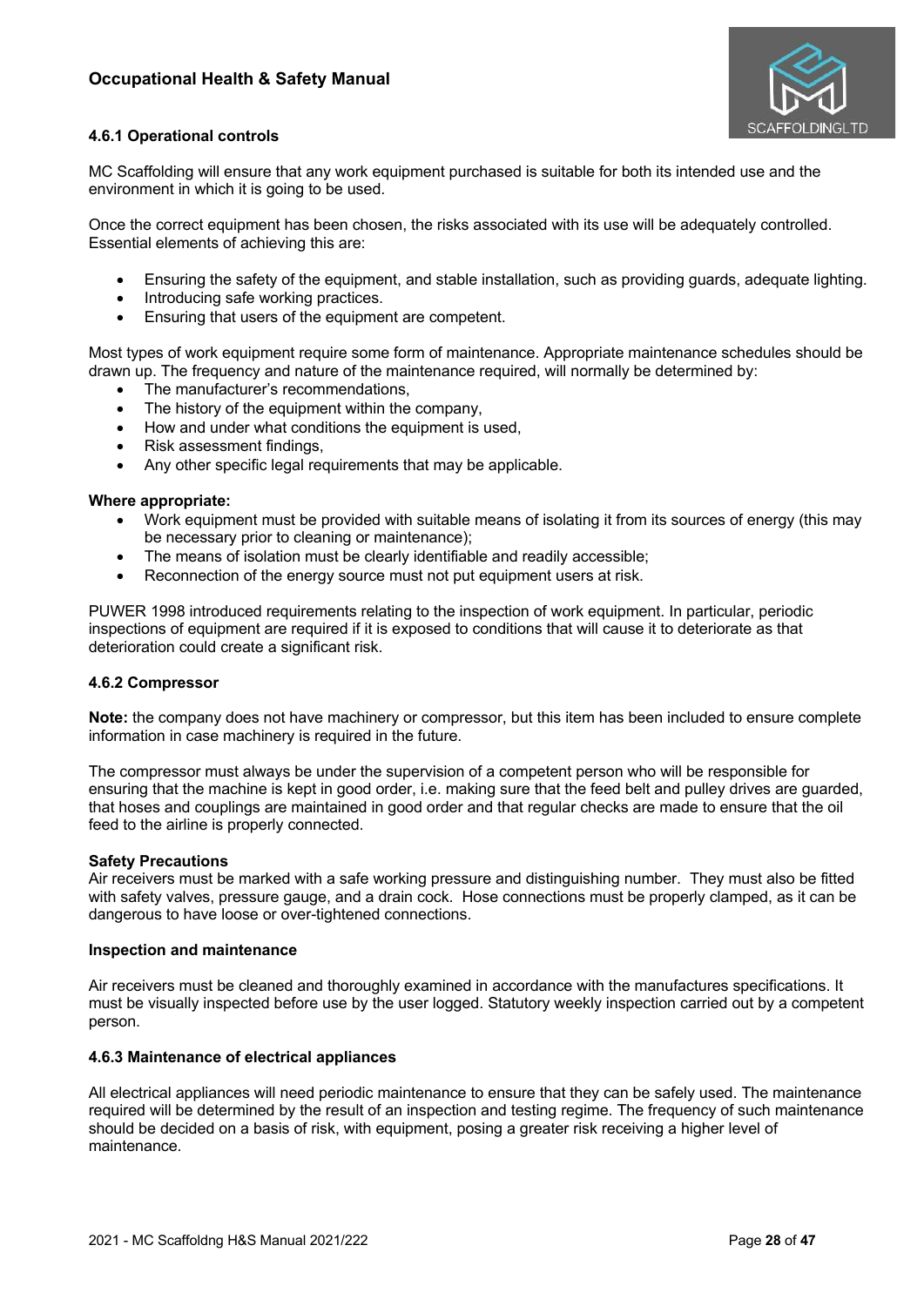#### 4.6.1 Operational controls

MC Scaffolding will ensure that any work equipment purchased is suitable for both its intended use and the environment in which it is going to be used.

Once the correct equipment has been chosen, the risks associated with its use will be adequately controlled. Essential elements of achieving this are:

- Ensuring the safety of the equipment, and stable installation, such as providing guards, adequate lighting.
- Introducing safe working practices.
- Ensuring that users of the equipment are competent.

Most types of work equipment require some form of maintenance. Appropriate maintenance schedules should be drawn up. The frequency and nature of the maintenance required, will normally be determined by:

- The manufacturer's recommendations,
- The history of the equipment within the company,
- How and under what conditions the equipment is used,
- Risk assessment findings,
- Any other specific legal requirements that may be applicable.

**Where appropriate:**

- Work equipment must be provided with suitable means of isolating it from its sources of energy (this may be necessary prior to cleaning or maintenance);
- The means of isolation must be clearly identifiable and readily accessible;
- Reconnection of the energy source must not put equipment users at risk.

PUWER 1998 introduced requirements relating to the inspection of work equipment. In particular, periodic inspections of equipment are required if it is exposed to conditions that will cause it to deteriorate as that deterioration could create a significant risk.

#### 4.6.2 Compressor

**Note:** the company does not have machinery or compressor, but this item has been included to ensure complete information in case machinery is required in the future.

The compressor must always be under the supervision of a competent person who will be responsible for ensuring that the machine is kept in good order, i.e. making sure that the feed belt and pulley drives are guarded, that hoses and couplings are maintained in good order and that regular checks are made to ensure that the oil feed to the airline is properly connected.

**Safety Precautions**

Air receivers must be marked with a safe working pressure and distinguishing number. They must also be fitted with safety valves, pressure gauge, and a drain cock. Hose connections must be properly clamped, as it can be dangerous to have loose or over-tightened connections.

**Inspection and maintenance**

Air receivers must be cleaned and thoroughly examined in accordance with the manufactures specifications. It must be visually inspected before use by the user logged. Statutory weekly inspection carried out by a competent person.

#### 4.6.3 Maintenance of electrical appliances

All electrical appliances will need periodic maintenance to ensure that they can be safely used. The maintenance required will be determined by the result of an inspection and testing regime. The frequency of such maintenance should be decided on a basis of risk, with equipment, posing a greater risk receiving a higher level of maintenance.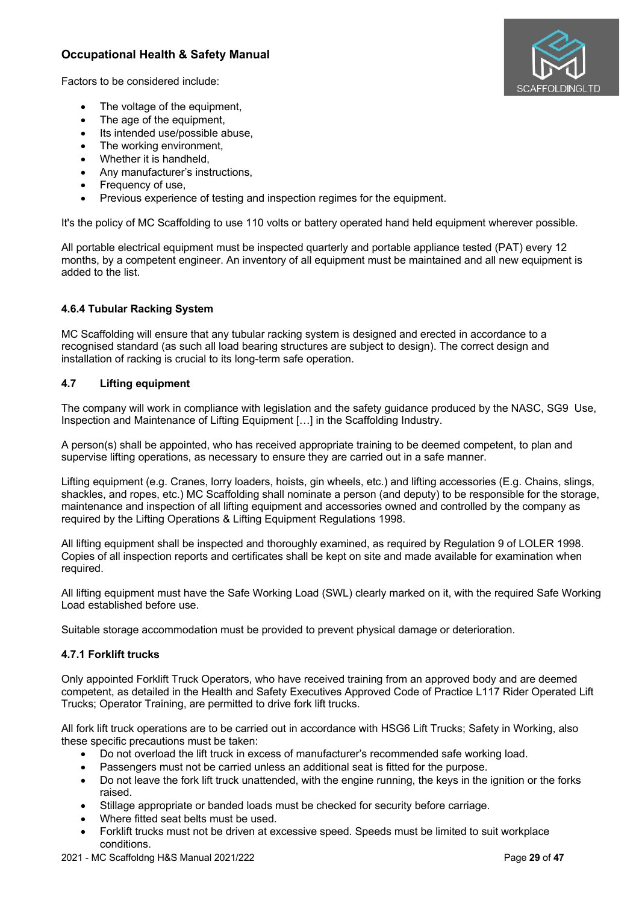Factors to be considered include:

- The voltage of the equipment,
- The age of the equipment,
- Its intended use/possible abuse,
- The working environment,
- Whether it is handheld,
- Any manufacturer's instructions,
- Frequency of use,
- Previous experience of testing and inspection regimes for the equipment.

It's the policy of MC Scaffolding to use 110 volts or battery operated hand held equipment wherever possible.

All portable electrical equipment must be inspected quarterly and portable appliance tested (PAT) every 12 months, by a competent engineer. An inventory of all equipment must be maintained and all new equipment is added to the list.

#### 4.6.4 Tubular Racking System

MC Scaffolding will ensure that any tubular racking system is designed and erected in accordance to a recognised standard (as such all load bearing structures are subject to design). The correct design and installation of racking is crucial to its long-term safe operation.

### 4.7 Lifting equipment

The company will work in compliance with legislation and the safety guidance produced by the NASC, SG9 Use, Inspection and Maintenance of Lifting Equipment […] in the Scaffolding Industry.

A person(s) shall be appointed, who has received appropriate training to be deemed competent, to plan and supervise lifting operations, as necessary to ensure they are carried out in a safe manner.

Lifting equipment (e.g. Cranes, lorry loaders, hoists, gin wheels, etc.) and lifting accessories (E.g. Chains, slings, shackles, and ropes, etc.) MC Scaffolding shall nominate a person (and deputy) to be responsible for the storage, maintenance and inspection of all lifting equipment and accessories owned and controlled by the company as required by the Lifting Operations & Lifting Equipment Regulations 1998.

All lifting equipment shall be inspected and thoroughly examined, as required by Regulation 9 of LOLER 1998. Copies of all inspection reports and certificates shall be kept on site and made available for examination when required.

All lifting equipment must have the Safe Working Load (SWL) clearly marked on it, with the required Safe Working Load established before use.

Suitable storage accommodation must be provided to prevent physical damage or deterioration.

#### 4.7.1 Forklift trucks

Only appointed Forklift Truck Operators, who have received training from an approved body and are deemed competent, as detailed in the Health and Safety Executives Approved Code of Practice L117 Rider Operated Lift Trucks; Operator Training, are permitted to drive fork lift trucks.

All fork lift truck operations are to be carried out in accordance with HSG6 Lift Trucks; Safety in Working, also these specific precautions must be taken:

- Do not overload the lift truck in excess of manufacturer's recommended safe working load.
- Passengers must not be carried unless an additional seat is fitted for the purpose.
- Do not leave the fork lift truck unattended, with the engine running, the keys in the ignition or the forks raised.
- Stillage appropriate or banded loads must be checked for security before carriage.
- Where fitted seat belts must be used.
- Forklift trucks must not be driven at excessive speed. Speeds must be limited to suit workplace conditions.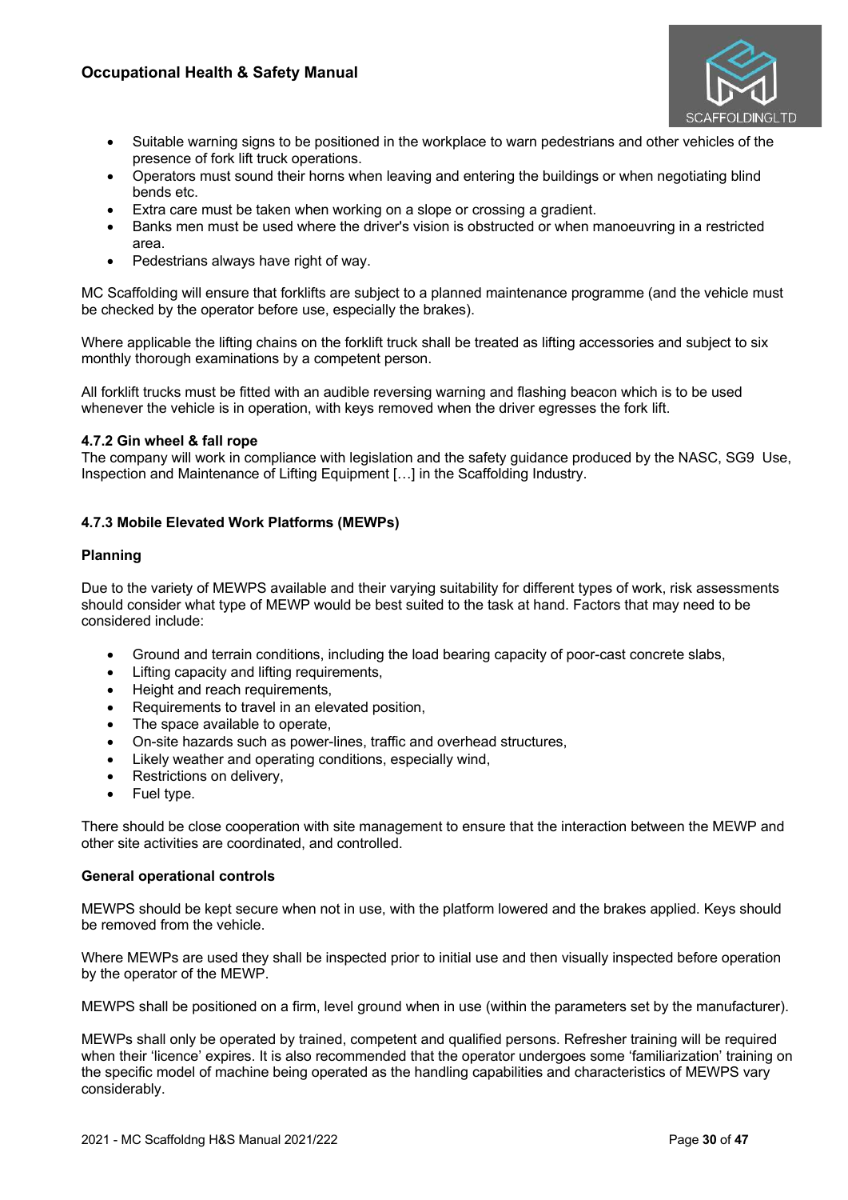- Suitable warning signs to be positioned in the workplace to warn pedestrians and other vehicles of the presence of fork lift truck operations.
- Operators must sound their horns when leaving and entering the buildings or when negotiating blind bends etc.
- Extra care must be taken when working on a slope or crossing a gradient.
- Banks men must be used where the driver's vision is obstructed or when manoeuvring in a restricted area.
- Pedestrians always have right of way.

MC Scaffolding will ensure that forklifts are subject to a planned maintenance programme (and the vehicle must be checked by the operator before use, especially the brakes).

Where applicable the lifting chains on the forklift truck shall be treated as lifting accessories and subject to six monthly thorough examinations by a competent person.

All forklift trucks must be fitted with an audible reversing warning and flashing beacon which is to be used whenever the vehicle is in operation, with keys removed when the driver egresses the fork lift.

#### 4.7.2 Gin wheel & fall rope

The company will work in compliance with legislation and the safety guidance produced by the NASC, SG9 Use, Inspection and Maintenance of Lifting Equipment […] in the Scaffolding Industry.

#### 4.7.3 Mobile Elevated Work Platforms (MEWPs)

**Planning**

Due to the variety of MEWPS available and their varying suitability for different types of work, risk assessments should consider what type of MEWP would be best suited to the task at hand. Factors that may need to be considered include:

- Ground and terrain conditions, including the load bearing capacity of poor-cast concrete slabs,
- Lifting capacity and lifting requirements,
- Height and reach requirements,
- Requirements to travel in an elevated position,
- The space available to operate,
- On-site hazards such as power-lines, traffic and overhead structures,
- Likely weather and operating conditions, especially wind,
- Restrictions on delivery,
- Fuel type.

There should be close cooperation with site management to ensure that the interaction between the MEWP and other site activities are coordinated, and controlled.

**General operational controls**

MEWPS should be kept secure when not in use, with the platform lowered and the brakes applied. Keys should be removed from the vehicle.

Where MEWPs are used they shall be inspected prior to initial use and then visually inspected before operation by the operator of the MEWP.

MEWPS shall be positioned on a firm, level ground when in use (within the parameters set by the manufacturer).

MEWPs shall only be operated by trained, competent and qualified persons. Refresher training will be required when their 'licence' expires. It is also recommended that the operator undergoes some 'familiarization' training on the specific model of machine being operated as the handling capabilities and characteristics of MEWPS vary considerably.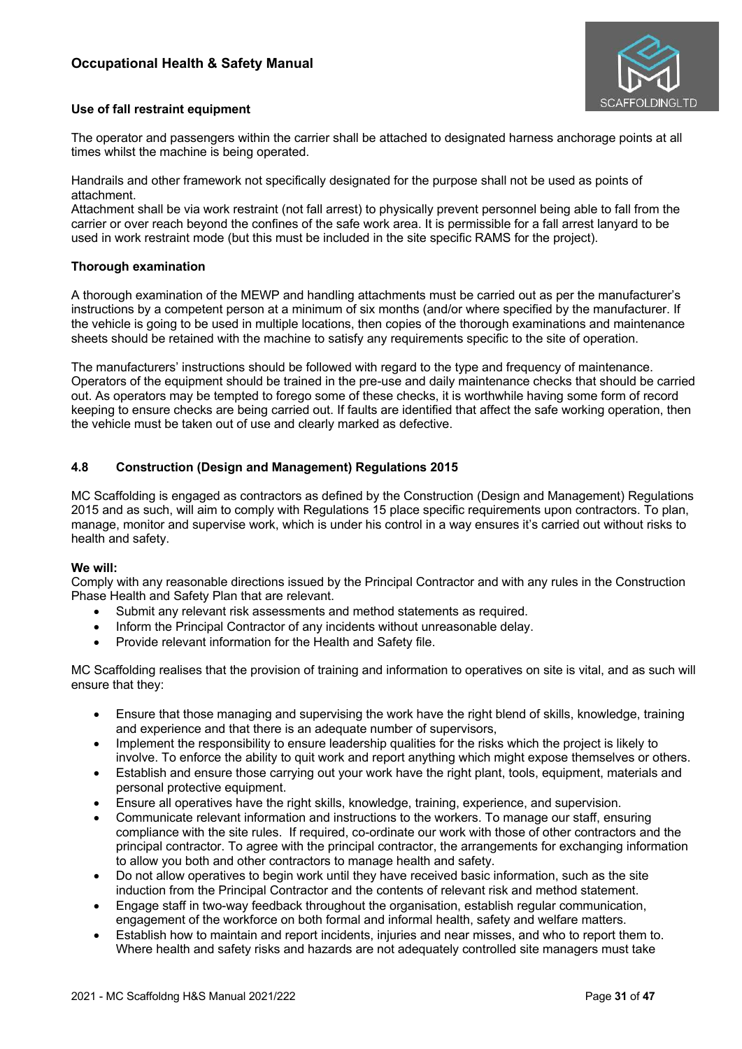#### Use of fall restraint equipment

The operator and passengers within the carrier shall be attached to designated harness anchorage points at all times whilst the machine is being operated.

Handrails and other framework not specifically designated for the purpose shall not be used as points of attachment.

Attachment shall be via work restraint (not fall arrest) to physically prevent personnel being able to fall from the carrier or over reach beyond the confines of the safe work area. It is permissible for a fall arrest lanyard to be used in work restraint mode (but this must be included in the site specific RAMS for the project).

#### Thorough examination

A thorough examination of the MEWP and handling attachments must be carried out as per the manufacturer's instructions by a competent person at a minimum of six months (and/or where specified by the manufacturer. If the vehicle is going to be used in multiple locations, then copies of the thorough examinations and maintenance sheets should be retained with the machine to satisfy any requirements specific to the site of operation.

The manufacturers' instructions should be followed with regard to the type and frequency of maintenance. Operators of the equipment should be trained in the pre-use and daily maintenance checks that should be carried out. As operators may be tempted to forego some of these checks, it is worthwhile having some form of record keeping to ensure checks are being carried out. If faults are identified that affect the safe working operation, then the vehicle must be taken out of use and clearly marked as defective.

### 4.8 Construction (Design and Management) Regulations 2015

MC Scaffolding is engaged as contractors as defined by the Construction (Design and Management) Regulations 2015 and as such, will aim to comply with Regulations 15 place specific requirements upon contractors. To plan, manage, monitor and supervise work, which is under his control in a way ensures it's carried out without risks to health and safety.

**We will:**
Comply with any reasonable directions issued by the Principal Contractor and with any rules in the Construction Phase Health and Safety Plan that are relevant.

- Submit any relevant risk assessments and method statements as required.
- Inform the Principal Contractor of any incidents without unreasonable delay.
- Provide relevant information for the Health and Safety file.

MC Scaffolding realises that the provision of training and information to operatives on site is vital, and as such will ensure that they:

- Ensure that those managing and supervising the work have the right blend of skills, knowledge, training and experience and that there is an adequate number of supervisors,
- Implement the responsibility to ensure leadership qualities for the risks which the project is likely to involve. To enforce the ability to quit work and report anything which might expose themselves or others.
- Establish and ensure those carrying out your work have the right plant, tools, equipment, materials and personal protective equipment.
- Ensure all operatives have the right skills, knowledge, training, experience, and supervision.
- Communicate relevant information and instructions to the workers. To manage our staff, ensuring compliance with the site rules. If required, co-ordinate our work with those of other contractors and the principal contractor. To agree with the principal contractor, the arrangements for exchanging information to allow you both and other contractors to manage health and safety.
- Do not allow operatives to begin work until they have received basic information, such as the site induction from the Principal Contractor and the contents of relevant risk and method statement.
- Engage staff in two-way feedback throughout the organisation, establish regular communication, engagement of the workforce on both formal and informal health, safety and welfare matters.
- Establish how to maintain and report incidents, injuries and near misses, and who to report them to. Where health and safety risks and hazards are not adequately controlled site managers must take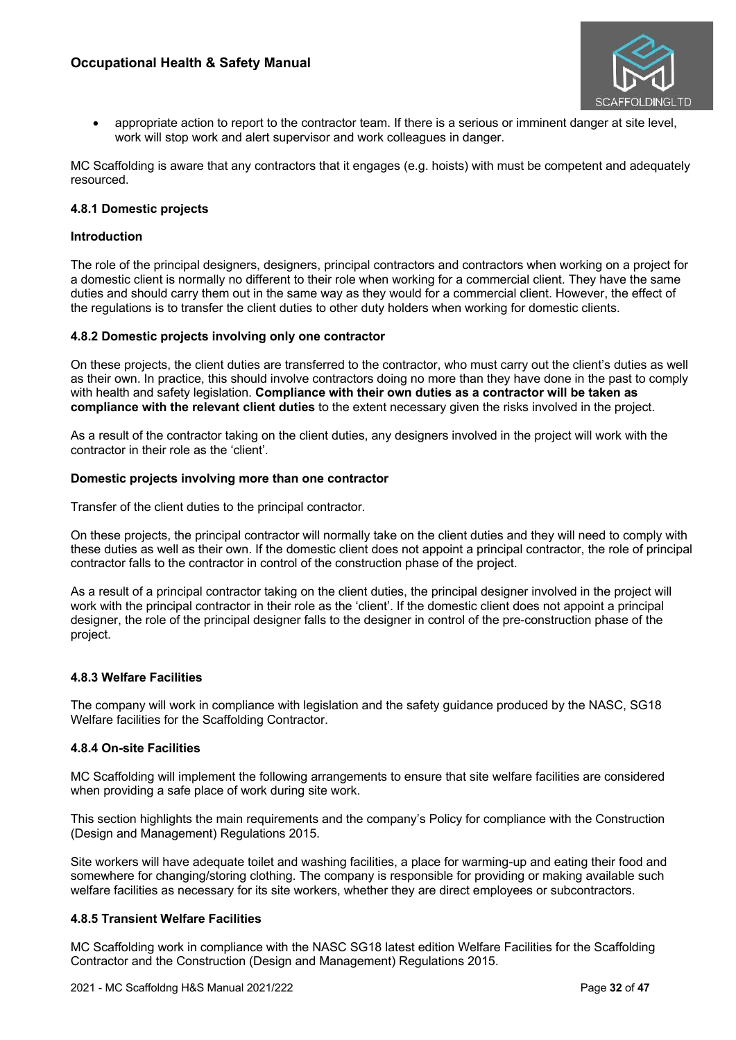- appropriate action to report to the contractor team. If there is a serious or imminent danger at site level, work will stop work and alert supervisor and work colleagues in danger.

MC Scaffolding is aware that any contractors that it engages (e.g. hoists) with must be competent and adequately resourced.

#### 4.8.1 Domestic projects

**Introduction**

The role of the principal designers, designers, principal contractors and contractors when working on a project for a domestic client is normally no different to their role when working for a commercial client. They have the same duties and should carry them out in the same way as they would for a commercial client. However, the effect of the regulations is to transfer the client duties to other duty holders when working for domestic clients.

#### 4.8.2 Domestic projects involving only one contractor

On these projects, the client duties are transferred to the contractor, who must carry out the client's duties as well as their own. In practice, this should involve contractors doing no more than they have done in the past to comply with health and safety legislation. **Compliance with their own duties as a contractor will be taken as compliance with the relevant client duties** to the extent necessary given the risks involved in the project.

As a result of the contractor taking on the client duties, any designers involved in the project will work with the contractor in their role as the 'client'.

**Domestic projects involving more than one contractor**

Transfer of the client duties to the principal contractor.

On these projects, the principal contractor will normally take on the client duties and they will need to comply with these duties as well as their own. If the domestic client does not appoint a principal contractor, the role of principal contractor falls to the contractor in control of the construction phase of the project.

As a result of a principal contractor taking on the client duties, the principal designer involved in the project will work with the principal contractor in their role as the 'client'. If the domestic client does not appoint a principal designer, the role of the principal designer falls to the designer in control of the pre-construction phase of the project.

#### 4.8.3 Welfare Facilities

The company will work in compliance with legislation and the safety guidance produced by the NASC, SG18 Welfare facilities for the Scaffolding Contractor.

#### 4.8.4 On-site Facilities

MC Scaffolding will implement the following arrangements to ensure that site welfare facilities are considered when providing a safe place of work during site work.

This section highlights the main requirements and the company's Policy for compliance with the Construction (Design and Management) Regulations 2015.

Site workers will have adequate toilet and washing facilities, a place for warming-up and eating their food and somewhere for changing/storing clothing. The company is responsible for providing or making available such welfare facilities as necessary for its site workers, whether they are direct employees or subcontractors.

#### 4.8.5 Transient Welfare Facilities

MC Scaffolding work in compliance with the NASC SG18 latest edition Welfare Facilities for the Scaffolding Contractor and the Construction (Design and Management) Regulations 2015.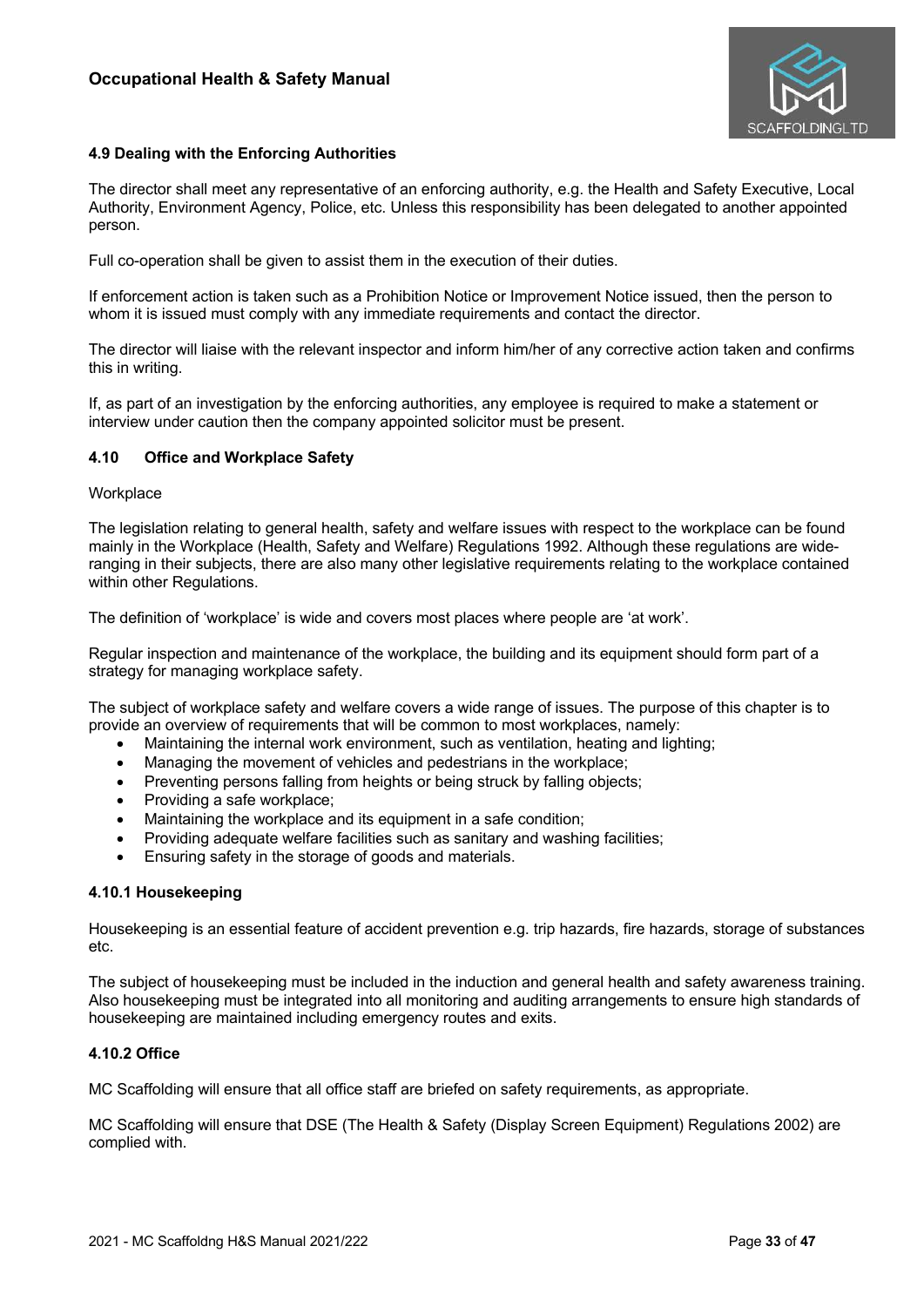### 4.9 Dealing with the Enforcing Authorities

The director shall meet any representative of an enforcing authority, e.g. the Health and Safety Executive, Local Authority, Environment Agency, Police, etc. Unless this responsibility has been delegated to another appointed person.

Full co-operation shall be given to assist them in the execution of their duties.

If enforcement action is taken such as a Prohibition Notice or Improvement Notice issued, then the person to whom it is issued must comply with any immediate requirements and contact the director.

The director will liaise with the relevant inspector and inform him/her of any corrective action taken and confirms this in writing.

If, as part of an investigation by the enforcing authorities, any employee is required to make a statement or interview under caution then the company appointed solicitor must be present.

### 4.10 Office and Workplace Safety

Workplace

The legislation relating to general health, safety and welfare issues with respect to the workplace can be found mainly in the Workplace (Health, Safety and Welfare) Regulations 1992. Although these regulations are wide-ranging in their subjects, there are also many other legislative requirements relating to the workplace contained within other Regulations.

The definition of 'workplace' is wide and covers most places where people are 'at work'.

Regular inspection and maintenance of the workplace, the building and its equipment should form part of a strategy for managing workplace safety.

The subject of workplace safety and welfare covers a wide range of issues. The purpose of this chapter is to provide an overview of requirements that will be common to most workplaces, namely:

- Maintaining the internal work environment, such as ventilation, heating and lighting;
- Managing the movement of vehicles and pedestrians in the workplace;
- Preventing persons falling from heights or being struck by falling objects;
- Providing a safe workplace;
- Maintaining the workplace and its equipment in a safe condition;
- Providing adequate welfare facilities such as sanitary and washing facilities;
- Ensuring safety in the storage of goods and materials.

#### 4.10.1 Housekeeping

Housekeeping is an essential feature of accident prevention e.g. trip hazards, fire hazards, storage of substances etc.

The subject of housekeeping must be included in the induction and general health and safety awareness training. Also housekeeping must be integrated into all monitoring and auditing arrangements to ensure high standards of housekeeping are maintained including emergency routes and exits.

#### 4.10.2 Office

MC Scaffolding will ensure that all office staff are briefed on safety requirements, as appropriate.

MC Scaffolding will ensure that DSE (The Health & Safety (Display Screen Equipment) Regulations 2002) are complied with.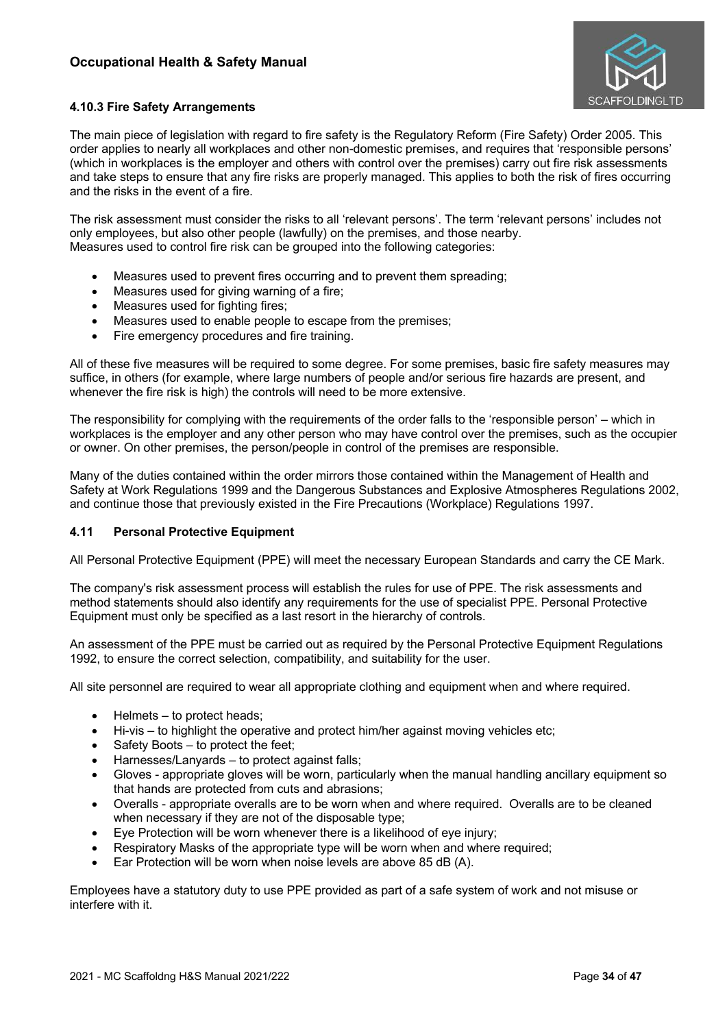### 4.10.3 Fire Safety Arrangements

The main piece of legislation with regard to fire safety is the Regulatory Reform (Fire Safety) Order 2005. This order applies to nearly all workplaces and other non-domestic premises, and requires that 'responsible persons' (which in workplaces is the employer and others with control over the premises) carry out fire risk assessments and take steps to ensure that any fire risks are properly managed. This applies to both the risk of fires occurring and the risks in the event of a fire.

The risk assessment must consider the risks to all 'relevant persons'. The term 'relevant persons' includes not only employees, but also other people (lawfully) on the premises, and those nearby.
Measures used to control fire risk can be grouped into the following categories:

- Measures used to prevent fires occurring and to prevent them spreading;
- Measures used for giving warning of a fire;
- Measures used for fighting fires;
- Measures used to enable people to escape from the premises;
- Fire emergency procedures and fire training.

All of these five measures will be required to some degree. For some premises, basic fire safety measures may suffice, in others (for example, where large numbers of people and/or serious fire hazards are present, and whenever the fire risk is high) the controls will need to be more extensive.

The responsibility for complying with the requirements of the order falls to the 'responsible person' – which in workplaces is the employer and any other person who may have control over the premises, such as the occupier or owner. On other premises, the person/people in control of the premises are responsible.

Many of the duties contained within the order mirrors those contained within the Management of Health and Safety at Work Regulations 1999 and the Dangerous Substances and Explosive Atmospheres Regulations 2002, and continue those that previously existed in the Fire Precautions (Workplace) Regulations 1997.

### 4.11 Personal Protective Equipment

All Personal Protective Equipment (PPE) will meet the necessary European Standards and carry the CE Mark.

The company's risk assessment process will establish the rules for use of PPE. The risk assessments and method statements should also identify any requirements for the use of specialist PPE. Personal Protective Equipment must only be specified as a last resort in the hierarchy of controls.

An assessment of the PPE must be carried out as required by the Personal Protective Equipment Regulations 1992, to ensure the correct selection, compatibility, and suitability for the user.

All site personnel are required to wear all appropriate clothing and equipment when and where required.

- Helmets – to protect heads;
- Hi-vis – to highlight the operative and protect him/her against moving vehicles etc;
- Safety Boots – to protect the feet;
- Harnesses/Lanyards – to protect against falls;
- Gloves - appropriate gloves will be worn, particularly when the manual handling ancillary equipment so that hands are protected from cuts and abrasions;
- Overalls - appropriate overalls are to be worn when and where required. Overalls are to be cleaned when necessary if they are not of the disposable type;
- Eye Protection will be worn whenever there is a likelihood of eye injury;
- Respiratory Masks of the appropriate type will be worn when and where required;
- Ear Protection will be worn when noise levels are above 85 dB (A).

Employees have a statutory duty to use PPE provided as part of a safe system of work and not misuse or interfere with it.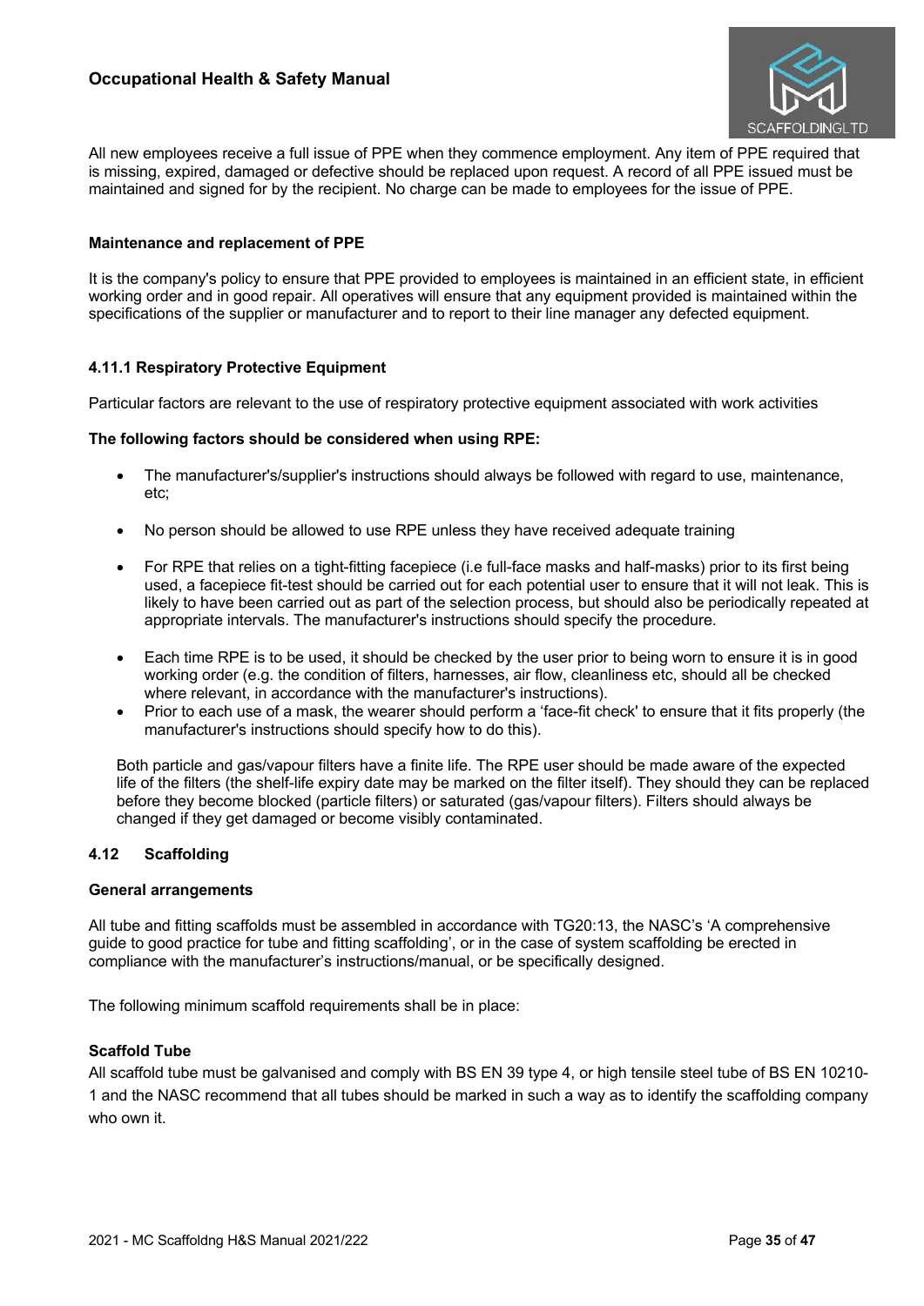All new employees receive a full issue of PPE when they commence employment. Any item of PPE required that is missing, expired, damaged or defective should be replaced upon request. A record of all PPE issued must be maintained and signed for by the recipient. No charge can be made to employees for the issue of PPE.

**Maintenance and replacement of PPE**

It is the company's policy to ensure that PPE provided to employees is maintained in an efficient state, in efficient working order and in good repair. All operatives will ensure that any equipment provided is maintained within the specifications of the supplier or manufacturer and to report to their line manager any defected equipment.

#### 4.11.1 Respiratory Protective Equipment

Particular factors are relevant to the use of respiratory protective equipment associated with work activities

**The following factors should be considered when using RPE:**

- The manufacturer's/supplier's instructions should always be followed with regard to use, maintenance, etc;
- No person should be allowed to use RPE unless they have received adequate training
- For RPE that relies on a tight-fitting facepiece (i.e full-face masks and half-masks) prior to its first being used, a facepiece fit-test should be carried out for each potential user to ensure that it will not leak. This is likely to have been carried out as part of the selection process, but should also be periodically repeated at appropriate intervals. The manufacturer's instructions should specify the procedure.
- Each time RPE is to be used, it should be checked by the user prior to being worn to ensure it is in good working order (e.g. the condition of filters, harnesses, air flow, cleanliness etc, should all be checked where relevant, in accordance with the manufacturer's instructions).
- Prior to each use of a mask, the wearer should perform a 'face-fit check' to ensure that it fits properly (the manufacturer's instructions should specify how to do this).

Both particle and gas/vapour filters have a finite life. The RPE user should be made aware of the expected life of the filters (the shelf-life expiry date may be marked on the filter itself). They should they can be replaced before they become blocked (particle filters) or saturated (gas/vapour filters). Filters should always be changed if they get damaged or become visibly contaminated.

### 4.12 Scaffolding

**General arrangements**

All tube and fitting scaffolds must be assembled in accordance with TG20:13, the NASC's 'A comprehensive guide to good practice for tube and fitting scaffolding', or in the case of system scaffolding be erected in compliance with the manufacturer's instructions/manual, or be specifically designed.

The following minimum scaffold requirements shall be in place:

**Scaffold Tube**

All scaffold tube must be galvanised and comply with BS EN 39 type 4, or high tensile steel tube of BS EN 10210-1 and the NASC recommend that all tubes should be marked in such a way as to identify the scaffolding company who own it.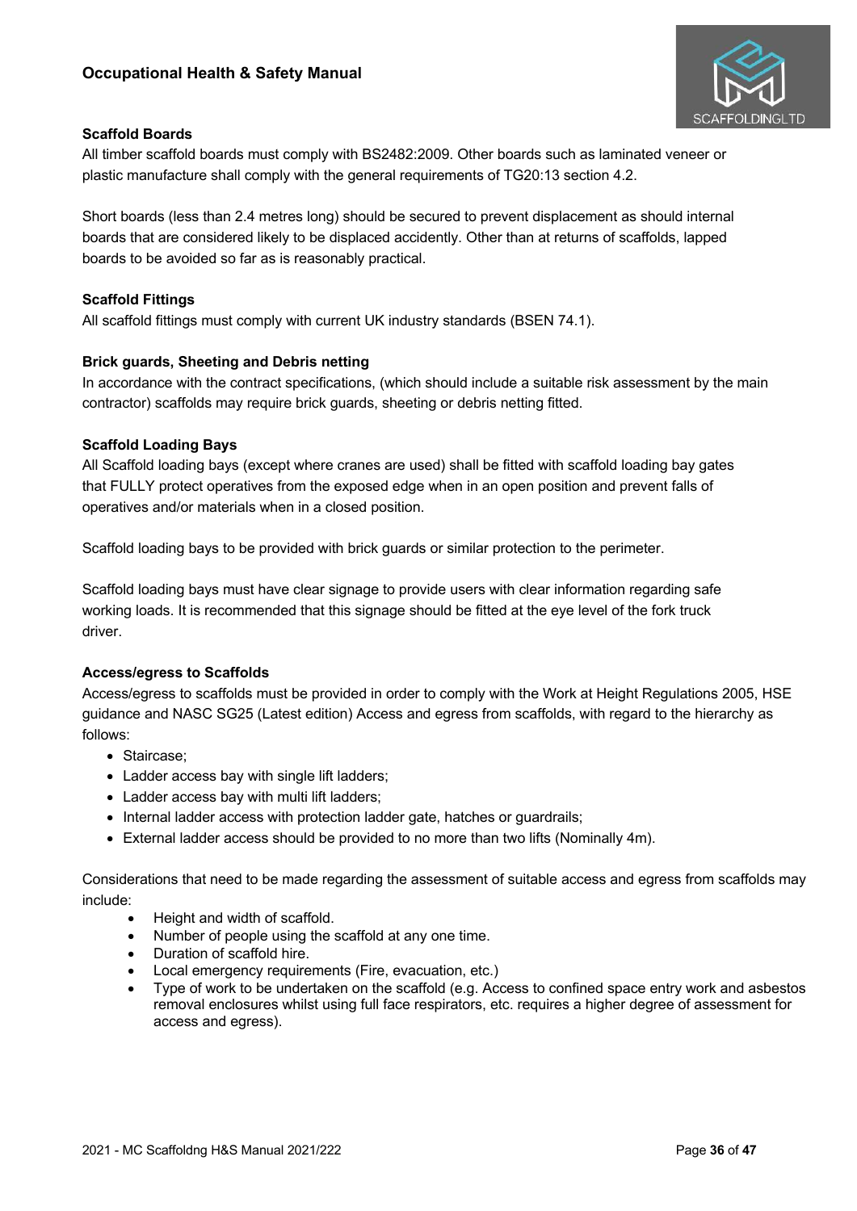### Scaffold Boards

All timber scaffold boards must comply with BS2482:2009. Other boards such as laminated veneer or plastic manufacture shall comply with the general requirements of TG20:13 section 4.2.

Short boards (less than 2.4 metres long) should be secured to prevent displacement as should internal boards that are considered likely to be displaced accidently. Other than at returns of scaffolds, lapped boards to be avoided so far as is reasonably practical.

### Scaffold Fittings

All scaffold fittings must comply with current UK industry standards (BSEN 74.1).

### Brick guards, Sheeting and Debris netting

In accordance with the contract specifications, (which should include a suitable risk assessment by the main contractor) scaffolds may require brick guards, sheeting or debris netting fitted.

### Scaffold Loading Bays

All Scaffold loading bays (except where cranes are used) shall be fitted with scaffold loading bay gates that FULLY protect operatives from the exposed edge when in an open position and prevent falls of operatives and/or materials when in a closed position.

Scaffold loading bays to be provided with brick guards or similar protection to the perimeter.

Scaffold loading bays must have clear signage to provide users with clear information regarding safe working loads. It is recommended that this signage should be fitted at the eye level of the fork truck driver.

### Access/egress to Scaffolds

Access/egress to scaffolds must be provided in order to comply with the Work at Height Regulations 2005, HSE guidance and NASC SG25 (Latest edition) Access and egress from scaffolds, with regard to the hierarchy as follows:

- Staircase;
- Ladder access bay with single lift ladders;
- Ladder access bay with multi lift ladders;
- Internal ladder access with protection ladder gate, hatches or guardrails;
- External ladder access should be provided to no more than two lifts (Nominally 4m).

Considerations that need to be made regarding the assessment of suitable access and egress from scaffolds may include:

- Height and width of scaffold.
- Number of people using the scaffold at any one time.
- Duration of scaffold hire.
- Local emergency requirements (Fire, evacuation, etc.)
- Type of work to be undertaken on the scaffold (e.g. Access to confined space entry work and asbestos removal enclosures whilst using full face respirators, etc. requires a higher degree of assessment for access and egress).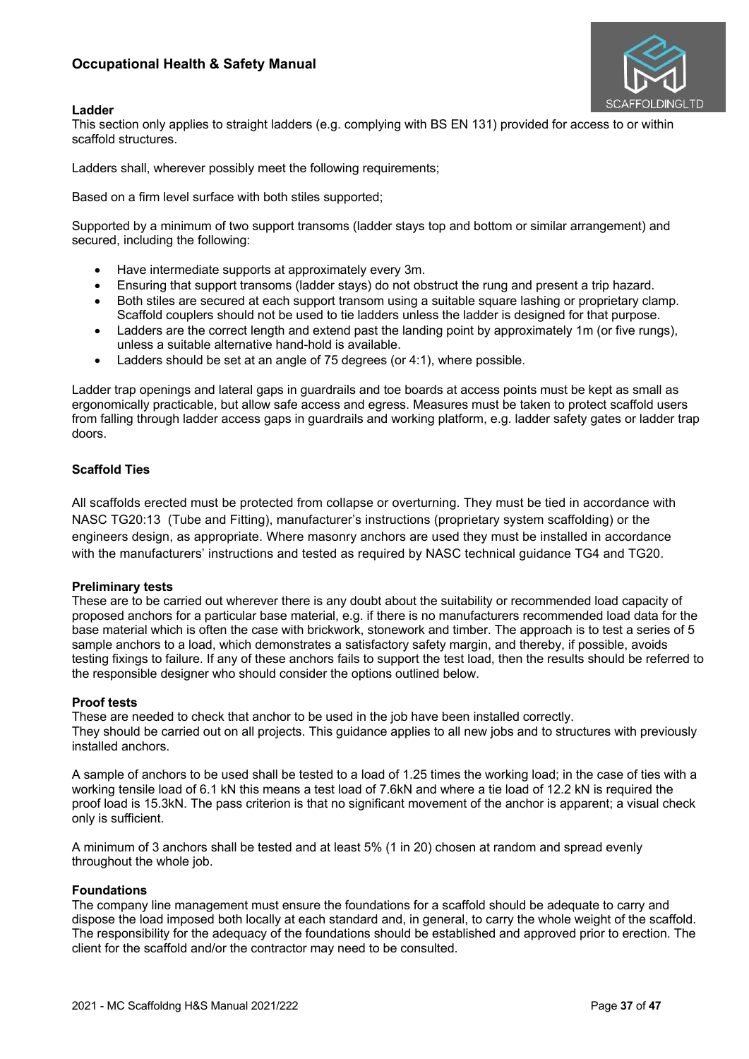### Ladder

This section only applies to straight ladders (e.g. complying with BS EN 131) provided for access to or within scaffold structures.

Ladders shall, wherever possibly meet the following requirements;

Based on a firm level surface with both stiles supported;

Supported by a minimum of two support transoms (ladder stays top and bottom or similar arrangement) and secured, including the following:

- Have intermediate supports at approximately every 3m.
- Ensuring that support transoms (ladder stays) do not obstruct the rung and present a trip hazard.
- Both stiles are secured at each support transom using a suitable square lashing or proprietary clamp. Scaffold couplers should not be used to tie ladders unless the ladder is designed for that purpose.
- Ladders are the correct length and extend past the landing point by approximately 1m (or five rungs), unless a suitable alternative hand-hold is available.
- Ladders should be set at an angle of 75 degrees (or 4:1), where possible.

Ladder trap openings and lateral gaps in guardrails and toe boards at access points must be kept as small as ergonomically practicable, but allow safe access and egress. Measures must be taken to protect scaffold users from falling through ladder access gaps in guardrails and working platform, e.g. ladder safety gates or ladder trap doors.

### Scaffold Ties

All scaffolds erected must be protected from collapse or overturning. They must be tied in accordance with NASC TG20:13 (Tube and Fitting), manufacturer's instructions (proprietary system scaffolding) or the engineers design, as appropriate. Where masonry anchors are used they must be installed in accordance with the manufacturers' instructions and tested as required by NASC technical guidance TG4 and TG20.

### Preliminary tests

These are to be carried out wherever there is any doubt about the suitability or recommended load capacity of proposed anchors for a particular base material, e.g. if there is no manufacturers recommended load data for the base material which is often the case with brickwork, stonework and timber. The approach is to test a series of 5 sample anchors to a load, which demonstrates a satisfactory safety margin, and thereby, if possible, avoids testing fixings to failure. If any of these anchors fails to support the test load, then the results should be referred to the responsible designer who should consider the options outlined below.

### Proof tests

These are needed to check that anchor to be used in the job have been installed correctly.
They should be carried out on all projects. This guidance applies to all new jobs and to structures with previously installed anchors.

A sample of anchors to be used shall be tested to a load of 1.25 times the working load; in the case of ties with a working tensile load of 6.1 kN this means a test load of 7.6kN and where a tie load of 12.2 kN is required the proof load is 15.3kN. The pass criterion is that no significant movement of the anchor is apparent; a visual check only is sufficient.

A minimum of 3 anchors shall be tested and at least 5% (1 in 20) chosen at random and spread evenly throughout the whole job.

### Foundations

The company line management must ensure the foundations for a scaffold should be adequate to carry and dispose the load imposed both locally at each standard and, in general, to carry the whole weight of the scaffold. The responsibility for the adequacy of the foundations should be established and approved prior to erection. The client for the scaffold and/or the contractor may need to be consulted.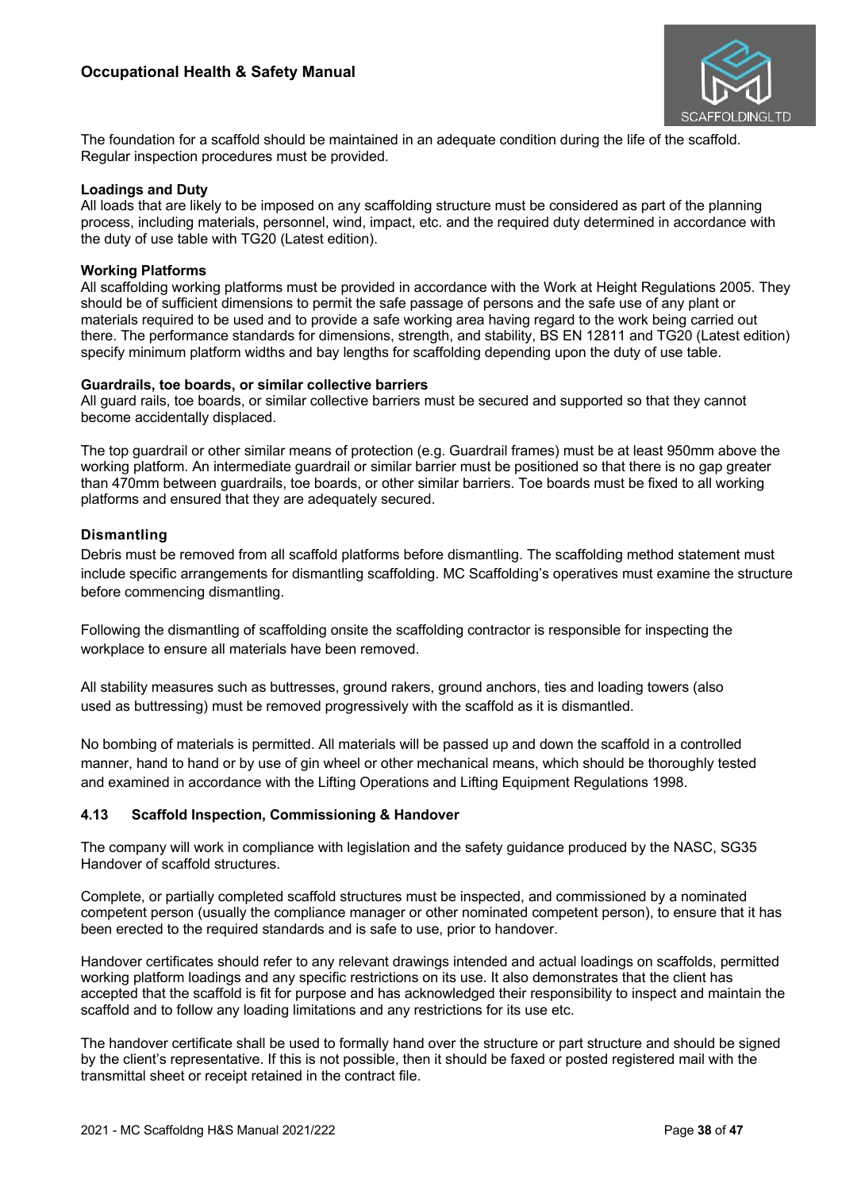The foundation for a scaffold should be maintained in an adequate condition during the life of the scaffold. Regular inspection procedures must be provided.

**Loadings and Duty**

All loads that are likely to be imposed on any scaffolding structure must be considered as part of the planning process, including materials, personnel, wind, impact, etc. and the required duty determined in accordance with the duty of use table with TG20 (Latest edition).

**Working Platforms**

All scaffolding working platforms must be provided in accordance with the Work at Height Regulations 2005. They should be of sufficient dimensions to permit the safe passage of persons and the safe use of any plant or materials required to be used and to provide a safe working area having regard to the work being carried out there. The performance standards for dimensions, strength, and stability, BS EN 12811 and TG20 (Latest edition) specify minimum platform widths and bay lengths for scaffolding depending upon the duty of use table.

**Guardrails, toe boards, or similar collective barriers**

All guard rails, toe boards, or similar collective barriers must be secured and supported so that they cannot become accidentally displaced.

The top guardrail or other similar means of protection (e.g. Guardrail frames) must be at least 950mm above the working platform. An intermediate guardrail or similar barrier must be positioned so that there is no gap greater than 470mm between guardrails, toe boards, or other similar barriers. Toe boards must be fixed to all working platforms and ensured that they are adequately secured.

**Dismantling**

Debris must be removed from all scaffold platforms before dismantling. The scaffolding method statement must include specific arrangements for dismantling scaffolding. MC Scaffolding's operatives must examine the structure before commencing dismantling.

Following the dismantling of scaffolding onsite the scaffolding contractor is responsible for inspecting the workplace to ensure all materials have been removed.

All stability measures such as buttresses, ground rakers, ground anchors, ties and loading towers (also used as buttressing) must be removed progressively with the scaffold as it is dismantled.

No bombing of materials is permitted. All materials will be passed up and down the scaffold in a controlled manner, hand to hand or by use of gin wheel or other mechanical means, which should be thoroughly tested and examined in accordance with the Lifting Operations and Lifting Equipment Regulations 1998.

### 4.13 Scaffold Inspection, Commissioning & Handover

The company will work in compliance with legislation and the safety guidance produced by the NASC, SG35 Handover of scaffold structures.

Complete, or partially completed scaffold structures must be inspected, and commissioned by a nominated competent person (usually the compliance manager or other nominated competent person), to ensure that it has been erected to the required standards and is safe to use, prior to handover.

Handover certificates should refer to any relevant drawings intended and actual loadings on scaffolds, permitted working platform loadings and any specific restrictions on its use. It also demonstrates that the client has accepted that the scaffold is fit for purpose and has acknowledged their responsibility to inspect and maintain the scaffold and to follow any loading limitations and any restrictions for its use etc.

The handover certificate shall be used to formally hand over the structure or part structure and should be signed by the client's representative. If this is not possible, then it should be faxed or posted registered mail with the transmittal sheet or receipt retained in the contract file.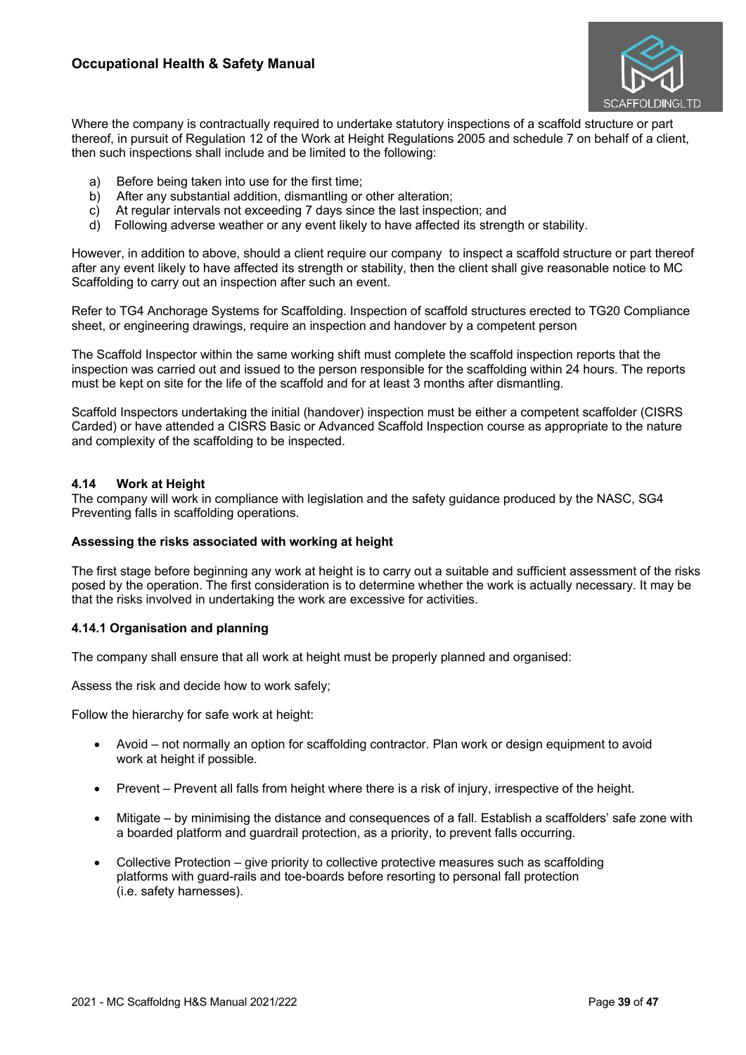Where the company is contractually required to undertake statutory inspections of a scaffold structure or part thereof, in pursuit of Regulation 12 of the Work at Height Regulations 2005 and schedule 7 on behalf of a client, then such inspections shall include and be limited to the following:

a) Before being taken into use for the first time;
b) After any substantial addition, dismantling or other alteration;
c) At regular intervals not exceeding 7 days since the last inspection; and
d) Following adverse weather or any event likely to have affected its strength or stability.

However, in addition to above, should a client require our company to inspect a scaffold structure or part thereof after any event likely to have affected its strength or stability, then the client shall give reasonable notice to MC Scaffolding to carry out an inspection after such an event.

Refer to TG4 Anchorage Systems for Scaffolding. Inspection of scaffold structures erected to TG20 Compliance sheet, or engineering drawings, require an inspection and handover by a competent person

The Scaffold Inspector within the same working shift must complete the scaffold inspection reports that the inspection was carried out and issued to the person responsible for the scaffolding within 24 hours. The reports must be kept on site for the life of the scaffold and for at least 3 months after dismantling.

Scaffold Inspectors undertaking the initial (handover) inspection must be either a competent scaffolder (CISRS Carded) or have attended a CISRS Basic or Advanced Scaffold Inspection course as appropriate to the nature and complexity of the scaffolding to be inspected.

### 4.14 Work at Height

The company will work in compliance with legislation and the safety guidance produced by the NASC, SG4 Preventing falls in scaffolding operations.

**Assessing the risks associated with working at height**

The first stage before beginning any work at height is to carry out a suitable and sufficient assessment of the risks posed by the operation. The first consideration is to determine whether the work is actually necessary. It may be that the risks involved in undertaking the work are excessive for activities.

#### 4.14.1 Organisation and planning

The company shall ensure that all work at height must be properly planned and organised:

Assess the risk and decide how to work safely;

Follow the hierarchy for safe work at height:

- Avoid – not normally an option for scaffolding contractor. Plan work or design equipment to avoid work at height if possible.
- Prevent – Prevent all falls from height where there is a risk of injury, irrespective of the height.
- Mitigate – by minimising the distance and consequences of a fall. Establish a scaffolders' safe zone with a boarded platform and guardrail protection, as a priority, to prevent falls occurring.
- Collective Protection – give priority to collective protective measures such as scaffolding platforms with guard-rails and toe-boards before resorting to personal fall protection (i.e. safety harnesses).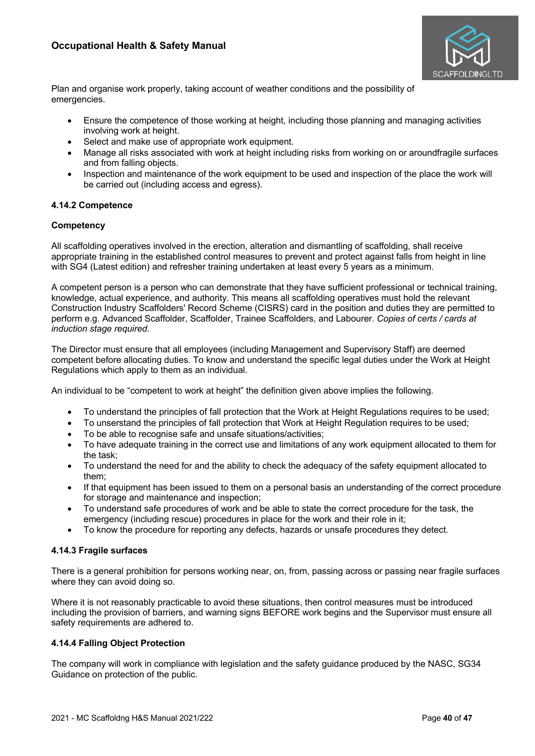Plan and organise work properly, taking account of weather conditions and the possibility of emergencies.

- Ensure the competence of those working at height, including those planning and managing activities involving work at height.
- Select and make use of appropriate work equipment.
- Manage all risks associated with work at height including risks from working on or aroundfragile surfaces and from falling objects.
- Inspection and maintenance of the work equipment to be used and inspection of the place the work will be carried out (including access and egress).

#### 4.14.2 Competence

**Competency**

All scaffolding operatives involved in the erection, alteration and dismantling of scaffolding, shall receive appropriate training in the established control measures to prevent and protect against falls from height in line with SG4 (Latest edition) and refresher training undertaken at least every 5 years as a minimum.

A competent person is a person who can demonstrate that they have sufficient professional or technical training, knowledge, actual experience, and authority. This means all scaffolding operatives must hold the relevant Construction Industry Scaffolders' Record Scheme (CISRS) card in the position and duties they are permitted to perform e.g. Advanced Scaffolder, Scaffolder, Trainee Scaffolders, and Labourer. *Copies of certs / cards at induction stage required.*

The Director must ensure that all employees (including Management and Supervisory Staff) are deemed competent before allocating duties. To know and understand the specific legal duties under the Work at Height Regulations which apply to them as an individual.

An individual to be "competent to work at height" the definition given above implies the following.

- To understand the principles of fall protection that the Work at Height Regulations requires to be used;
- To unserstand the principles of fall protection that Work at Height Regulation requires to be used;
- To be able to recognise safe and unsafe situations/activities;
- To have adequate training in the correct use and limitations of any work equipment allocated to them for the task;
- To understand the need for and the ability to check the adequacy of the safety equipment allocated to them;
- If that equipment has been issued to them on a personal basis an understanding of the correct procedure for storage and maintenance and inspection;
- To understand safe procedures of work and be able to state the correct procedure for the task, the emergency (including rescue) procedures in place for the work and their role in it;
- To know the procedure for reporting any defects, hazards or unsafe procedures they detect.

#### 4.14.3 Fragile surfaces

There is a general prohibition for persons working near, on, from, passing across or passing near fragile surfaces where they can avoid doing so.

Where it is not reasonably practicable to avoid these situations, then control measures must be introduced including the provision of barriers, and warning signs BEFORE work begins and the Supervisor must ensure all safety requirements are adhered to.

#### 4.14.4 Falling Object Protection

The company will work in compliance with legislation and the safety guidance produced by the NASC, SG34 Guidance on protection of the public.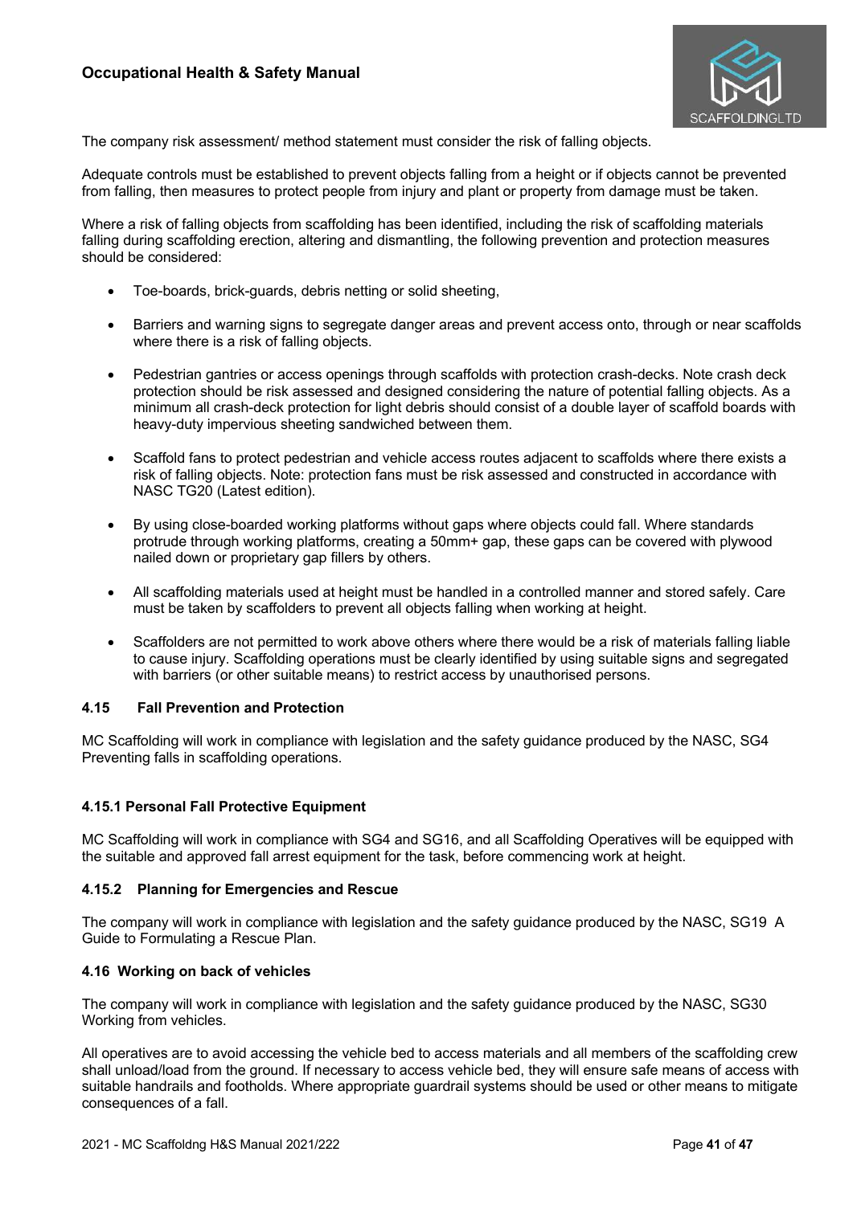The company risk assessment/ method statement must consider the risk of falling objects.

Adequate controls must be established to prevent objects falling from a height or if objects cannot be prevented from falling, then measures to protect people from injury and plant or property from damage must be taken.

Where a risk of falling objects from scaffolding has been identified, including the risk of scaffolding materials falling during scaffolding erection, altering and dismantling, the following prevention and protection measures should be considered:

- Toe-boards, brick-guards, debris netting or solid sheeting,
- Barriers and warning signs to segregate danger areas and prevent access onto, through or near scaffolds where there is a risk of falling objects.
- Pedestrian gantries or access openings through scaffolds with protection crash-decks. Note crash deck protection should be risk assessed and designed considering the nature of potential falling objects. As a minimum all crash-deck protection for light debris should consist of a double layer of scaffold boards with heavy-duty impervious sheeting sandwiched between them.
- Scaffold fans to protect pedestrian and vehicle access routes adjacent to scaffolds where there exists a risk of falling objects. Note: protection fans must be risk assessed and constructed in accordance with NASC TG20 (Latest edition).
- By using close-boarded working platforms without gaps where objects could fall. Where standards protrude through working platforms, creating a 50mm+ gap, these gaps can be covered with plywood nailed down or proprietary gap fillers by others.
- All scaffolding materials used at height must be handled in a controlled manner and stored safely. Care must be taken by scaffolders to prevent all objects falling when working at height.
- Scaffolders are not permitted to work above others where there would be a risk of materials falling liable to cause injury. Scaffolding operations must be clearly identified by using suitable signs and segregated with barriers (or other suitable means) to restrict access by unauthorised persons.

### 4.15 Fall Prevention and Protection

MC Scaffolding will work in compliance with legislation and the safety guidance produced by the NASC, SG4 Preventing falls in scaffolding operations.

#### 4.15.1 Personal Fall Protective Equipment

MC Scaffolding will work in compliance with SG4 and SG16, and all Scaffolding Operatives will be equipped with the suitable and approved fall arrest equipment for the task, before commencing work at height.

#### 4.15.2 Planning for Emergencies and Rescue

The company will work in compliance with legislation and the safety guidance produced by the NASC, SG19 A Guide to Formulating a Rescue Plan.

### 4.16 Working on back of vehicles

The company will work in compliance with legislation and the safety guidance produced by the NASC, SG30 Working from vehicles.

All operatives are to avoid accessing the vehicle bed to access materials and all members of the scaffolding crew shall unload/load from the ground. If necessary to access vehicle bed, they will ensure safe means of access with suitable handrails and footholds. Where appropriate guardrail systems should be used or other means to mitigate consequences of a fall.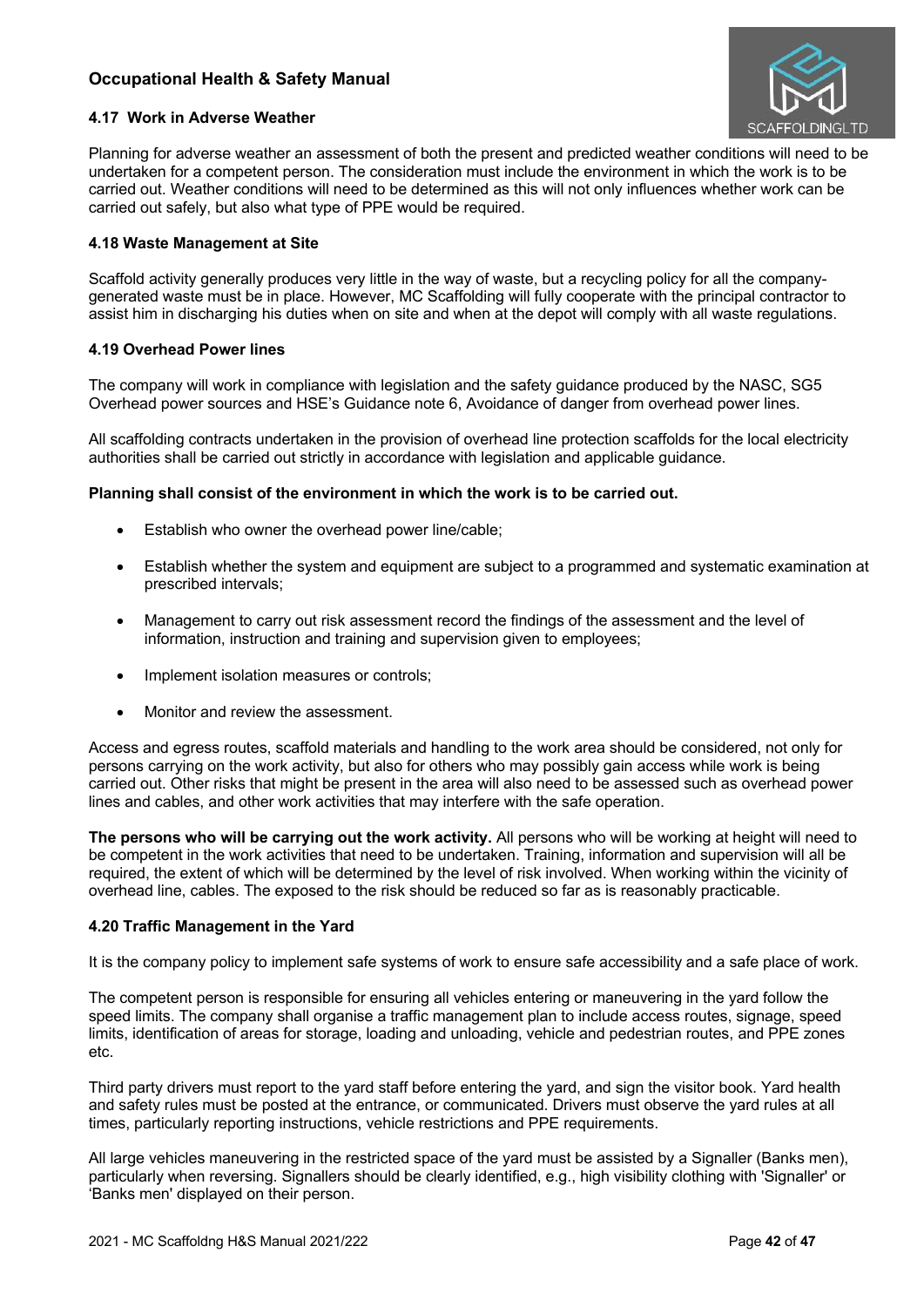## 4.17 Work in Adverse Weather

Planning for adverse weather an assessment of both the present and predicted weather conditions will need to be undertaken for a competent person. The consideration must include the environment in which the work is to be carried out. Weather conditions will need to be determined as this will not only influences whether work can be carried out safely, but also what type of PPE would be required.

## 4.18 Waste Management at Site

Scaffold activity generally produces very little in the way of waste, but a recycling policy for all the company-generated waste must be in place. However, MC Scaffolding will fully cooperate with the principal contractor to assist him in discharging his duties when on site and when at the depot will comply with all waste regulations.

## 4.19 Overhead Power lines

The company will work in compliance with legislation and the safety guidance produced by the NASC, SG5 Overhead power sources and HSE's Guidance note 6, Avoidance of danger from overhead power lines.

All scaffolding contracts undertaken in the provision of overhead line protection scaffolds for the local electricity authorities shall be carried out strictly in accordance with legislation and applicable guidance.

**Planning shall consist of the environment in which the work is to be carried out.**

- Establish who owner the overhead power line/cable;
- Establish whether the system and equipment are subject to a programmed and systematic examination at prescribed intervals;
- Management to carry out risk assessment record the findings of the assessment and the level of information, instruction and training and supervision given to employees;
- Implement isolation measures or controls;
- Monitor and review the assessment.

Access and egress routes, scaffold materials and handling to the work area should be considered, not only for persons carrying on the work activity, but also for others who may possibly gain access while work is being carried out. Other risks that might be present in the area will also need to be assessed such as overhead power lines and cables, and other work activities that may interfere with the safe operation.

**The persons who will be carrying out the work activity.** All persons who will be working at height will need to be competent in the work activities that need to be undertaken. Training, information and supervision will all be required, the extent of which will be determined by the level of risk involved. When working within the vicinity of overhead line, cables. The exposed to the risk should be reduced so far as is reasonably practicable.

## 4.20 Traffic Management in the Yard

It is the company policy to implement safe systems of work to ensure safe accessibility and a safe place of work.

The competent person is responsible for ensuring all vehicles entering or maneuvering in the yard follow the speed limits. The company shall organise a traffic management plan to include access routes, signage, speed limits, identification of areas for storage, loading and unloading, vehicle and pedestrian routes, and PPE zones etc.

Third party drivers must report to the yard staff before entering the yard, and sign the visitor book. Yard health and safety rules must be posted at the entrance, or communicated. Drivers must observe the yard rules at all times, particularly reporting instructions, vehicle restrictions and PPE requirements.

All large vehicles maneuvering in the restricted space of the yard must be assisted by a Signaller (Banks men), particularly when reversing. Signallers should be clearly identified, e.g., high visibility clothing with 'Signaller' or 'Banks men' displayed on their person.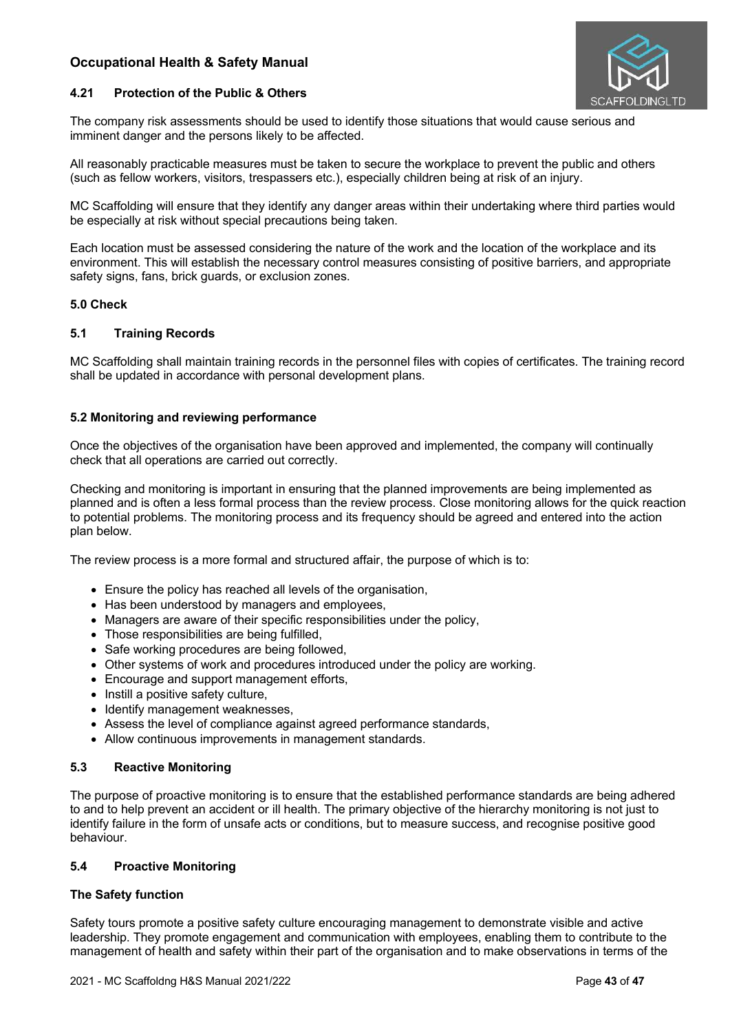### 4.21 Protection of the Public & Others

The company risk assessments should be used to identify those situations that would cause serious and imminent danger and the persons likely to be affected.

All reasonably practicable measures must be taken to secure the workplace to prevent the public and others (such as fellow workers, visitors, trespassers etc.), especially children being at risk of an injury.

MC Scaffolding will ensure that they identify any danger areas within their undertaking where third parties would be especially at risk without special precautions being taken.

Each location must be assessed considering the nature of the work and the location of the workplace and its environment. This will establish the necessary control measures consisting of positive barriers, and appropriate safety signs, fans, brick guards, or exclusion zones.

## 5.0 Check

### 5.1 Training Records

MC Scaffolding shall maintain training records in the personnel files with copies of certificates. The training record shall be updated in accordance with personal development plans.

### 5.2 Monitoring and reviewing performance

Once the objectives of the organisation have been approved and implemented, the company will continually check that all operations are carried out correctly.

Checking and monitoring is important in ensuring that the planned improvements are being implemented as planned and is often a less formal process than the review process. Close monitoring allows for the quick reaction to potential problems. The monitoring process and its frequency should be agreed and entered into the action plan below.

The review process is a more formal and structured affair, the purpose of which is to:

- Ensure the policy has reached all levels of the organisation,
- Has been understood by managers and employees,
- Managers are aware of their specific responsibilities under the policy,
- Those responsibilities are being fulfilled,
- Safe working procedures are being followed,
- Other systems of work and procedures introduced under the policy are working.
- Encourage and support management efforts,
- Instill a positive safety culture,
- Identify management weaknesses,
- Assess the level of compliance against agreed performance standards,
- Allow continuous improvements in management standards.

### 5.3 Reactive Monitoring

The purpose of proactive monitoring is to ensure that the established performance standards are being adhered to and to help prevent an accident or ill health. The primary objective of the hierarchy monitoring is not just to identify failure in the form of unsafe acts or conditions, but to measure success, and recognise positive good behaviour.

### 5.4 Proactive Monitoring

**The Safety function**

Safety tours promote a positive safety culture encouraging management to demonstrate visible and active leadership. They promote engagement and communication with employees, enabling them to contribute to the management of health and safety within their part of the organisation and to make observations in terms of the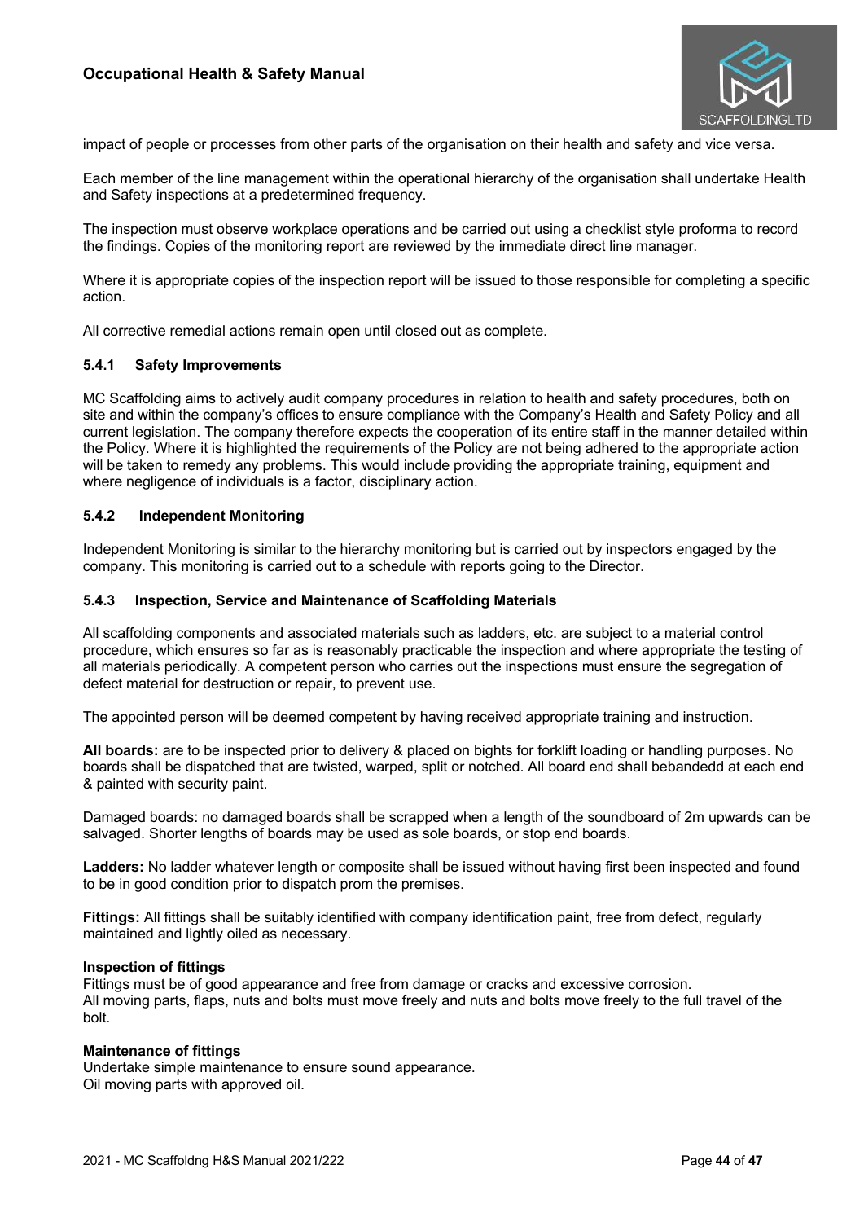impact of people or processes from other parts of the organisation on their health and safety and vice versa.

Each member of the line management within the operational hierarchy of the organisation shall undertake Health and Safety inspections at a predetermined frequency.

The inspection must observe workplace operations and be carried out using a checklist style proforma to record the findings. Copies of the monitoring report are reviewed by the immediate direct line manager.

Where it is appropriate copies of the inspection report will be issued to those responsible for completing a specific action.

All corrective remedial actions remain open until closed out as complete.

### 5.4.1 Safety Improvements

MC Scaffolding aims to actively audit company procedures in relation to health and safety procedures, both on site and within the company's offices to ensure compliance with the Company's Health and Safety Policy and all current legislation. The company therefore expects the cooperation of its entire staff in the manner detailed within the Policy. Where it is highlighted the requirements of the Policy are not being adhered to the appropriate action will be taken to remedy any problems. This would include providing the appropriate training, equipment and where negligence of individuals is a factor, disciplinary action.

### 5.4.2 Independent Monitoring

Independent Monitoring is similar to the hierarchy monitoring but is carried out by inspectors engaged by the company. This monitoring is carried out to a schedule with reports going to the Director.

### 5.4.3 Inspection, Service and Maintenance of Scaffolding Materials

All scaffolding components and associated materials such as ladders, etc. are subject to a material control procedure, which ensures so far as is reasonably practicable the inspection and where appropriate the testing of all materials periodically. A competent person who carries out the inspections must ensure the segregation of defect material for destruction or repair, to prevent use.

The appointed person will be deemed competent by having received appropriate training and instruction.

**All boards:** are to be inspected prior to delivery & placed on bights for forklift loading or handling purposes. No boards shall be dispatched that are twisted, warped, split or notched. All board end shall bebandedd at each end & painted with security paint.

Damaged boards: no damaged boards shall be scrapped when a length of the soundboard of 2m upwards can be salvaged. Shorter lengths of boards may be used as sole boards, or stop end boards.

**Ladders:** No ladder whatever length or composite shall be issued without having first been inspected and found to be in good condition prior to dispatch prom the premises.

**Fittings:** All fittings shall be suitably identified with company identification paint, free from defect, regularly maintained and lightly oiled as necessary.

**Inspection of fittings**
Fittings must be of good appearance and free from damage or cracks and excessive corrosion.
All moving parts, flaps, nuts and bolts must move freely and nuts and bolts move freely to the full travel of the bolt.

**Maintenance of fittings**
Undertake simple maintenance to ensure sound appearance.
Oil moving parts with approved oil.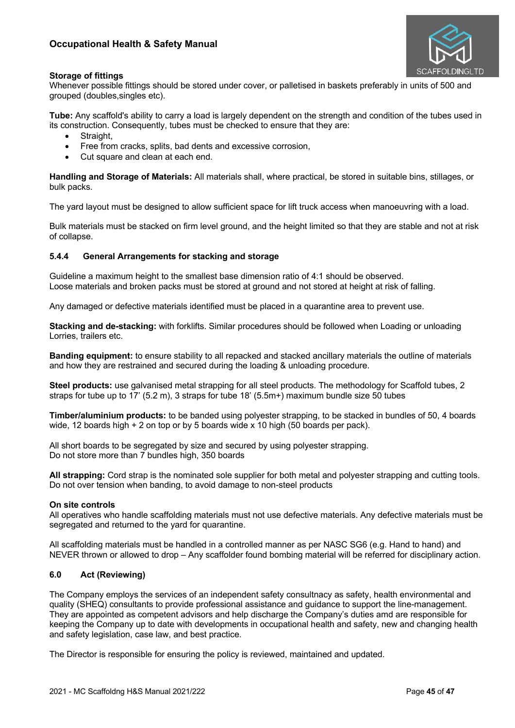**Storage of fittings**
Whenever possible fittings should be stored under cover, or palletised in baskets preferably in units of 500 and grouped (doubles,singles etc).

**Tube:** Any scaffold's ability to carry a load is largely dependent on the strength and condition of the tubes used in its construction. Consequently, tubes must be checked to ensure that they are:

- Straight,
- Free from cracks, splits, bad dents and excessive corrosion,
- Cut square and clean at each end.

**Handling and Storage of Materials:** All materials shall, where practical, be stored in suitable bins, stillages, or bulk packs.

The yard layout must be designed to allow sufficient space for lift truck access when manoeuvring with a load.

Bulk materials must be stacked on firm level ground, and the height limited so that they are stable and not at risk of collapse.

#### 5.4.4 General Arrangements for stacking and storage

Guideline a maximum height to the smallest base dimension ratio of 4:1 should be observed.
Loose materials and broken packs must be stored at ground and not stored at height at risk of falling.

Any damaged or defective materials identified must be placed in a quarantine area to prevent use.

**Stacking and de-stacking:** with forklifts. Similar procedures should be followed when Loading or unloading Lorries, trailers etc.

**Banding equipment:** to ensure stability to all repacked and stacked ancillary materials the outline of materials and how they are restrained and secured during the loading & unloading procedure.

**Steel products:** use galvanised metal strapping for all steel products. The methodology for Scaffold tubes, 2 straps for tube up to 17' (5.2 m), 3 straps for tube 18' (5.5m+) maximum bundle size 50 tubes

**Timber/aluminium products:** to be banded using polyester strapping, to be stacked in bundles of 50, 4 boards wide, 12 boards high + 2 on top or by 5 boards wide x 10 high (50 boards per pack).

All short boards to be segregated by size and secured by using polyester strapping.
Do not store more than 7 bundles high, 350 boards

**All strapping:** Cord strap is the nominated sole supplier for both metal and polyester strapping and cutting tools. Do not over tension when banding, to avoid damage to non-steel products

**On site controls**
All operatives who handle scaffolding materials must not use defective materials. Any defective materials must be segregated and returned to the yard for quarantine.

All scaffolding materials must be handled in a controlled manner as per NASC SG6 (e.g. Hand to hand) and NEVER thrown or allowed to drop – Any scaffolder found bombing material will be referred for disciplinary action.

## 6.0 Act (Reviewing)

The Company employs the services of an independent safety consultnacy as safety, health environmental and quality (SHEQ) consultants to provide professional assistance and guidance to support the line-management. They are appointed as competent advisors and help discharge the Company's duties amd are responsible for keeping the Company up to date with developments in occupational health and safety, new and changing health and safety legislation, case law, and best practice.

The Director is responsible for ensuring the policy is reviewed, maintained and updated.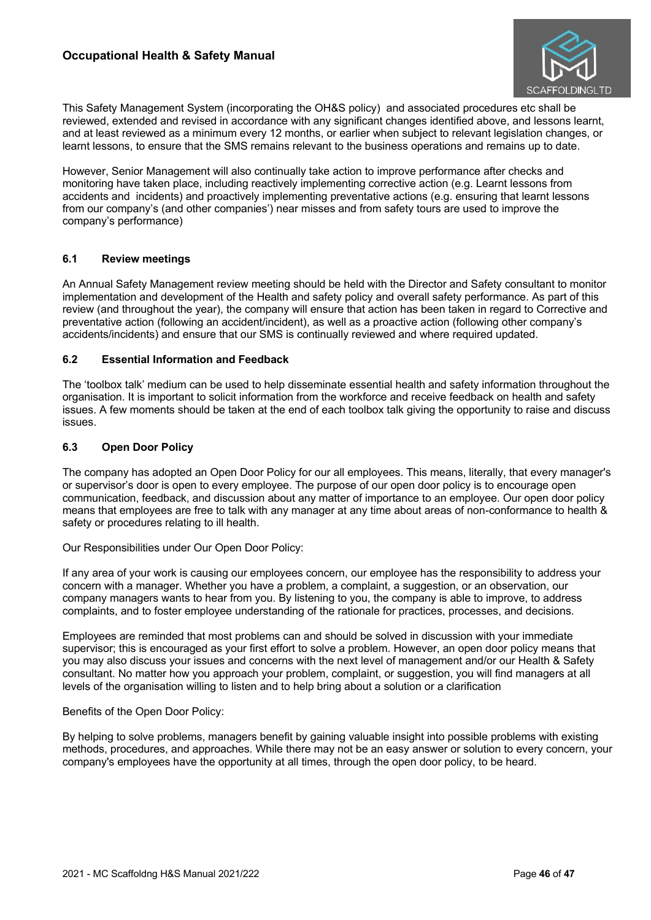This Safety Management System (incorporating the OH&S policy) and associated procedures etc shall be reviewed, extended and revised in accordance with any significant changes identified above, and lessons learnt, and at least reviewed as a minimum every 12 months, or earlier when subject to relevant legislation changes, or learnt lessons, to ensure that the SMS remains relevant to the business operations and remains up to date.

However, Senior Management will also continually take action to improve performance after checks and monitoring have taken place, including reactively implementing corrective action (e.g. Learnt lessons from accidents and incidents) and proactively implementing preventative actions (e.g. ensuring that learnt lessons from our company's (and other companies') near misses and from safety tours are used to improve the company's performance)

### 6.1 Review meetings

An Annual Safety Management review meeting should be held with the Director and Safety consultant to monitor implementation and development of the Health and safety policy and overall safety performance. As part of this review (and throughout the year), the company will ensure that action has been taken in regard to Corrective and preventative action (following an accident/incident), as well as a proactive action (following other company's accidents/incidents) and ensure that our SMS is continually reviewed and where required updated.

### 6.2 Essential Information and Feedback

The 'toolbox talk' medium can be used to help disseminate essential health and safety information throughout the organisation. It is important to solicit information from the workforce and receive feedback on health and safety issues. A few moments should be taken at the end of each toolbox talk giving the opportunity to raise and discuss issues.

### 6.3 Open Door Policy

The company has adopted an Open Door Policy for our all employees. This means, literally, that every manager's or supervisor's door is open to every employee. The purpose of our open door policy is to encourage open communication, feedback, and discussion about any matter of importance to an employee. Our open door policy means that employees are free to talk with any manager at any time about areas of non-conformance to health & safety or procedures relating to ill health.

Our Responsibilities under Our Open Door Policy:

If any area of your work is causing our employees concern, our employee has the responsibility to address your concern with a manager. Whether you have a problem, a complaint, a suggestion, or an observation, our company managers wants to hear from you. By listening to you, the company is able to improve, to address complaints, and to foster employee understanding of the rationale for practices, processes, and decisions.

Employees are reminded that most problems can and should be solved in discussion with your immediate supervisor; this is encouraged as your first effort to solve a problem. However, an open door policy means that you may also discuss your issues and concerns with the next level of management and/or our Health & Safety consultant. No matter how you approach your problem, complaint, or suggestion, you will find managers at all levels of the organisation willing to listen and to help bring about a solution or a clarification

Benefits of the Open Door Policy:

By helping to solve problems, managers benefit by gaining valuable insight into possible problems with existing methods, procedures, and approaches. While there may not be an easy answer or solution to every concern, your company's employees have the opportunity at all times, through the open door policy, to be heard.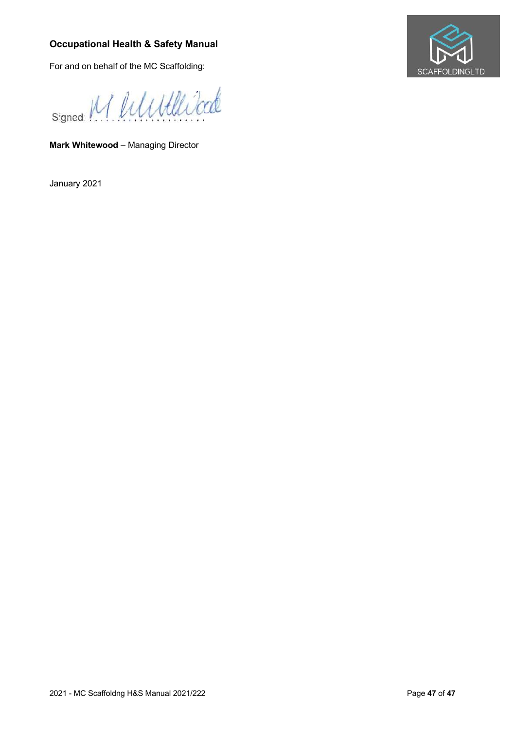**Occupational Health & Safety Manual**

For and on behalf of the MC Scaffolding:

Signed: ....................

**Mark Whitewood** – Managing Director

January 2021